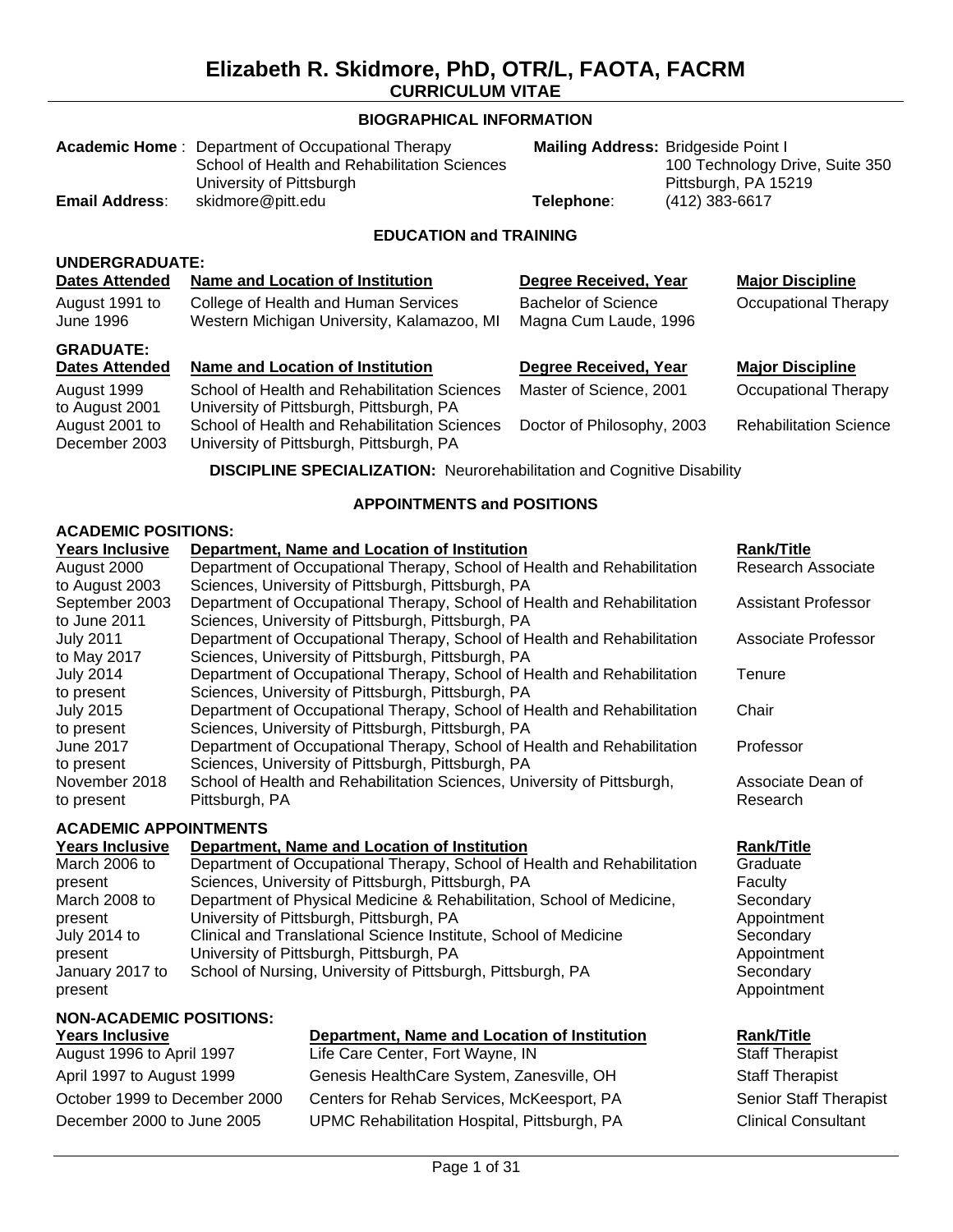# Elizabeth R. Skidmore, PhD, OTR/L, FAOTA, FACRM

## CURRICULUM VITAE

### BIOGRAPHICAL INFORMATION

**Academic Home**: Department of Occupational Therapy
School of Health and Rehabilitation Sciences
University of Pittsburgh

**Mailing Address:** Bridgeside Point I
100 Technology Drive, Suite 350
Pittsburgh, PA 15219

**Email Address**: skidmore@pitt.edu

**Telephone**: (412) 383-6617

### EDUCATION and TRAINING

**UNDERGRADUATE:**

| Dates Attended | Name and Location of Institution | Degree Received, Year | Major Discipline |
|---|---|---|---|
| August 1991 to June 1996 | College of Health and Human Services<br>Western Michigan University, Kalamazoo, MI | Bachelor of Science<br>Magna Cum Laude, 1996 | Occupational Therapy |

**GRADUATE:**

| Dates Attended | Name and Location of Institution | Degree Received, Year | Major Discipline |
|---|---|---|---|
| August 1999 to August 2001 | School of Health and Rehabilitation Sciences<br>University of Pittsburgh, Pittsburgh, PA | Master of Science, 2001 | Occupational Therapy |
| August 2001 to December 2003 | School of Health and Rehabilitation Sciences<br>University of Pittsburgh, Pittsburgh, PA | Doctor of Philosophy, 2003 | Rehabilitation Science |

**DISCIPLINE SPECIALIZATION:** Neurorehabilitation and Cognitive Disability

### APPOINTMENTS and POSITIONS

**ACADEMIC POSITIONS:**

| Years Inclusive | Department, Name and Location of Institution | Rank/Title |
|---|---|---|
| August 2000 to August 2003 | Department of Occupational Therapy, School of Health and Rehabilitation Sciences, University of Pittsburgh, Pittsburgh, PA | Research Associate |
| September 2003 to June 2011 | Department of Occupational Therapy, School of Health and Rehabilitation Sciences, University of Pittsburgh, Pittsburgh, PA | Assistant Professor |
| July 2011 to May 2017 | Department of Occupational Therapy, School of Health and Rehabilitation Sciences, University of Pittsburgh, Pittsburgh, PA | Associate Professor |
| July 2014 to present | Department of Occupational Therapy, School of Health and Rehabilitation Sciences, University of Pittsburgh, Pittsburgh, PA | Tenure |
| July 2015 to present | Department of Occupational Therapy, School of Health and Rehabilitation Sciences, University of Pittsburgh, Pittsburgh, PA | Chair |
| June 2017 to present | Department of Occupational Therapy, School of Health and Rehabilitation Sciences, University of Pittsburgh, Pittsburgh, PA | Professor |
| November 2018 to present | School of Health and Rehabilitation Sciences, University of Pittsburgh, Pittsburgh, PA | Associate Dean of Research |

**ACADEMIC APPOINTMENTS**

| Years Inclusive | Department, Name and Location of Institution | Rank/Title |
|---|---|---|
| March 2006 to present | Department of Occupational Therapy, School of Health and Rehabilitation Sciences, University of Pittsburgh, Pittsburgh, PA | Graduate Faculty |
| March 2008 to present | Department of Physical Medicine & Rehabilitation, School of Medicine, University of Pittsburgh, Pittsburgh, PA | Secondary Appointment |
| July 2014 to present | Clinical and Translational Science Institute, School of Medicine University of Pittsburgh, Pittsburgh, PA | Secondary Appointment |
| January 2017 to present | School of Nursing, University of Pittsburgh, Pittsburgh, PA | Secondary Appointment |

**NON-ACADEMIC POSITIONS:**

| Years Inclusive | Department, Name and Location of Institution | Rank/Title |
|---|---|---|
| August 1996 to April 1997 | Life Care Center, Fort Wayne, IN | Staff Therapist |
| April 1997 to August 1999 | Genesis HealthCare System, Zanesville, OH | Staff Therapist |
| October 1999 to December 2000 | Centers for Rehab Services, McKeesport, PA | Senior Staff Therapist |
| December 2000 to June 2005 | UPMC Rehabilitation Hospital, Pittsburgh, PA | Clinical Consultant |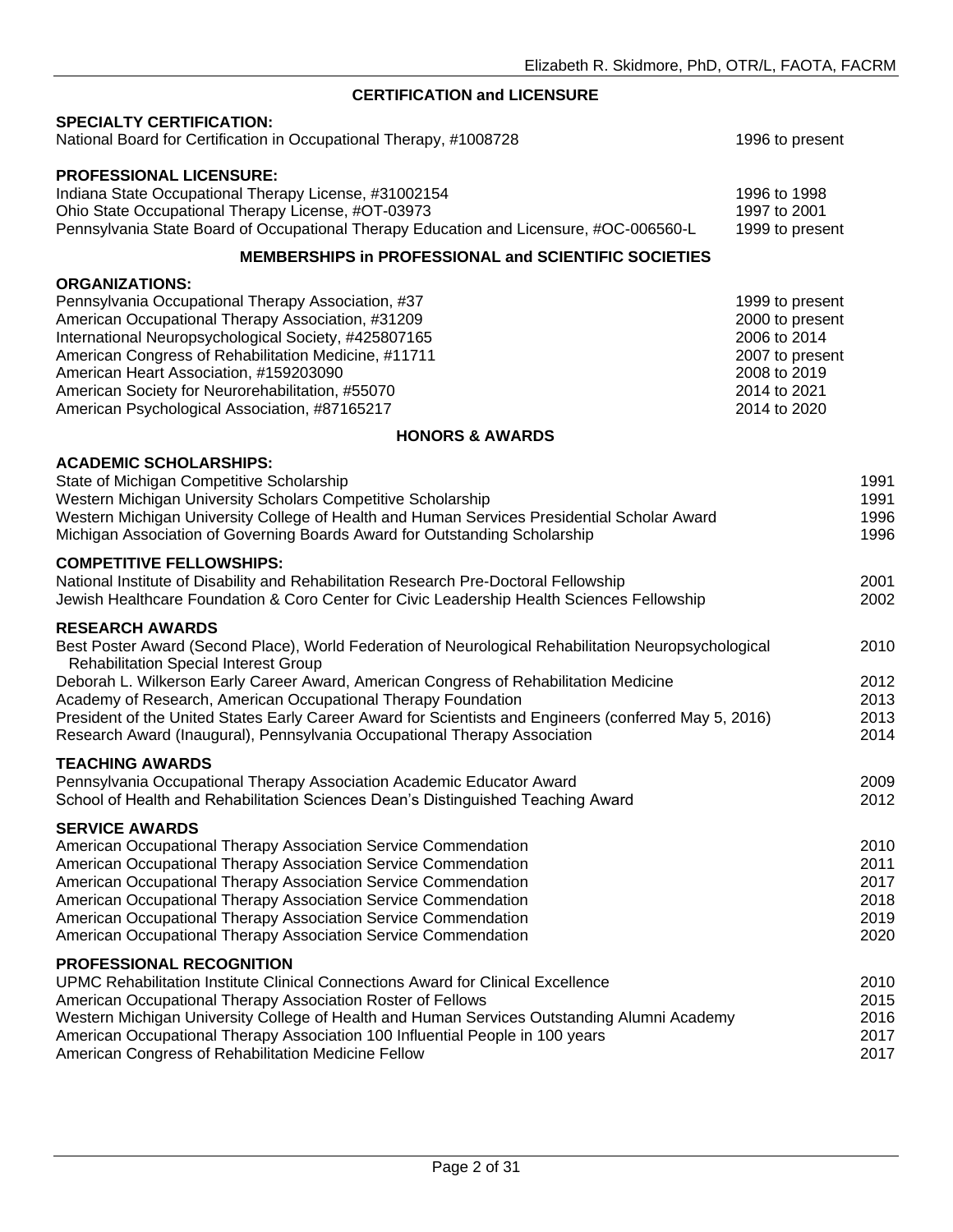## CERTIFICATION and LICENSURE

**SPECIALTY CERTIFICATION:**

National Board for Certification in Occupational Therapy, #1008728 — 1996 to present

**PROFESSIONAL LICENSURE:**

Indiana State Occupational Therapy License, #31002154 — 1996 to 1998
Ohio State Occupational Therapy License, #OT-03973 — 1997 to 2001
Pennsylvania State Board of Occupational Therapy Education and Licensure, #OC-006560-L — 1999 to present

## MEMBERSHIPS in PROFESSIONAL and SCIENTIFIC SOCIETIES

**ORGANIZATIONS:**

Pennsylvania Occupational Therapy Association, #37 — 1999 to present
American Occupational Therapy Association, #31209 — 2000 to present
International Neuropsychological Society, #425807165 — 2006 to 2014
American Congress of Rehabilitation Medicine, #11711 — 2007 to present
American Heart Association, #159203090 — 2008 to 2019
American Society for Neurorehabilitation, #55070 — 2014 to 2021
American Psychological Association, #87165217 — 2014 to 2020

## HONORS & AWARDS

**ACADEMIC SCHOLARSHIPS:**

State of Michigan Competitive Scholarship — 1991
Western Michigan University Scholars Competitive Scholarship — 1991
Western Michigan University College of Health and Human Services Presidential Scholar Award — 1996
Michigan Association of Governing Boards Award for Outstanding Scholarship — 1996

**COMPETITIVE FELLOWSHIPS:**

National Institute of Disability and Rehabilitation Research Pre-Doctoral Fellowship — 2001
Jewish Healthcare Foundation & Coro Center for Civic Leadership Health Sciences Fellowship — 2002

**RESEARCH AWARDS**

Best Poster Award (Second Place), World Federation of Neurological Rehabilitation Neuropsychological Rehabilitation Special Interest Group — 2010
Deborah L. Wilkerson Early Career Award, American Congress of Rehabilitation Medicine — 2012
Academy of Research, American Occupational Therapy Foundation — 2013
President of the United States Early Career Award for Scientists and Engineers (conferred May 5, 2016) — 2013
Research Award (Inaugural), Pennsylvania Occupational Therapy Association — 2014

**TEACHING AWARDS**

Pennsylvania Occupational Therapy Association Academic Educator Award — 2009
School of Health and Rehabilitation Sciences Dean's Distinguished Teaching Award — 2012

**SERVICE AWARDS**

American Occupational Therapy Association Service Commendation — 2010
American Occupational Therapy Association Service Commendation — 2011
American Occupational Therapy Association Service Commendation — 2017
American Occupational Therapy Association Service Commendation — 2018
American Occupational Therapy Association Service Commendation — 2019
American Occupational Therapy Association Service Commendation — 2020

**PROFESSIONAL RECOGNITION**

UPMC Rehabilitation Institute Clinical Connections Award for Clinical Excellence — 2010
American Occupational Therapy Association Roster of Fellows — 2015
Western Michigan University College of Health and Human Services Outstanding Alumni Academy — 2016
American Occupational Therapy Association 100 Influential People in 100 years — 2017
American Congress of Rehabilitation Medicine Fellow — 2017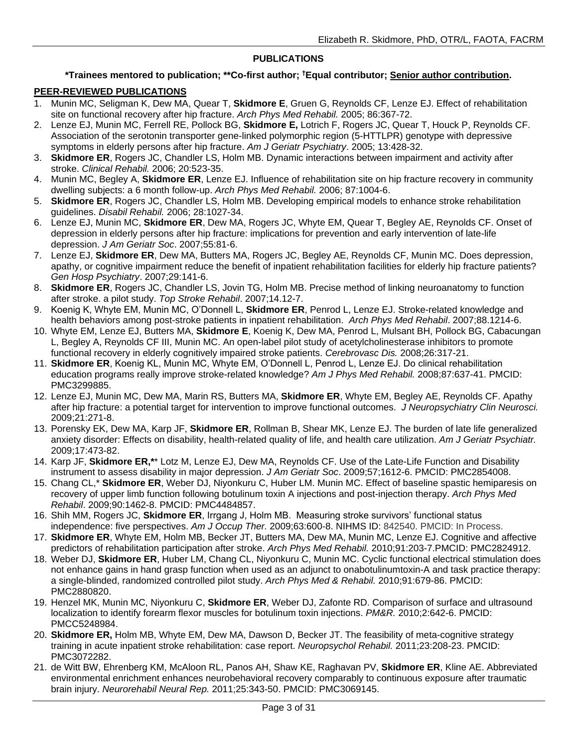**PUBLICATIONS**

**\*Trainees mentored to publication; \*\*Co-first author; †Equal contributor; <u>Senior author contribution</u>.**

**<u>PEER-REVIEWED PUBLICATIONS</u>**

1. Munin MC, Seligman K, Dew MA, Quear T, **Skidmore E**, Gruen G, Reynolds CF, Lenze EJ. Effect of rehabilitation site on functional recovery after hip fracture. *Arch Phys Med Rehabil.* 2005; 86:367-72.
2. Lenze EJ, Munin MC, Ferrell RE, Pollock BG, **Skidmore E,** Lotrich F, Rogers JC, Quear T, Houck P, Reynolds CF. Association of the serotonin transporter gene-linked polymorphic region (5-HTTLPR) genotype with depressive symptoms in elderly persons after hip fracture. *Am J Geriatr Psychiatry*. 2005; 13:428-32.
3. **Skidmore ER**, Rogers JC, Chandler LS, Holm MB. Dynamic interactions between impairment and activity after stroke. *Clinical Rehabil.* 2006; 20:523-35.
4. Munin MC, Begley A, **Skidmore ER**, Lenze EJ. Influence of rehabilitation site on hip fracture recovery in community dwelling subjects: a 6 month follow-up. *Arch Phys Med Rehabil.* 2006; 87:1004-6.
5. **Skidmore ER**, Rogers JC, Chandler LS, Holm MB. Developing empirical models to enhance stroke rehabilitation guidelines. *Disabil Rehabil.* 2006; 28:1027-34.
6. Lenze EJ, Munin MC, **Skidmore ER**, Dew MA, Rogers JC, Whyte EM, Quear T, Begley AE, Reynolds CF. Onset of depression in elderly persons after hip fracture: implications for prevention and early intervention of late-life depression. *J Am Geriatr Soc*. 2007;55:81-6.
7. Lenze EJ, **Skidmore ER**, Dew MA, Butters MA, Rogers JC, Begley AE, Reynolds CF, Munin MC. Does depression, apathy, or cognitive impairment reduce the benefit of inpatient rehabilitation facilities for elderly hip fracture patients? *Gen Hosp Psychiatry*. 2007;29:141-6.
8. **Skidmore ER**, Rogers JC, Chandler LS, Jovin TG, Holm MB. Precise method of linking neuroanatomy to function after stroke. a pilot study. *Top Stroke Rehabil*. 2007;14.12-7.
9. Koenig K, Whyte EM, Munin MC, O'Donnell L, **Skidmore ER**, Penrod L, Lenze EJ. Stroke-related knowledge and health behaviors among post-stroke patients in inpatient rehabilitation. *Arch Phys Med Rehabil*. 2007;88.1214-6.
10. Whyte EM, Lenze EJ, Butters MA, **Skidmore E**, Koenig K, Dew MA, Penrod L, Mulsant BH, Pollock BG, Cabacungan L, Begley A, Reynolds CF III, Munin MC. An open-label pilot study of acetylcholinesterase inhibitors to promote functional recovery in elderly cognitively impaired stroke patients. *Cerebrovasc Dis.* 2008;26:317-21.
11. **Skidmore ER**, Koenig KL, Munin MC, Whyte EM, O'Donnell L, Penrod L, Lenze EJ. Do clinical rehabilitation education programs really improve stroke-related knowledge? *Am J Phys Med Rehabil.* 2008;87:637-41. PMCID: PMC3299885.
12. Lenze EJ, Munin MC, Dew MA, Marin RS, Butters MA, **Skidmore ER**, Whyte EM, Begley AE, Reynolds CF. Apathy after hip fracture: a potential target for intervention to improve functional outcomes. *J Neuropsychiatry Clin Neurosci.* 2009;21:271-8.
13. Porensky EK, Dew MA, Karp JF, **Skidmore ER**, Rollman B, Shear MK, Lenze EJ. The burden of late life generalized anxiety disorder: Effects on disability, health-related quality of life, and health care utilization. *Am J Geriatr Psychiatr.* 2009;17:473-82.
14. Karp JF, **Skidmore ER,\*\*** Lotz M, Lenze EJ, Dew MA, Reynolds CF. Use of the Late-Life Function and Disability instrument to assess disability in major depression. *J Am Geriatr Soc*. 2009;57;1612-6. PMCID: PMC2854008.
15. Chang CL,\* **Skidmore ER**, Weber DJ, Niyonkuru C, Huber LM. Munin MC. Effect of baseline spastic hemiparesis on recovery of upper limb function following botulinum toxin A injections and post-injection therapy. *Arch Phys Med Rehabil*. 2009;90:1462-8. PMCID: PMC4484857.
16. Shih MM, Rogers JC, **Skidmore ER**, Irrgang J, Holm MB. Measuring stroke survivors' functional status independence: five perspectives. *Am J Occup Ther.* 2009;63:600-8. NIHMS ID: 842540. PMCID: In Process.
17. **Skidmore ER**, Whyte EM, Holm MB, Becker JT, Butters MA, Dew MA, Munin MC, Lenze EJ. Cognitive and affective predictors of rehabilitation participation after stroke. *Arch Phys Med Rehabil.* 2010;91:203-7.PMCID: PMC2824912.
18. Weber DJ, **Skidmore ER**, Huber LM, Chang CL, Niyonkuru C, Munin MC. Cyclic functional electrical stimulation does not enhance gains in hand grasp function when used as an adjunct to onabotulinumtoxin-A and task practice therapy: a single-blinded, randomized controlled pilot study. *Arch Phys Med & Rehabil.* 2010;91:679-86. PMCID: PMC2880820.
19. Henzel MK, Munin MC, Niyonkuru C, **Skidmore ER**, Weber DJ, Zafonte RD. Comparison of surface and ultrasound localization to identify forearm flexor muscles for botulinum toxin injections. *PM&R.* 2010;2:642-6. PMCID: PMCC5248984.
20. **Skidmore ER,** Holm MB, Whyte EM, Dew MA, Dawson D, Becker JT. The feasibility of meta-cognitive strategy training in acute inpatient stroke rehabilitation: case report. *Neuropsychol Rehabil.* 2011;23:208-23. PMCID: PMC3072282.
21. de Witt BW, Ehrenberg KM, McAloon RL, Panos AH, Shaw KE, Raghavan PV, **Skidmore ER**, Kline AE. Abbreviated environmental enrichment enhances neurobehavioral recovery comparably to continuous exposure after traumatic brain injury. *Neurorehabil Neural Rep.* 2011;25:343-50. PMCID: PMC3069145.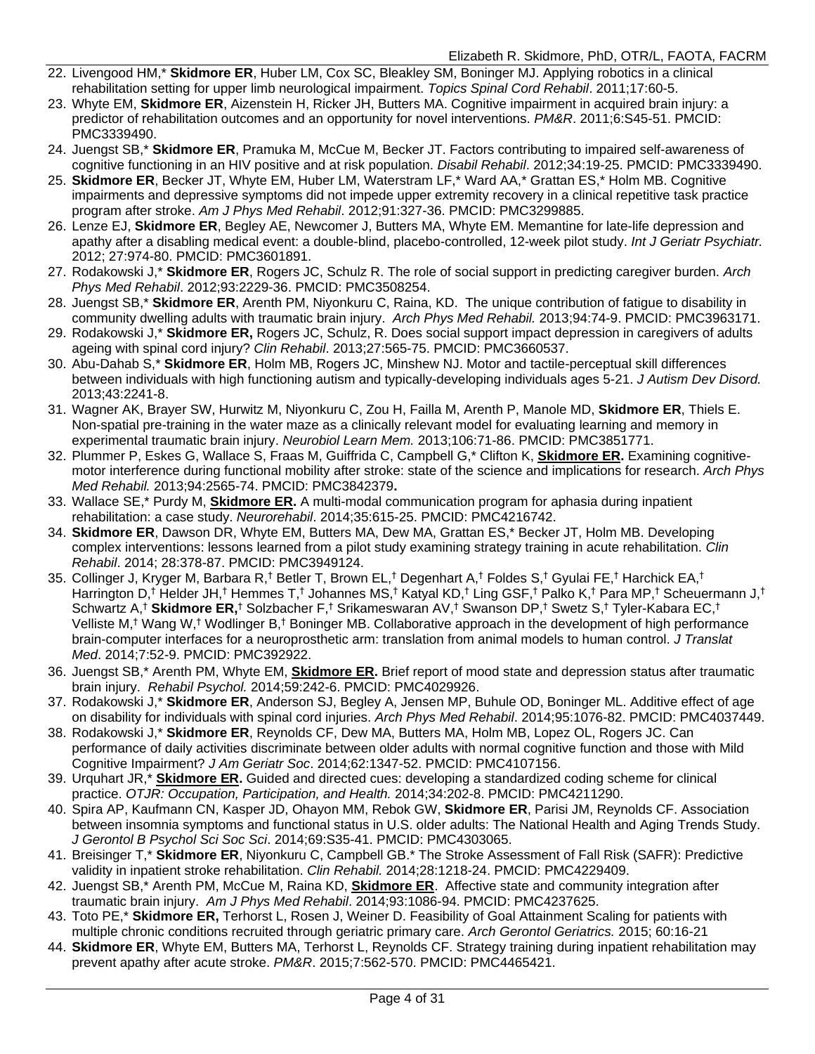22. Livengood HM,* **Skidmore ER**, Huber LM, Cox SC, Bleakley SM, Boninger MJ. Applying robotics in a clinical rehabilitation setting for upper limb neurological impairment. *Topics Spinal Cord Rehabil*. 2011;17:60-5.
23. Whyte EM, **Skidmore ER**, Aizenstein H, Ricker JH, Butters MA. Cognitive impairment in acquired brain injury: a predictor of rehabilitation outcomes and an opportunity for novel interventions. *PM&R*. 2011;6:S45-51. PMCID: PMC3339490.
24. Juengst SB,* **Skidmore ER**, Pramuka M, McCue M, Becker JT. Factors contributing to impaired self-awareness of cognitive functioning in an HIV positive and at risk population. *Disabil Rehabil*. 2012;34:19-25. PMCID: PMC3339490.
25. **Skidmore ER**, Becker JT, Whyte EM, Huber LM, Waterstram LF,* Ward AA,* Grattan ES,* Holm MB. Cognitive impairments and depressive symptoms did not impede upper extremity recovery in a clinical repetitive task practice program after stroke. *Am J Phys Med Rehabil*. 2012;91:327-36. PMCID: PMC3299885.
26. Lenze EJ, **Skidmore ER**, Begley AE, Newcomer J, Butters MA, Whyte EM. Memantine for late-life depression and apathy after a disabling medical event: a double-blind, placebo-controlled, 12-week pilot study. *Int J Geriatr Psychiatr.* 2012; 27:974-80. PMCID: PMC3601891.
27. Rodakowski J,* **Skidmore ER**, Rogers JC, Schulz R. The role of social support in predicting caregiver burden. *Arch Phys Med Rehabil*. 2012;93:2229-36. PMCID: PMC3508254.
28. Juengst SB,* **Skidmore ER**, Arenth PM, Niyonkuru C, Raina, KD. The unique contribution of fatigue to disability in community dwelling adults with traumatic brain injury. *Arch Phys Med Rehabil.* 2013;94:74-9. PMCID: PMC3963171.
29. Rodakowski J,* **Skidmore ER,** Rogers JC, Schulz, R. Does social support impact depression in caregivers of adults ageing with spinal cord injury? *Clin Rehabil*. 2013;27:565-75. PMCID: PMC3660537.
30. Abu-Dahab S,* **Skidmore ER**, Holm MB, Rogers JC, Minshew NJ. Motor and tactile-perceptual skill differences between individuals with high functioning autism and typically-developing individuals ages 5-21. *J Autism Dev Disord.* 2013;43:2241-8.
31. Wagner AK, Brayer SW, Hurwitz M, Niyonkuru C, Zou H, Failla M, Arenth P, Manole MD, **Skidmore ER**, Thiels E. Non-spatial pre-training in the water maze as a clinically relevant model for evaluating learning and memory in experimental traumatic brain injury. *Neurobiol Learn Mem.* 2013;106:71-86. PMCID: PMC3851771.
32. Plummer P, Eskes G, Wallace S, Fraas M, Guiffrida C, Campbell G,* Clifton K, **Skidmore ER.** Examining cognitive-motor interference during functional mobility after stroke: state of the science and implications for research. *Arch Phys Med Rehabil.* 2013;94:2565-74. PMCID: PMC3842379**.**
33. Wallace SE,* Purdy M, **Skidmore ER.** A multi-modal communication program for aphasia during inpatient rehabilitation: a case study. *Neurorehabil*. 2014;35:615-25. PMCID: PMC4216742.
34. **Skidmore ER**, Dawson DR, Whyte EM, Butters MA, Dew MA, Grattan ES,* Becker JT, Holm MB. Developing complex interventions: lessons learned from a pilot study examining strategy training in acute rehabilitation. *Clin Rehabil*. 2014; 28:378-87. PMCID: PMC3949124.
35. Collinger J, Kryger M, Barbara R,† Betler T, Brown EL,† Degenhart A,† Foldes S,† Gyulai FE,† Harchick EA,† Harrington D,† Helder JH,† Hemmes T,† Johannes MS,† Katyal KD,† Ling GSF,† Palko K,† Para MP,† Scheuermann J,† Schwartz A,† **Skidmore ER,**† Solzbacher F,† Srikameswaran AV,† Swanson DP,† Swetz S,† Tyler-Kabara EC,† Velliste M,† Wang W,† Wodlinger B,† Boninger MB. Collaborative approach in the development of high performance brain-computer interfaces for a neuroprosthetic arm: translation from animal models to human control. *J Translat Med*. 2014;7:52-9. PMCID: PMC392922.
36. Juengst SB,* Arenth PM, Whyte EM, **Skidmore ER.** Brief report of mood state and depression status after traumatic brain injury. *Rehabil Psychol.* 2014;59:242-6. PMCID: PMC4029926.
37. Rodakowski J,* **Skidmore ER**, Anderson SJ, Begley A, Jensen MP, Buhule OD, Boninger ML. Additive effect of age on disability for individuals with spinal cord injuries. *Arch Phys Med Rehabil*. 2014;95:1076-82. PMCID: PMC4037449.
38. Rodakowski J,* **Skidmore ER**, Reynolds CF, Dew MA, Butters MA, Holm MB, Lopez OL, Rogers JC. Can performance of daily activities discriminate between older adults with normal cognitive function and those with Mild Cognitive Impairment? *J Am Geriatr Soc*. 2014;62:1347-52. PMCID: PMC4107156.
39. Urquhart JR,* **Skidmore ER.** Guided and directed cues: developing a standardized coding scheme for clinical practice. *OTJR: Occupation, Participation, and Health.* 2014;34:202-8. PMCID: PMC4211290.
40. Spira AP, Kaufmann CN, Kasper JD, Ohayon MM, Rebok GW, **Skidmore ER**, Parisi JM, Reynolds CF. Association between insomnia symptoms and functional status in U.S. older adults: The National Health and Aging Trends Study. *J Gerontol B Psychol Sci Soc Sci*. 2014;69:S35-41. PMCID: PMC4303065.
41. Breisinger T,* **Skidmore ER**, Niyonkuru C, Campbell GB.* The Stroke Assessment of Fall Risk (SAFR): Predictive validity in inpatient stroke rehabilitation. *Clin Rehabil.* 2014;28:1218-24. PMCID: PMC4229409.
42. Juengst SB,* Arenth PM, McCue M, Raina KD, **Skidmore ER**. Affective state and community integration after traumatic brain injury. *Am J Phys Med Rehabil*. 2014;93:1086-94. PMCID: PMC4237625.
43. Toto PE,* **Skidmore ER,** Terhorst L, Rosen J, Weiner D. Feasibility of Goal Attainment Scaling for patients with multiple chronic conditions recruited through geriatric primary care. *Arch Gerontol Geriatrics.* 2015; 60:16-21
44. **Skidmore ER**, Whyte EM, Butters MA, Terhorst L, Reynolds CF. Strategy training during inpatient rehabilitation may prevent apathy after acute stroke. *PM&R*. 2015;7:562-570. PMCID: PMC4465421.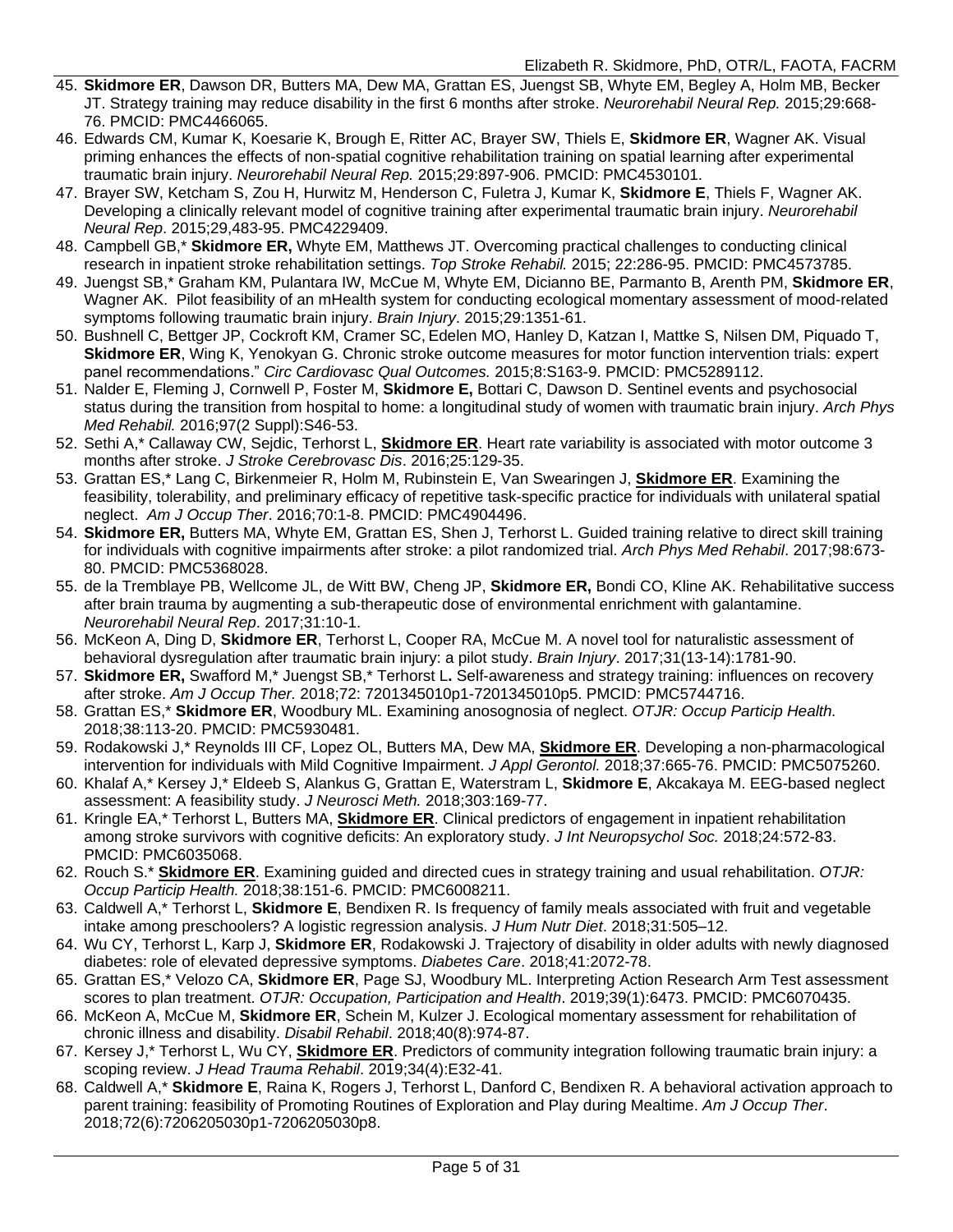45. **Skidmore ER**, Dawson DR, Butters MA, Dew MA, Grattan ES, Juengst SB, Whyte EM, Begley A, Holm MB, Becker JT. Strategy training may reduce disability in the first 6 months after stroke. *Neurorehabil Neural Rep.* 2015;29:668-76. PMCID: PMC4466065.
46. Edwards CM, Kumar K, Koesarie K, Brough E, Ritter AC, Brayer SW, Thiels E, **Skidmore ER**, Wagner AK. Visual priming enhances the effects of non-spatial cognitive rehabilitation training on spatial learning after experimental traumatic brain injury. *Neurorehabil Neural Rep.* 2015;29:897-906. PMCID: PMC4530101.
47. Brayer SW, Ketcham S, Zou H, Hurwitz M, Henderson C, Fuletra J, Kumar K, **Skidmore E**, Thiels F, Wagner AK. Developing a clinically relevant model of cognitive training after experimental traumatic brain injury. *Neurorehabil Neural Rep*. 2015;29,483-95. PMC4229409.
48. Campbell GB,* **Skidmore ER,** Whyte EM, Matthews JT. Overcoming practical challenges to conducting clinical research in inpatient stroke rehabilitation settings. *Top Stroke Rehabil.* 2015; 22:286-95. PMCID: PMC4573785.
49. Juengst SB,* Graham KM, Pulantara IW, McCue M, Whyte EM, Dicianno BE, Parmanto B, Arenth PM, **Skidmore ER**, Wagner AK. Pilot feasibility of an mHealth system for conducting ecological momentary assessment of mood-related symptoms following traumatic brain injury. *Brain Injury*. 2015;29:1351-61.
50. Bushnell C, Bettger JP, Cockroft KM, Cramer SC, Edelen MO, Hanley D, Katzan I, Mattke S, Nilsen DM, Piquado T, **Skidmore ER**, Wing K, Yenokyan G. Chronic stroke outcome measures for motor function intervention trials: expert panel recommendations." *Circ Cardiovasc Qual Outcomes.* 2015;8:S163-9. PMCID: PMC5289112.
51. Nalder E, Fleming J, Cornwell P, Foster M, **Skidmore E,** Bottari C, Dawson D. Sentinel events and psychosocial status during the transition from hospital to home: a longitudinal study of women with traumatic brain injury. *Arch Phys Med Rehabil.* 2016;97(2 Suppl):S46-53.
52. Sethi A,* Callaway CW, Sejdic, Terhorst L, **Skidmore ER**. Heart rate variability is associated with motor outcome 3 months after stroke. *J Stroke Cerebrovasc Dis*. 2016;25:129-35.
53. Grattan ES,* Lang C, Birkenmeier R, Holm M, Rubinstein E, Van Swearingen J, **Skidmore ER**. Examining the feasibility, tolerability, and preliminary efficacy of repetitive task-specific practice for individuals with unilateral spatial neglect. *Am J Occup Ther*. 2016;70:1-8. PMCID: PMC4904496.
54. **Skidmore ER,** Butters MA, Whyte EM, Grattan ES, Shen J, Terhorst L. Guided training relative to direct skill training for individuals with cognitive impairments after stroke: a pilot randomized trial. *Arch Phys Med Rehabil*. 2017;98:673-80. PMCID: PMC5368028.
55. de la Tremblaye PB, Wellcome JL, de Witt BW, Cheng JP, **Skidmore ER,** Bondi CO, Kline AK. Rehabilitative success after brain trauma by augmenting a sub-therapeutic dose of environmental enrichment with galantamine. *Neurorehabil Neural Rep*. 2017;31:10-1.
56. McKeon A, Ding D, **Skidmore ER**, Terhorst L, Cooper RA, McCue M. A novel tool for naturalistic assessment of behavioral dysregulation after traumatic brain injury: a pilot study. *Brain Injury*. 2017;31(13-14):1781-90.
57. **Skidmore ER,** Swafford M,* Juengst SB,* Terhorst L**.** Self-awareness and strategy training: influences on recovery after stroke. *Am J Occup Ther.* 2018;72: 7201345010p1-7201345010p5. PMCID: PMC5744716.
58. Grattan ES,* **Skidmore ER**, Woodbury ML. Examining anosognosia of neglect. *OTJR: Occup Particip Health.* 2018;38:113-20. PMCID: PMC5930481.
59. Rodakowski J,* Reynolds III CF, Lopez OL, Butters MA, Dew MA, **Skidmore ER**. Developing a non-pharmacological intervention for individuals with Mild Cognitive Impairment. *J Appl Gerontol.* 2018;37:665-76. PMCID: PMC5075260.
60. Khalaf A,* Kersey J,* Eldeeb S, Alankus G, Grattan E, Waterstram L, **Skidmore E**, Akcakaya M. EEG-based neglect assessment: A feasibility study. *J Neurosci Meth.* 2018;303:169-77.
61. Kringle EA,* Terhorst L, Butters MA, **Skidmore ER**. Clinical predictors of engagement in inpatient rehabilitation among stroke survivors with cognitive deficits: An exploratory study. *J Int Neuropsychol Soc.* 2018;24:572-83. PMCID: PMC6035068.
62. Rouch S.* **Skidmore ER**. Examining guided and directed cues in strategy training and usual rehabilitation. *OTJR: Occup Particip Health.* 2018;38:151-6. PMCID: PMC6008211.
63. Caldwell A,* Terhorst L, **Skidmore E**, Bendixen R. Is frequency of family meals associated with fruit and vegetable intake among preschoolers? A logistic regression analysis. *J Hum Nutr Diet*. 2018;31:505–12.
64. Wu CY, Terhorst L, Karp J, **Skidmore ER**, Rodakowski J. Trajectory of disability in older adults with newly diagnosed diabetes: role of elevated depressive symptoms. *Diabetes Care*. 2018;41:2072-78.
65. Grattan ES,* Velozo CA, **Skidmore ER**, Page SJ, Woodbury ML. Interpreting Action Research Arm Test assessment scores to plan treatment. *OTJR: Occupation, Participation and Health*. 2019;39(1):6473. PMCID: PMC6070435.
66. McKeon A, McCue M, **Skidmore ER**, Schein M, Kulzer J. Ecological momentary assessment for rehabilitation of chronic illness and disability. *Disabil Rehabil*. 2018;40(8):974-87.
67. Kersey J,* Terhorst L, Wu CY, **Skidmore ER**. Predictors of community integration following traumatic brain injury: a scoping review. *J Head Trauma Rehabil*. 2019;34(4):E32-41.
68. Caldwell A,* **Skidmore E**, Raina K, Rogers J, Terhorst L, Danford C, Bendixen R. A behavioral activation approach to parent training: feasibility of Promoting Routines of Exploration and Play during Mealtime. *Am J Occup Ther*. 2018;72(6):7206205030p1-7206205030p8.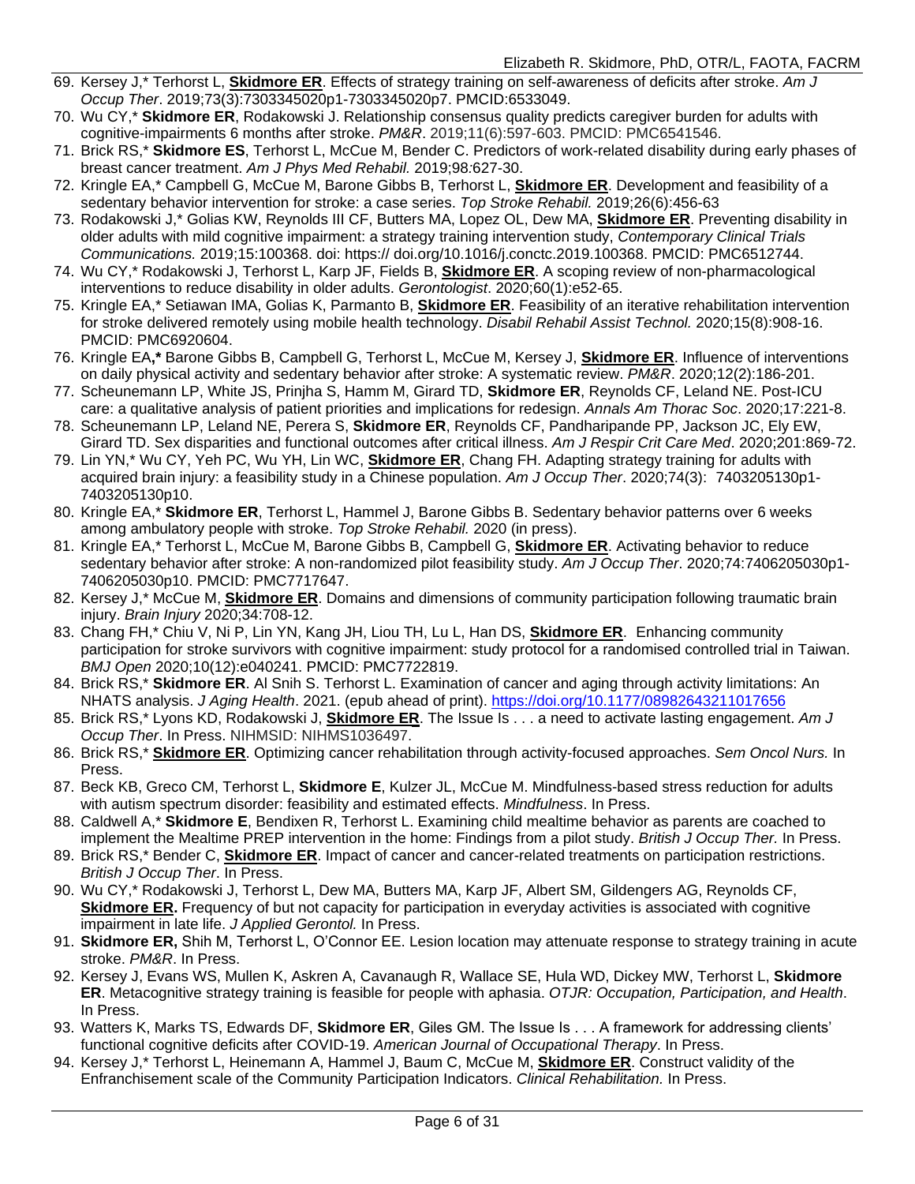69. Kersey J,* Terhorst L, **Skidmore ER**. Effects of strategy training on self-awareness of deficits after stroke. *Am J Occup Ther*. 2019;73(3):7303345020p1-7303345020p7. PMCID:6533049.
70. Wu CY,* **Skidmore ER**, Rodakowski J. Relationship consensus quality predicts caregiver burden for adults with cognitive-impairments 6 months after stroke. *PM&R*. 2019;11(6):597-603. PMCID: PMC6541546.
71. Brick RS,* **Skidmore ES**, Terhorst L, McCue M, Bender C. Predictors of work-related disability during early phases of breast cancer treatment. *Am J Phys Med Rehabil.* 2019;98:627-30.
72. Kringle EA,* Campbell G, McCue M, Barone Gibbs B, Terhorst L, **Skidmore ER**. Development and feasibility of a sedentary behavior intervention for stroke: a case series. *Top Stroke Rehabil.* 2019;26(6):456-63
73. Rodakowski J,* Golias KW, Reynolds III CF, Butters MA, Lopez OL, Dew MA, **Skidmore ER**. Preventing disability in older adults with mild cognitive impairment: a strategy training intervention study, *Contemporary Clinical Trials Communications.* 2019;15:100368. doi: https:// doi.org/10.1016/j.conctc.2019.100368. PMCID: PMC6512744.
74. Wu CY,* Rodakowski J, Terhorst L, Karp JF, Fields B, **Skidmore ER**. A scoping review of non-pharmacological interventions to reduce disability in older adults. *Gerontologist*. 2020;60(1):e52-65.
75. Kringle EA,* Setiawan IMA, Golias K, Parmanto B, **Skidmore ER**. Feasibility of an iterative rehabilitation intervention for stroke delivered remotely using mobile health technology. *Disabil Rehabil Assist Technol.* 2020;15(8):908-16. PMCID: PMC6920604.
76. Kringle EA,* Barone Gibbs B, Campbell G, Terhorst L, McCue M, Kersey J, **Skidmore ER**. Influence of interventions on daily physical activity and sedentary behavior after stroke: A systematic review. *PM&R*. 2020;12(2):186-201.
77. Scheunemann LP, White JS, Prinjha S, Hamm M, Girard TD, **Skidmore ER**, Reynolds CF, Leland NE. Post-ICU care: a qualitative analysis of patient priorities and implications for redesign. *Annals Am Thorac Soc*. 2020;17:221-8.
78. Scheunemann LP, Leland NE, Perera S, **Skidmore ER**, Reynolds CF, Pandharipande PP, Jackson JC, Ely EW, Girard TD. Sex disparities and functional outcomes after critical illness. *Am J Respir Crit Care Med*. 2020;201:869-72.
79. Lin YN,* Wu CY, Yeh PC, Wu YH, Lin WC, **Skidmore ER**, Chang FH. Adapting strategy training for adults with acquired brain injury: a feasibility study in a Chinese population. *Am J Occup Ther*. 2020;74(3): 7403205130p1-7403205130p10.
80. Kringle EA,* **Skidmore ER**, Terhorst L, Hammel J, Barone Gibbs B. Sedentary behavior patterns over 6 weeks among ambulatory people with stroke. *Top Stroke Rehabil.* 2020 (in press).
81. Kringle EA,* Terhorst L, McCue M, Barone Gibbs B, Campbell G, **Skidmore ER**. Activating behavior to reduce sedentary behavior after stroke: A non-randomized pilot feasibility study. *Am J Occup Ther*. 2020;74:7406205030p1-7406205030p10. PMCID: PMC7717647.
82. Kersey J,* McCue M, **Skidmore ER**. Domains and dimensions of community participation following traumatic brain injury. *Brain Injury* 2020;34:708-12.
83. Chang FH,* Chiu V, Ni P, Lin YN, Kang JH, Liou TH, Lu L, Han DS, **Skidmore ER**. Enhancing community participation for stroke survivors with cognitive impairment: study protocol for a randomised controlled trial in Taiwan. *BMJ Open* 2020;10(12):e040241. PMCID: PMC7722819.
84. Brick RS,* **Skidmore ER**. Al Snih S. Terhorst L. Examination of cancer and aging through activity limitations: An NHATS analysis. *J Aging Health*. 2021. (epub ahead of print). https://doi.org/10.1177/08982643211017656
85. Brick RS,* Lyons KD, Rodakowski J, **Skidmore ER**. The Issue Is . . . a need to activate lasting engagement. *Am J Occup Ther*. In Press. NIHMSID: NIHMS1036497.
86. Brick RS,* **Skidmore ER**. Optimizing cancer rehabilitation through activity-focused approaches. *Sem Oncol Nurs.* In Press.
87. Beck KB, Greco CM, Terhorst L, **Skidmore E**, Kulzer JL, McCue M. Mindfulness-based stress reduction for adults with autism spectrum disorder: feasibility and estimated effects. *Mindfulness*. In Press.
88. Caldwell A,* **Skidmore E**, Bendixen R, Terhorst L. Examining child mealtime behavior as parents are coached to implement the Mealtime PREP intervention in the home: Findings from a pilot study. *British J Occup Ther.* In Press.
89. Brick RS,* Bender C, **Skidmore ER**. Impact of cancer and cancer-related treatments on participation restrictions. *British J Occup Ther*. In Press.
90. Wu CY,* Rodakowski J, Terhorst L, Dew MA, Butters MA, Karp JF, Albert SM, Gildengers AG, Reynolds CF, **Skidmore ER.** Frequency of but not capacity for participation in everyday activities is associated with cognitive impairment in late life. *J Applied Gerontol.* In Press.
91. **Skidmore ER,** Shih M, Terhorst L, O'Connor EE. Lesion location may attenuate response to strategy training in acute stroke. *PM&R*. In Press.
92. Kersey J, Evans WS, Mullen K, Askren A, Cavanaugh R, Wallace SE, Hula WD, Dickey MW, Terhorst L, **Skidmore ER**. Metacognitive strategy training is feasible for people with aphasia. *OTJR: Occupation, Participation, and Health*. In Press.
93. Watters K, Marks TS, Edwards DF, **Skidmore ER**, Giles GM. The Issue Is . . . A framework for addressing clients' functional cognitive deficits after COVID-19. *American Journal of Occupational Therapy*. In Press.
94. Kersey J,* Terhorst L, Heinemann A, Hammel J, Baum C, McCue M, **Skidmore ER**. Construct validity of the Enfranchisement scale of the Community Participation Indicators. *Clinical Rehabilitation.* In Press.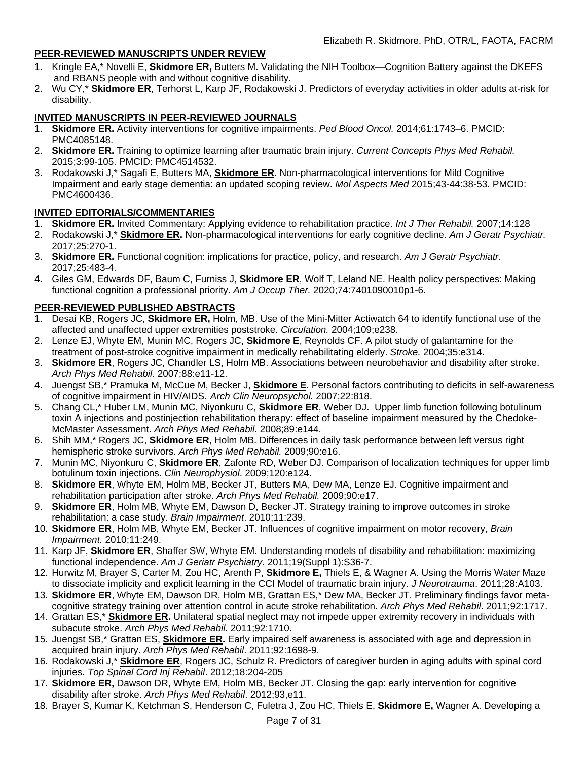## PEER-REVIEWED MANUSCRIPTS UNDER REVIEW

1. Kringle EA,* Novelli E, **Skidmore ER,** Butters M. Validating the NIH Toolbox—Cognition Battery against the DKEFS and RBANS people with and without cognitive disability.
2. Wu CY,* **Skidmore ER**, Terhorst L, Karp JF, Rodakowski J. Predictors of everyday activities in older adults at-risk for disability.

## INVITED MANUSCRIPTS IN PEER-REVIEWED JOURNALS

1. **Skidmore ER.** Activity interventions for cognitive impairments. *Ped Blood Oncol.* 2014;61:1743–6. PMCID: PMC4085148.
2. **Skidmore ER.** Training to optimize learning after traumatic brain injury. *Current Concepts Phys Med Rehabil.* 2015;3:99-105. PMCID: PMC4514532.
3. Rodakowski J,* Sagafi E, Butters MA, **Skidmore ER**. Non-pharmacological interventions for Mild Cognitive Impairment and early stage dementia: an updated scoping review. *Mol Aspects Med* 2015;43-44:38-53. PMCID: PMC4600436.

## INVITED EDITORIALS/COMMENTARIES

1. **Skidmore ER.** Invited Commentary: Applying evidence to rehabilitation practice. *Int J Ther Rehabil.* 2007;14:128
2. Rodakowski J,* **Skidmore ER.** Non-pharmacological interventions for early cognitive decline. *Am J Geratr Psychiatr.* 2017;25:270-1.
3. **Skidmore ER.** Functional cognition: implications for practice, policy, and research. *Am J Geratr Psychiatr.* 2017;25:483-4.
4. Giles GM, Edwards DF, Baum C, Furniss J, **Skidmore ER**, Wolf T, Leland NE. Health policy perspectives: Making functional cognition a professional priority. *Am J Occup Ther.* 2020;74:7401090010p1-6.

## PEER-REVIEWED PUBLISHED ABSTRACTS

1. Desai KB, Rogers JC, **Skidmore ER,** Holm, MB. Use of the Mini-Mitter Actiwatch 64 to identify functional use of the affected and unaffected upper extremities poststroke. *Circulation.* 2004;109;e238.
2. Lenze EJ, Whyte EM, Munin MC, Rogers JC, **Skidmore E**, Reynolds CF. A pilot study of galantamine for the treatment of post-stroke cognitive impairment in medically rehabilitating elderly. *Stroke.* 2004;35:e314.
3. **Skidmore ER**, Rogers JC, Chandler LS, Holm MB. Associations between neurobehavior and disability after stroke. *Arch Phys Med Rehabil.* 2007;88:e11-12.
4. Juengst SB,* Pramuka M, McCue M, Becker J, **Skidmore E**. Personal factors contributing to deficits in self-awareness of cognitive impairment in HIV/AIDS. *Arch Clin Neuropsychol.* 2007;22:818.
5. Chang CL,* Huber LM, Munin MC, Niyonkuru C, **Skidmore ER**, Weber DJ. Upper limb function following botulinum toxin A injections and postinjection rehabilitation therapy: effect of baseline impairment measured by the Chedoke-McMaster Assessment. *Arch Phys Med Rehabil.* 2008;89:e144.
6. Shih MM,* Rogers JC, **Skidmore ER**, Holm MB. Differences in daily task performance between left versus right hemispheric stroke survivors. *Arch Phys Med Rehabil.* 2009;90:e16.
7. Munin MC, Niyonkuru C, **Skidmore ER**, Zafonte RD, Weber DJ. Comparison of localization techniques for upper limb botulinum toxin injections. *Clin Neurophysiol*. 2009;120:e124.
8. **Skidmore ER**, Whyte EM, Holm MB, Becker JT, Butters MA, Dew MA, Lenze EJ. Cognitive impairment and rehabilitation participation after stroke. *Arch Phys Med Rehabil.* 2009;90:e17.
9. **Skidmore ER**, Holm MB, Whyte EM, Dawson D, Becker JT. Strategy training to improve outcomes in stroke rehabilitation: a case study. *Brain Impairment*. 2010;11:239.
10. **Skidmore ER**, Holm MB, Whyte EM, Becker JT. Influences of cognitive impairment on motor recovery, *Brain Impairment.* 2010;11:249.
11. Karp JF, **Skidmore ER**, Shaffer SW, Whyte EM. Understanding models of disability and rehabilitation: maximizing functional independence. *Am J Geriatr Psychiatry.* 2011;19(Suppl 1):S36-7.
12. Hurwitz M, Brayer S, Carter M, Zou HC, Arenth P, **Skidmore E,** Thiels E, & Wagner A. Using the Morris Water Maze to dissociate implicity and explicit learning in the CCI Model of traumatic brain injury. *J Neurotrauma*. 2011;28:A103.
13. **Skidmore ER**, Whyte EM, Dawson DR, Holm MB, Grattan ES,* Dew MA, Becker JT. Preliminary findings favor meta-cognitive strategy training over attention control in acute stroke rehabilitation. *Arch Phys Med Rehabil*. 2011;92:1717.
14. Grattan ES,* **Skidmore ER.** Unilateral spatial neglect may not impede upper extremity recovery in individuals with subacute stroke. *Arch Phys Med Rehabil*. 2011;92:1710.
15. Juengst SB,* Grattan ES, **Skidmore ER.** Early impaired self awareness is associated with age and depression in acquired brain injury. *Arch Phys Med Rehabil*. 2011;92:1698-9.
16. Rodakowski J,* **Skidmore ER**, Rogers JC, Schulz R. Predictors of caregiver burden in aging adults with spinal cord injuries. *Top Spinal Cord Inj Rehabil*. 2012;18:204-205
17. **Skidmore ER,** Dawson DR, Whyte EM, Holm MB, Becker JT. Closing the gap: early intervention for cognitive disability after stroke. *Arch Phys Med Rehabil*. 2012;93,e11.
18. Brayer S, Kumar K, Ketchman S, Henderson C, Fuletra J, Zou HC, Thiels E, **Skidmore E,** Wagner A. Developing a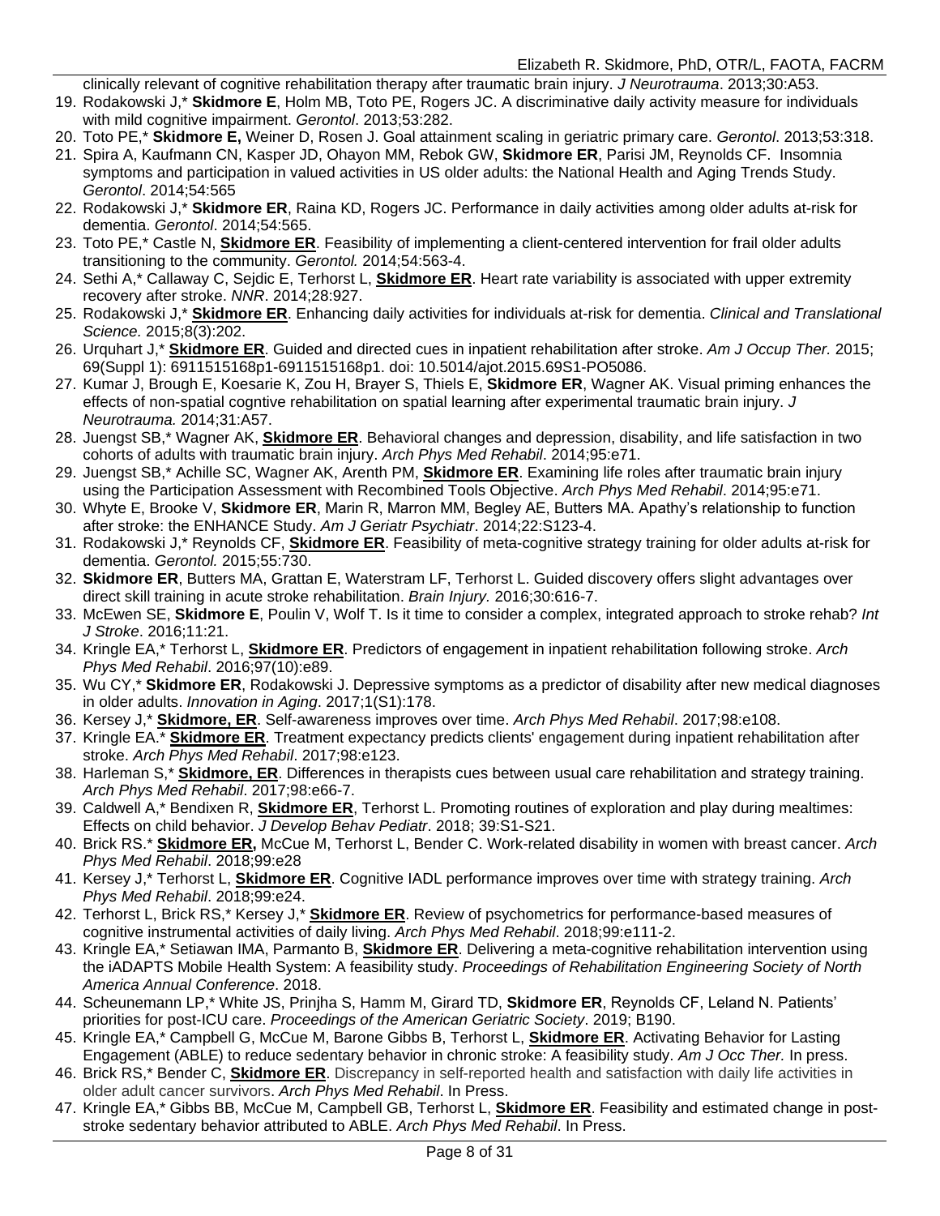clinically relevant of cognitive rehabilitation therapy after traumatic brain injury. *J Neurotrauma*. 2013;30:A53.

19. Rodakowski J,* **Skidmore E**, Holm MB, Toto PE, Rogers JC. A discriminative daily activity measure for individuals with mild cognitive impairment. *Gerontol*. 2013;53:282.
20. Toto PE,* **Skidmore E,** Weiner D, Rosen J. Goal attainment scaling in geriatric primary care. *Gerontol*. 2013;53:318.
21. Spira A, Kaufmann CN, Kasper JD, Ohayon MM, Rebok GW, **Skidmore ER**, Parisi JM, Reynolds CF. Insomnia symptoms and participation in valued activities in US older adults: the National Health and Aging Trends Study. *Gerontol*. 2014;54:565
22. Rodakowski J,* **Skidmore ER**, Raina KD, Rogers JC. Performance in daily activities among older adults at-risk for dementia. *Gerontol*. 2014;54:565.
23. Toto PE,* Castle N, **Skidmore ER**. Feasibility of implementing a client-centered intervention for frail older adults transitioning to the community. *Gerontol.* 2014;54:563-4.
24. Sethi A,* Callaway C, Sejdic E, Terhorst L, **Skidmore ER**. Heart rate variability is associated with upper extremity recovery after stroke. *NNR*. 2014;28:927.
25. Rodakowski J,* **Skidmore ER**. Enhancing daily activities for individuals at-risk for dementia. *Clinical and Translational Science.* 2015;8(3):202.
26. Urquhart J,* **Skidmore ER**. Guided and directed cues in inpatient rehabilitation after stroke. *Am J Occup Ther.* 2015; 69(Suppl 1): 6911515168p1-6911515168p1. doi: 10.5014/ajot.2015.69S1-PO5086.
27. Kumar J, Brough E, Koesarie K, Zou H, Brayer S, Thiels E, **Skidmore ER**, Wagner AK. Visual priming enhances the effects of non-spatial cogntive rehabilitation on spatial learning after experimental traumatic brain injury. *J Neurotrauma.* 2014;31:A57.
28. Juengst SB,* Wagner AK, **Skidmore ER**. Behavioral changes and depression, disability, and life satisfaction in two cohorts of adults with traumatic brain injury. *Arch Phys Med Rehabil*. 2014;95:e71.
29. Juengst SB,* Achille SC, Wagner AK, Arenth PM, **Skidmore ER**. Examining life roles after traumatic brain injury using the Participation Assessment with Recombined Tools Objective. *Arch Phys Med Rehabil*. 2014;95:e71.
30. Whyte E, Brooke V, **Skidmore ER**, Marin R, Marron MM, Begley AE, Butters MA. Apathy's relationship to function after stroke: the ENHANCE Study. *Am J Geriatr Psychiatr*. 2014;22:S123-4.
31. Rodakowski J,* Reynolds CF, **Skidmore ER**. Feasibility of meta-cognitive strategy training for older adults at-risk for dementia. *Gerontol.* 2015;55:730.
32. **Skidmore ER**, Butters MA, Grattan E, Waterstram LF, Terhorst L. Guided discovery offers slight advantages over direct skill training in acute stroke rehabilitation. *Brain Injury.* 2016;30:616-7.
33. McEwen SE, **Skidmore E**, Poulin V, Wolf T. Is it time to consider a complex, integrated approach to stroke rehab? *Int J Stroke*. 2016;11:21.
34. Kringle EA,* Terhorst L, **Skidmore ER**. Predictors of engagement in inpatient rehabilitation following stroke. *Arch Phys Med Rehabil*. 2016;97(10):e89.
35. Wu CY,* **Skidmore ER**, Rodakowski J. Depressive symptoms as a predictor of disability after new medical diagnoses in older adults. *Innovation in Aging*. 2017;1(S1):178.
36. Kersey J,* **Skidmore, ER**. Self-awareness improves over time. *Arch Phys Med Rehabil*. 2017;98:e108.
37. Kringle EA.* **Skidmore ER**. Treatment expectancy predicts clients' engagement during inpatient rehabilitation after stroke. *Arch Phys Med Rehabil*. 2017;98:e123.
38. Harleman S,* **Skidmore, ER**. Differences in therapists cues between usual care rehabilitation and strategy training. *Arch Phys Med Rehabil*. 2017;98:e66-7.
39. Caldwell A,* Bendixen R, **Skidmore ER**, Terhorst L. Promoting routines of exploration and play during mealtimes: Effects on child behavior. *J Develop Behav Pediatr*. 2018; 39:S1-S21.
40. Brick RS.* **Skidmore ER,** McCue M, Terhorst L, Bender C. Work-related disability in women with breast cancer. *Arch Phys Med Rehabil*. 2018;99:e28
41. Kersey J,* Terhorst L, **Skidmore ER**. Cognitive IADL performance improves over time with strategy training. *Arch Phys Med Rehabil*. 2018;99:e24.
42. Terhorst L, Brick RS,* Kersey J,* **Skidmore ER**. Review of psychometrics for performance-based measures of cognitive instrumental activities of daily living. *Arch Phys Med Rehabil*. 2018;99:e111-2.
43. Kringle EA,* Setiawan IMA, Parmanto B, **Skidmore ER**. Delivering a meta-cognitive rehabilitation intervention using the iADAPTS Mobile Health System: A feasibility study. *Proceedings of Rehabilitation Engineering Society of North America Annual Conference*. 2018.
44. Scheunemann LP,* White JS, Prinjha S, Hamm M, Girard TD, **Skidmore ER**, Reynolds CF, Leland N. Patients' priorities for post-ICU care. *Proceedings of the American Geriatric Society*. 2019; B190.
45. Kringle EA,* Campbell G, McCue M, Barone Gibbs B, Terhorst L, **Skidmore ER**. Activating Behavior for Lasting Engagement (ABLE) to reduce sedentary behavior in chronic stroke: A feasibility study. *Am J Occ Ther.* In press.
46. Brick RS,* Bender C, **Skidmore ER**. Discrepancy in self-reported health and satisfaction with daily life activities in older adult cancer survivors. *Arch Phys Med Rehabil*. In Press.
47. Kringle EA,* Gibbs BB, McCue M, Campbell GB, Terhorst L, **Skidmore ER**. Feasibility and estimated change in post-stroke sedentary behavior attributed to ABLE. *Arch Phys Med Rehabil*. In Press.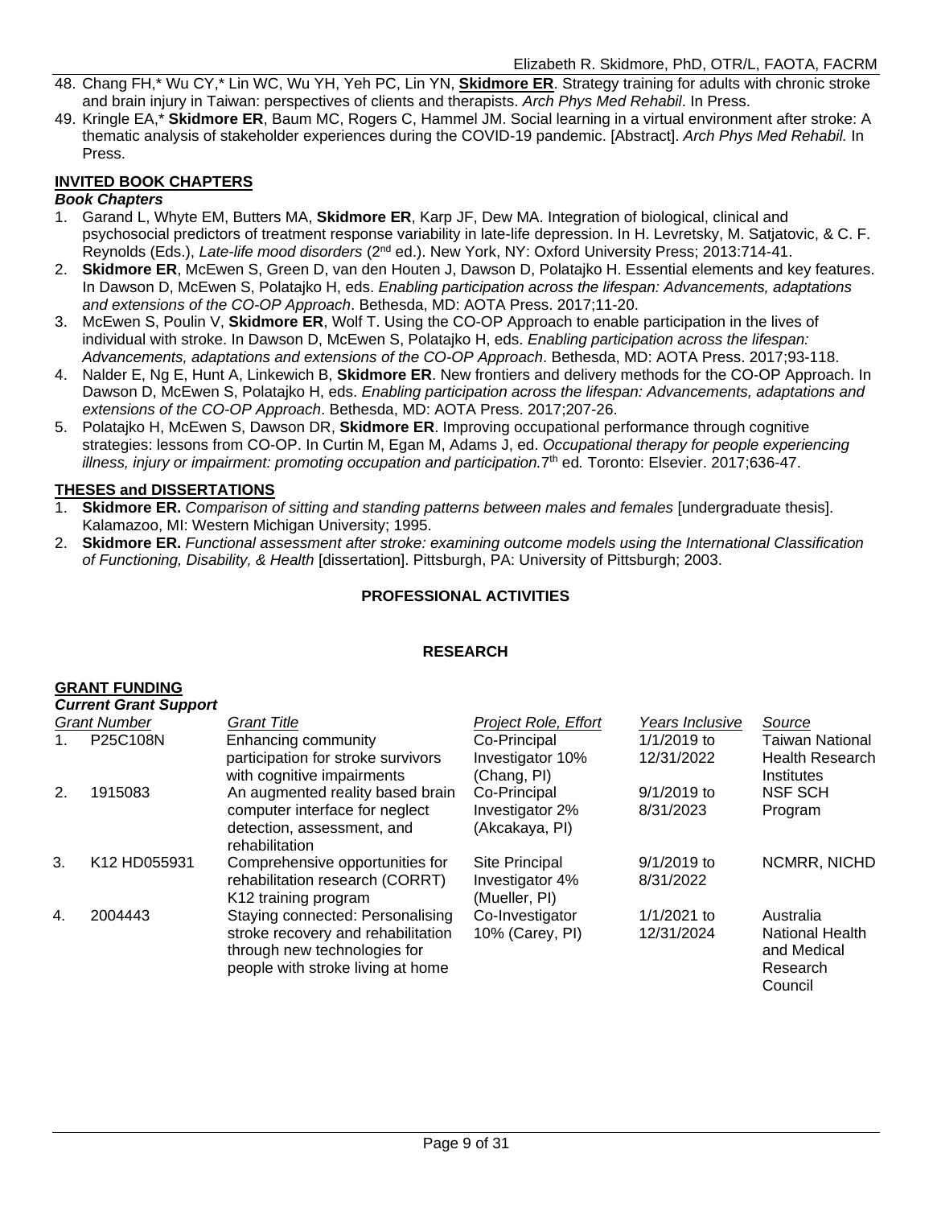48. Chang FH,* Wu CY,* Lin WC, Wu YH, Yeh PC, Lin YN, **Skidmore ER**. Strategy training for adults with chronic stroke and brain injury in Taiwan: perspectives of clients and therapists. *Arch Phys Med Rehabil*. In Press.
49. Kringle EA,* **Skidmore ER**, Baum MC, Rogers C, Hammel JM. Social learning in a virtual environment after stroke: A thematic analysis of stakeholder experiences during the COVID-19 pandemic. [Abstract]. *Arch Phys Med Rehabil.* In Press.

## INVITED BOOK CHAPTERS

### Book Chapters

1. Garand L, Whyte EM, Butters MA, **Skidmore ER**, Karp JF, Dew MA. Integration of biological, clinical and psychosocial predictors of treatment response variability in late-life depression. In H. Levretsky, M. Satjatovic, & C. F. Reynolds (Eds.), *Late-life mood disorders* (2nd ed.). New York, NY: Oxford University Press; 2013:714-41.
2. **Skidmore ER**, McEwen S, Green D, van den Houten J, Dawson D, Polatajko H. Essential elements and key features. In Dawson D, McEwen S, Polatajko H, eds. *Enabling participation across the lifespan: Advancements, adaptations and extensions of the CO-OP Approach*. Bethesda, MD: AOTA Press. 2017;11-20.
3. McEwen S, Poulin V, **Skidmore ER**, Wolf T. Using the CO-OP Approach to enable participation in the lives of individual with stroke. In Dawson D, McEwen S, Polatajko H, eds. *Enabling participation across the lifespan: Advancements, adaptations and extensions of the CO-OP Approach*. Bethesda, MD: AOTA Press. 2017;93-118.
4. Nalder E, Ng E, Hunt A, Linkewich B, **Skidmore ER**. New frontiers and delivery methods for the CO-OP Approach. In Dawson D, McEwen S, Polatajko H, eds. *Enabling participation across the lifespan: Advancements, adaptations and extensions of the CO-OP Approach*. Bethesda, MD: AOTA Press. 2017;207-26.
5. Polatajko H, McEwen S, Dawson DR, **Skidmore ER**. Improving occupational performance through cognitive strategies: lessons from CO-OP. In Curtin M, Egan M, Adams J, ed. *Occupational therapy for people experiencing illness, injury or impairment: promoting occupation and participation.* 7th ed*.* Toronto: Elsevier. 2017;636-47.

## THESES and DISSERTATIONS

1. **Skidmore ER.** *Comparison of sitting and standing patterns between males and females* [undergraduate thesis]. Kalamazoo, MI: Western Michigan University; 1995.
2. **Skidmore ER.** *Functional assessment after stroke: examining outcome models using the International Classification of Functioning, Disability, & Health* [dissertation]. Pittsburgh, PA: University of Pittsburgh; 2003.

# PROFESSIONAL ACTIVITIES

## RESEARCH

## GRANT FUNDING

### Current Grant Support

| | Grant Number | Grant Title | Project Role, Effort | Years Inclusive | Source |
|---|---|---|---|---|---|
| 1. | P25C108N | Enhancing community participation for stroke survivors with cognitive impairments | Co-Principal Investigator 10% (Chang, PI) | 1/1/2019 to 12/31/2022 | Taiwan National Health Research Institutes |
| 2. | 1915083 | An augmented reality based brain computer interface for neglect detection, assessment, and rehabilitation | Co-Principal Investigator 2% (Akcakaya, PI) | 9/1/2019 to 8/31/2023 | NSF SCH Program |
| 3. | K12 HD055931 | Comprehensive opportunities for rehabilitation research (CORRT) K12 training program | Site Principal Investigator 4% (Mueller, PI) | 9/1/2019 to 8/31/2022 | NCMRR, NICHD |
| 4. | 2004443 | Staying connected: Personalising stroke recovery and rehabilitation through new technologies for people with stroke living at home | Co-Investigator 10% (Carey, PI) | 1/1/2021 to 12/31/2024 | Australia National Health and Medical Research Council |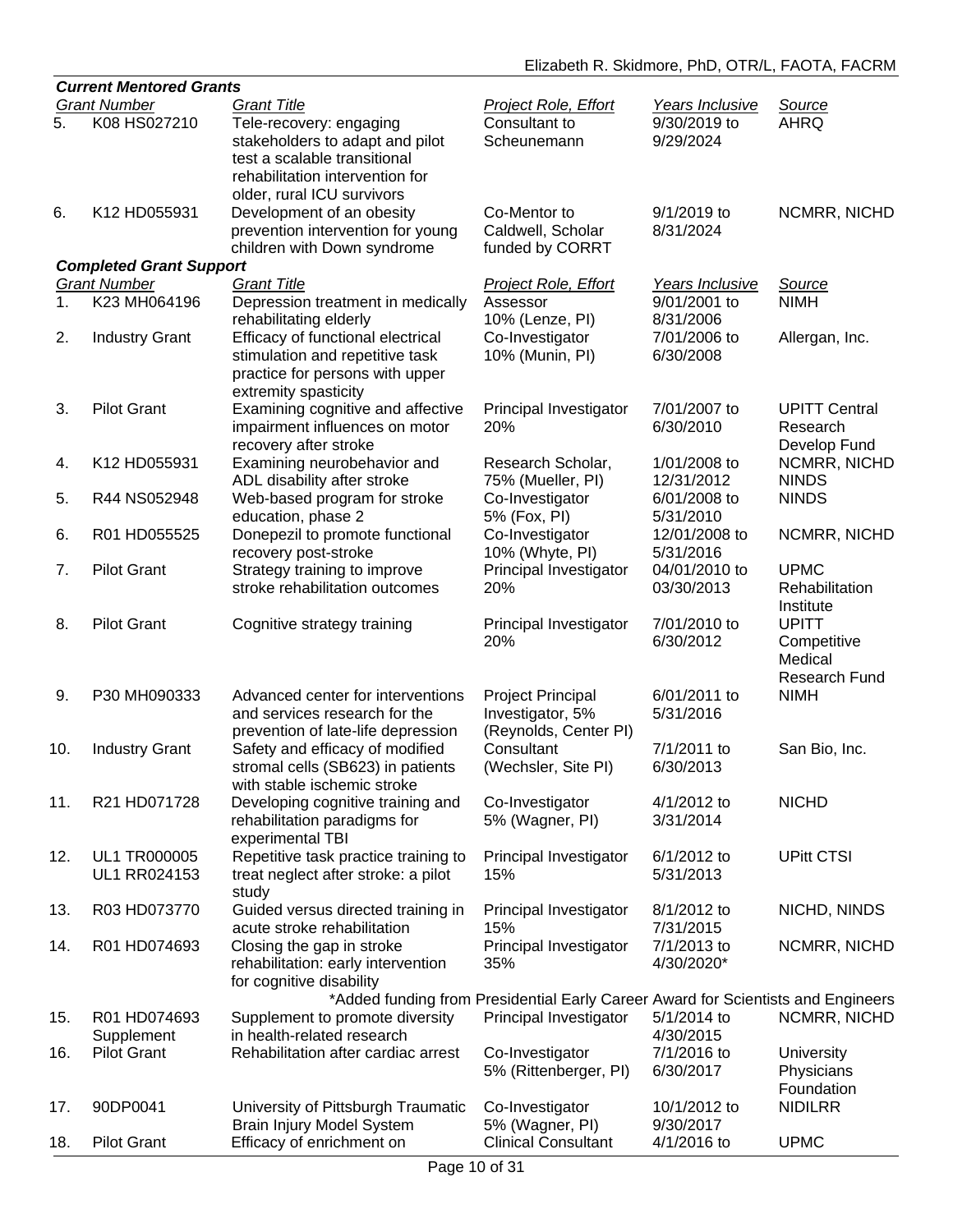***Current Mentored Grants***

| | Grant Number | Grant Title | Project Role, Effort | Years Inclusive | Source |
|---|---|---|---|---|---|
| 5. | K08 HS027210 | Tele-recovery: engaging stakeholders to adapt and pilot test a scalable transitional rehabilitation intervention for older, rural ICU survivors | Consultant to Scheunemann | 9/30/2019 to 9/29/2024 | AHRQ |
| 6. | K12 HD055931 | Development of an obesity prevention intervention for young children with Down syndrome | Co-Mentor to Caldwell, Scholar funded by CORRT | 9/1/2019 to 8/31/2024 | NCMRR, NICHD |

***Completed Grant Support***

| | Grant Number | Grant Title | Project Role, Effort | Years Inclusive | Source |
|---|---|---|---|---|---|
| 1. | K23 MH064196 | Depression treatment in medically rehabilitating elderly | Assessor 10% (Lenze, PI) | 9/01/2001 to 8/31/2006 | NIMH |
| 2. | Industry Grant | Efficacy of functional electrical stimulation and repetitive task practice for persons with upper extremity spasticity | Co-Investigator 10% (Munin, PI) | 7/01/2006 to 6/30/2008 | Allergan, Inc. |
| 3. | Pilot Grant | Examining cognitive and affective impairment influences on motor recovery after stroke | Principal Investigator 20% | 7/01/2007 to 6/30/2010 | UPITT Central Research Develop Fund |
| 4. | K12 HD055931 | Examining neurobehavior and ADL disability after stroke | Research Scholar, 75% (Mueller, PI) | 1/01/2008 to 12/31/2012 | NCMRR, NICHD NINDS |
| 5. | R44 NS052948 | Web-based program for stroke education, phase 2 | Co-Investigator 5% (Fox, PI) | 6/01/2008 to 5/31/2010 | NINDS |
| 6. | R01 HD055525 | Donepezil to promote functional recovery post-stroke | Co-Investigator 10% (Whyte, PI) | 12/01/2008 to 5/31/2016 | NCMRR, NICHD |
| 7. | Pilot Grant | Strategy training to improve stroke rehabilitation outcomes | Principal Investigator 20% | 04/01/2010 to 03/30/2013 | UPMC Rehabilitation Institute |
| 8. | Pilot Grant | Cognitive strategy training | Principal Investigator 20% | 7/01/2010 to 6/30/2012 | UPITT Competitive Medical Research Fund |
| 9. | P30 MH090333 | Advanced center for interventions and services research for the prevention of late-life depression | Project Principal Investigator, 5% (Reynolds, Center PI) | 6/01/2011 to 5/31/2016 | NIMH |
| 10. | Industry Grant | Safety and efficacy of modified stromal cells (SB623) in patients with stable ischemic stroke | Consultant (Wechsler, Site PI) | 7/1/2011 to 6/30/2013 | San Bio, Inc. |
| 11. | R21 HD071728 | Developing cognitive training and rehabilitation paradigms for experimental TBI | Co-Investigator 5% (Wagner, PI) | 4/1/2012 to 3/31/2014 | NICHD |
| 12. | UL1 TR000005 UL1 RR024153 | Repetitive task practice training to treat neglect after stroke: a pilot study | Principal Investigator 15% | 6/1/2012 to 5/31/2013 | UPitt CTSI |
| 13. | R03 HD073770 | Guided versus directed training in acute stroke rehabilitation | Principal Investigator 15% | 8/1/2012 to 7/31/2015 | NICHD, NINDS |
| 14. | R01 HD074693 | Closing the gap in stroke rehabilitation: early intervention for cognitive disability | Principal Investigator 35% | 7/1/2013 to 4/30/2020* | NCMRR, NICHD |
| | | *Added funding from Presidential Early Career Award for Scientists and Engineers | | | |
| 15. | R01 HD074693 Supplement | Supplement to promote diversity in health-related research | Principal Investigator | 5/1/2014 to 4/30/2015 | NCMRR, NICHD |
| 16. | Pilot Grant | Rehabilitation after cardiac arrest | Co-Investigator 5% (Rittenberger, PI) | 7/1/2016 to 6/30/2017 | University Physicians Foundation |
| 17. | 90DP0041 | University of Pittsburgh Traumatic Brain Injury Model System | Co-Investigator 5% (Wagner, PI) | 10/1/2012 to 9/30/2017 | NIDILRR |
| 18. | Pilot Grant | Efficacy of enrichment on | Clinical Consultant | 4/1/2016 to | UPMC |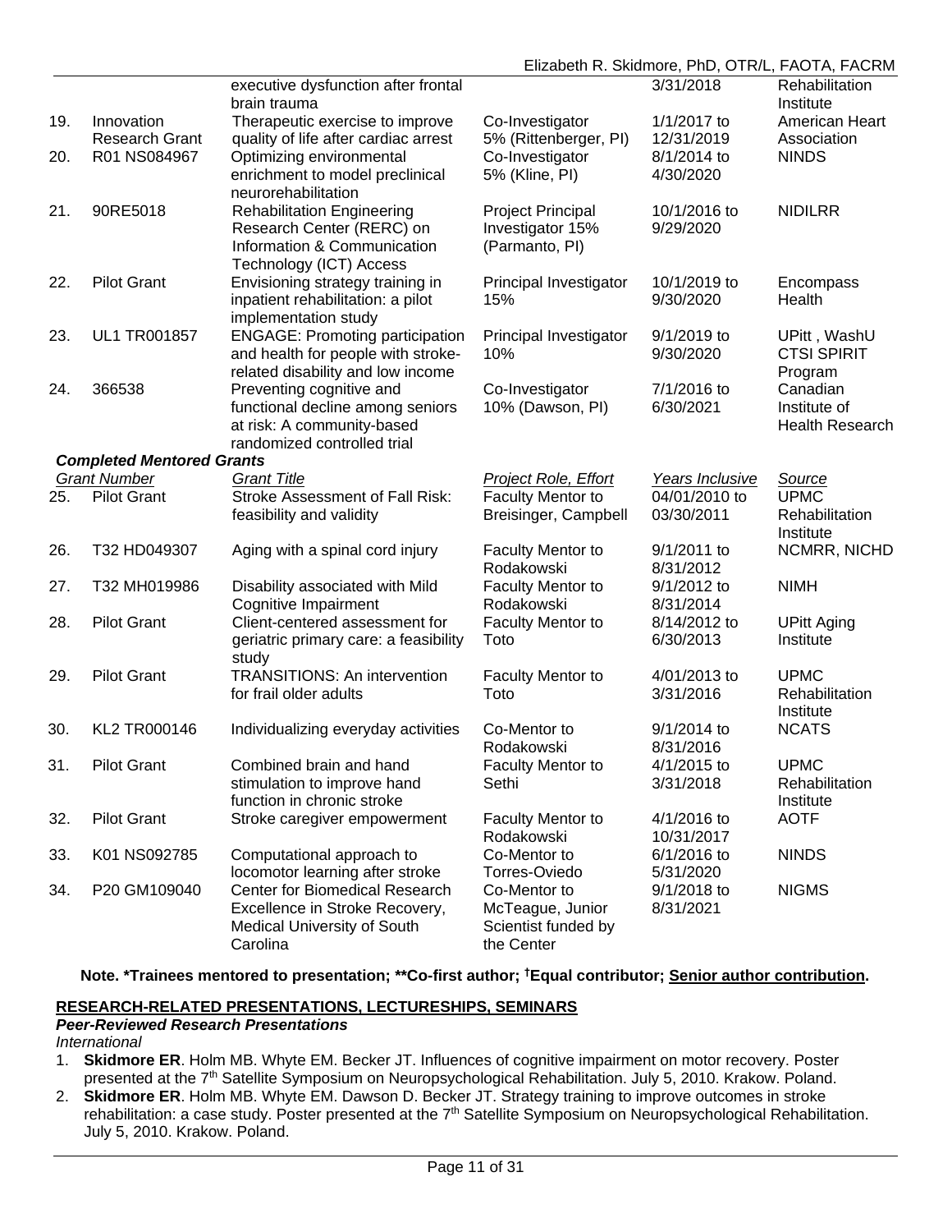| | | executive dysfunction after frontal brain trauma | | 3/31/2018 | Rehabilitation Institute |
|---|---|---|---|---|---|
| 19. | Innovation Research Grant | Therapeutic exercise to improve quality of life after cardiac arrest | Co-Investigator 5% (Rittenberger, PI) | 1/1/2017 to 12/31/2019 | American Heart Association |
| 20. | R01 NS084967 | Optimizing environmental enrichment to model preclinical neurorehabilitation | Co-Investigator 5% (Kline, PI) | 8/1/2014 to 4/30/2020 | NINDS |
| 21. | 90RE5018 | Rehabilitation Engineering Research Center (RERC) on Information & Communication Technology (ICT) Access | Project Principal Investigator 15% (Parmanto, PI) | 10/1/2016 to 9/29/2020 | NIDILRR |
| 22. | Pilot Grant | Envisioning strategy training in inpatient rehabilitation: a pilot implementation study | Principal Investigator 15% | 10/1/2019 to 9/30/2020 | Encompass Health |
| 23. | UL1 TR001857 | ENGAGE: Promoting participation and health for people with stroke-related disability and low income | Principal Investigator 10% | 9/1/2019 to 9/30/2020 | UPitt , WashU CTSI SPIRIT Program |
| 24. | 366538 | Preventing cognitive and functional decline among seniors at risk: A community-based randomized controlled trial | Co-Investigator 10% (Dawson, PI) | 7/1/2016 to 6/30/2021 | Canadian Institute of Health Research |

***Completed Mentored Grants***

| | *Grant Number* | *Grant Title* | *Project Role, Effort* | *Years Inclusive* | *Source* |
|---|---|---|---|---|---|
| 25. | Pilot Grant | Stroke Assessment of Fall Risk: feasibility and validity | Faculty Mentor to Breisinger, Campbell | 04/01/2010 to 03/30/2011 | UPMC Rehabilitation Institute |
| 26. | T32 HD049307 | Aging with a spinal cord injury | Faculty Mentor to Rodakowski | 9/1/2011 to 8/31/2012 | NCMRR, NICHD |
| 27. | T32 MH019986 | Disability associated with Mild Cognitive Impairment | Faculty Mentor to Rodakowski | 9/1/2012 to 8/31/2014 | NIMH |
| 28. | Pilot Grant | Client-centered assessment for geriatric primary care: a feasibility study | Faculty Mentor to Toto | 8/14/2012 to 6/30/2013 | UPitt Aging Institute |
| 29. | Pilot Grant | TRANSITIONS: An intervention for frail older adults | Faculty Mentor to Toto | 4/01/2013 to 3/31/2016 | UPMC Rehabilitation Institute |
| 30. | KL2 TR000146 | Individualizing everyday activities | Co-Mentor to Rodakowski | 9/1/2014 to 8/31/2016 | NCATS |
| 31. | Pilot Grant | Combined brain and hand stimulation to improve hand function in chronic stroke | Faculty Mentor to Sethi | 4/1/2015 to 3/31/2018 | UPMC Rehabilitation Institute |
| 32. | Pilot Grant | Stroke caregiver empowerment | Faculty Mentor to Rodakowski | 4/1/2016 to 10/31/2017 | AOTF |
| 33. | K01 NS092785 | Computational approach to locomotor learning after stroke | Co-Mentor to Torres-Oviedo | 6/1/2016 to 5/31/2020 | NINDS |
| 34. | P20 GM109040 | Center for Biomedical Research Excellence in Stroke Recovery, Medical University of South Carolina | Co-Mentor to McTeague, Junior Scientist funded by the Center | 9/1/2018 to 8/31/2021 | NIGMS |

**Note. *Trainees mentored to presentation; **Co-first author; †Equal contributor; <u>Senior author contribution</u>.**

## RESEARCH-RELATED PRESENTATIONS, LECTURESHIPS, SEMINARS

***Peer-Reviewed Research Presentations***

*International*

1. **Skidmore ER**. Holm MB. Whyte EM. Becker JT. Influences of cognitive impairment on motor recovery. Poster presented at the 7th Satellite Symposium on Neuropsychological Rehabilitation. July 5, 2010. Krakow. Poland.
2. **Skidmore ER**. Holm MB. Whyte EM. Dawson D. Becker JT. Strategy training to improve outcomes in stroke rehabilitation: a case study. Poster presented at the 7th Satellite Symposium on Neuropsychological Rehabilitation. July 5, 2010. Krakow. Poland.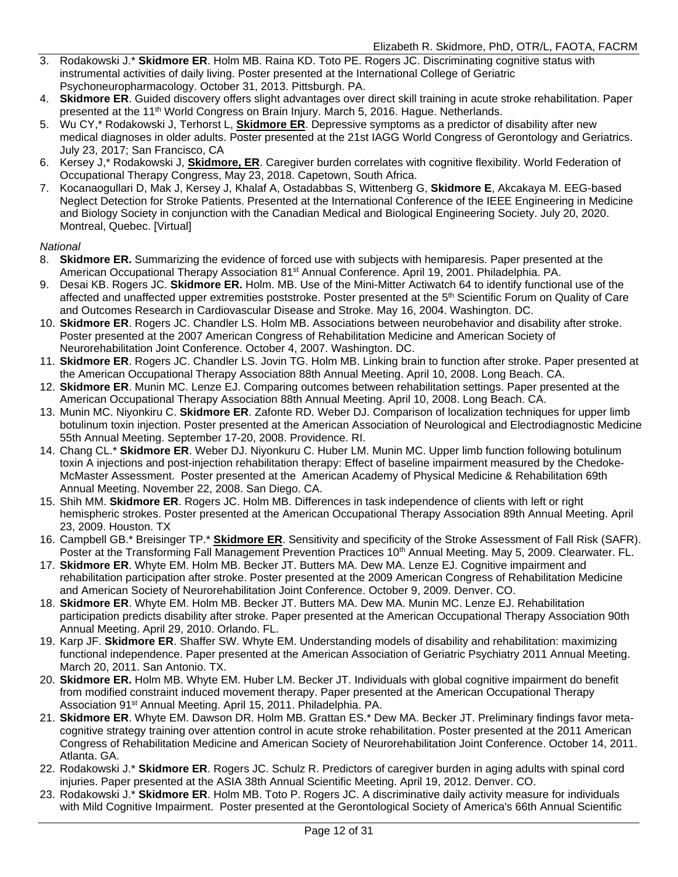3. Rodakowski J.* **Skidmore ER**. Holm MB. Raina KD. Toto PE. Rogers JC. Discriminating cognitive status with instrumental activities of daily living. Poster presented at the International College of Geriatric Psychoneuropharmacology. October 31, 2013. Pittsburgh. PA.
4. **Skidmore ER**. Guided discovery offers slight advantages over direct skill training in acute stroke rehabilitation. Paper presented at the 11th World Congress on Brain Injury. March 5, 2016. Hague. Netherlands.
5. Wu CY,* Rodakowski J, Terhorst L, **Skidmore ER**. Depressive symptoms as a predictor of disability after new medical diagnoses in older adults. Poster presented at the 21st IAGG World Congress of Gerontology and Geriatrics. July 23, 2017; San Francisco, CA
6. Kersey J,* Rodakowski J, **Skidmore, ER**. Caregiver burden correlates with cognitive flexibility. World Federation of Occupational Therapy Congress, May 23, 2018. Capetown, South Africa.
7. Kocanaogullari D, Mak J, Kersey J, Khalaf A, Ostadabbas S, Wittenberg G, **Skidmore E**, Akcakaya M. EEG-based Neglect Detection for Stroke Patients. Presented at the International Conference of the IEEE Engineering in Medicine and Biology Society in conjunction with the Canadian Medical and Biological Engineering Society. July 20, 2020. Montreal, Quebec. [Virtual]

*National*

8. **Skidmore ER.** Summarizing the evidence of forced use with subjects with hemiparesis. Paper presented at the American Occupational Therapy Association 81st Annual Conference. April 19, 2001. Philadelphia. PA.
9. Desai KB. Rogers JC. **Skidmore ER.** Holm. MB. Use of the Mini-Mitter Actiwatch 64 to identify functional use of the affected and unaffected upper extremities poststroke. Poster presented at the 5th Scientific Forum on Quality of Care and Outcomes Research in Cardiovascular Disease and Stroke. May 16, 2004. Washington. DC.
10. **Skidmore ER**. Rogers JC. Chandler LS. Holm MB. Associations between neurobehavior and disability after stroke. Poster presented at the 2007 American Congress of Rehabilitation Medicine and American Society of Neurorehabilitation Joint Conference. October 4, 2007. Washington. DC.
11. **Skidmore ER**. Rogers JC. Chandler LS. Jovin TG. Holm MB. Linking brain to function after stroke. Paper presented at the American Occupational Therapy Association 88th Annual Meeting. April 10, 2008. Long Beach. CA.
12. **Skidmore ER**. Munin MC. Lenze EJ. Comparing outcomes between rehabilitation settings. Paper presented at the American Occupational Therapy Association 88th Annual Meeting. April 10, 2008. Long Beach. CA.
13. Munin MC. Niyonkiru C. **Skidmore ER**. Zafonte RD. Weber DJ. Comparison of localization techniques for upper limb botulinum toxin injection. Poster presented at the American Association of Neurological and Electrodiagnostic Medicine 55th Annual Meeting. September 17-20, 2008. Providence. RI.
14. Chang CL.* **Skidmore ER**. Weber DJ. Niyonkuru C. Huber LM. Munin MC. Upper limb function following botulinum toxin A injections and post-injection rehabilitation therapy: Effect of baseline impairment measured by the Chedoke-McMaster Assessment. Poster presented at the American Academy of Physical Medicine & Rehabilitation 69th Annual Meeting. November 22, 2008. San Diego. CA.
15. Shih MM. **Skidmore ER**. Rogers JC. Holm MB. Differences in task independence of clients with left or right hemispheric strokes. Poster presented at the American Occupational Therapy Association 89th Annual Meeting. April 23, 2009. Houston. TX
16. Campbell GB.* Breisinger TP.* **Skidmore ER**. Sensitivity and specificity of the Stroke Assessment of Fall Risk (SAFR). Poster at the Transforming Fall Management Prevention Practices 10th Annual Meeting. May 5, 2009. Clearwater. FL.
17. **Skidmore ER**. Whyte EM. Holm MB. Becker JT. Butters MA. Dew MA. Lenze EJ. Cognitive impairment and rehabilitation participation after stroke. Poster presented at the 2009 American Congress of Rehabilitation Medicine and American Society of Neurorehabilitation Joint Conference. October 9, 2009. Denver. CO.
18. **Skidmore ER**. Whyte EM. Holm MB. Becker JT. Butters MA. Dew MA. Munin MC. Lenze EJ. Rehabilitation participation predicts disability after stroke. Paper presented at the American Occupational Therapy Association 90th Annual Meeting. April 29, 2010. Orlando. FL.
19. Karp JF. **Skidmore ER**. Shaffer SW. Whyte EM. Understanding models of disability and rehabilitation: maximizing functional independence. Paper presented at the American Association of Geriatric Psychiatry 2011 Annual Meeting. March 20, 2011. San Antonio. TX.
20. **Skidmore ER.** Holm MB. Whyte EM. Huber LM. Becker JT. Individuals with global cognitive impairment do benefit from modified constraint induced movement therapy. Paper presented at the American Occupational Therapy Association 91st Annual Meeting. April 15, 2011. Philadelphia. PA.
21. **Skidmore ER**. Whyte EM. Dawson DR. Holm MB. Grattan ES.* Dew MA. Becker JT. Preliminary findings favor meta-cognitive strategy training over attention control in acute stroke rehabilitation. Poster presented at the 2011 American Congress of Rehabilitation Medicine and American Society of Neurorehabilitation Joint Conference. October 14, 2011. Atlanta. GA.
22. Rodakowski J.* **Skidmore ER**. Rogers JC. Schulz R. Predictors of caregiver burden in aging adults with spinal cord injuries. Paper presented at the ASIA 38th Annual Scientific Meeting. April 19, 2012. Denver. CO.
23. Rodakowski J.* **Skidmore ER**. Holm MB. Toto P. Rogers JC. A discriminative daily activity measure for individuals with Mild Cognitive Impairment. Poster presented at the Gerontological Society of America's 66th Annual Scientific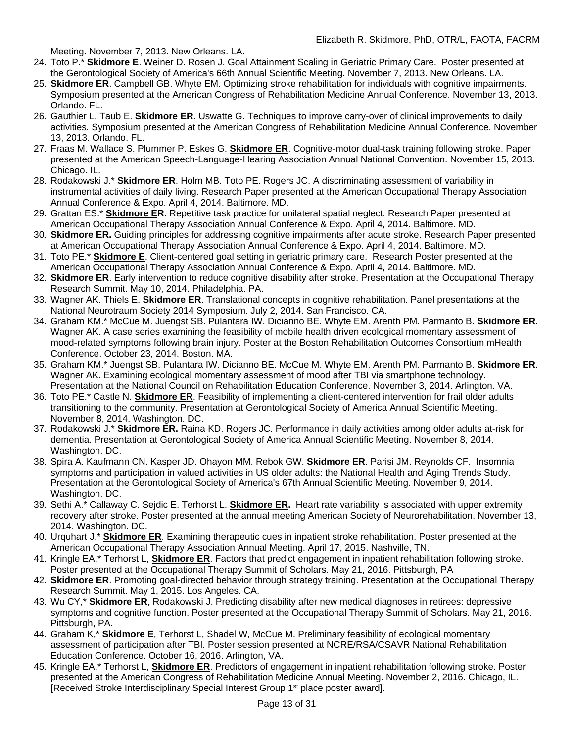Meeting. November 7, 2013. New Orleans. LA.

24. Toto P.* **Skidmore E**. Weiner D. Rosen J. Goal Attainment Scaling in Geriatric Primary Care. Poster presented at the Gerontological Society of America's 66th Annual Scientific Meeting. November 7, 2013. New Orleans. LA.
25. **Skidmore ER**. Campbell GB. Whyte EM. Optimizing stroke rehabilitation for individuals with cognitive impairments. Symposium presented at the American Congress of Rehabilitation Medicine Annual Conference. November 13, 2013. Orlando. FL.
26. Gauthier L. Taub E. **Skidmore ER**. Uswatte G. Techniques to improve carry-over of clinical improvements to daily activities. Symposium presented at the American Congress of Rehabilitation Medicine Annual Conference. November 13, 2013. Orlando. FL.
27. Fraas M. Wallace S. Plummer P. Eskes G. **Skidmore ER**. Cognitive-motor dual-task training following stroke. Paper presented at the American Speech-Language-Hearing Association Annual National Convention. November 15, 2013. Chicago. IL.
28. Rodakowski J.* **Skidmore ER**. Holm MB. Toto PE. Rogers JC. A discriminating assessment of variability in instrumental activities of daily living. Research Paper presented at the American Occupational Therapy Association Annual Conference & Expo. April 4, 2014. Baltimore. MD.
29. Grattan ES.* **Skidmore ER.** Repetitive task practice for unilateral spatial neglect. Research Paper presented at American Occupational Therapy Association Annual Conference & Expo. April 4, 2014. Baltimore. MD.
30. **Skidmore ER.** Guiding principles for addressing cognitive impairments after acute stroke. Research Paper presented at American Occupational Therapy Association Annual Conference & Expo. April 4, 2014. Baltimore. MD.
31. Toto PE.* **Skidmore E**. Client-centered goal setting in geriatric primary care. Research Poster presented at the American Occupational Therapy Association Annual Conference & Expo. April 4, 2014. Baltimore. MD.
32. **Skidmore ER**. Early intervention to reduce cognitive disability after stroke. Presentation at the Occupational Therapy Research Summit. May 10, 2014. Philadelphia. PA.
33. Wagner AK. Thiels E. **Skidmore ER**. Translational concepts in cognitive rehabilitation. Panel presentations at the National Neurotraum Society 2014 Symposium. July 2, 2014. San Francisco. CA.
34. Graham KM.* McCue M. Juengst SB. Pulantara IW. Dicianno BE. Whyte EM. Arenth PM. Parmanto B. **Skidmore ER**. Wagner AK. A case series examining the feasibility of mobile health driven ecological momentary assessment of mood-related symptoms following brain injury. Poster at the Boston Rehabilitation Outcomes Consortium mHealth Conference. October 23, 2014. Boston. MA.
35. Graham KM.* Juengst SB. Pulantara IW. Dicianno BE. McCue M. Whyte EM. Arenth PM. Parmanto B. **Skidmore ER**. Wagner AK. Examining ecological momentary assessment of mood after TBI via smartphone technology. Presentation at the National Council on Rehabilitation Education Conference. November 3, 2014. Arlington. VA.
36. Toto PE.* Castle N. **Skidmore ER**. Feasibility of implementing a client-centered intervention for frail older adults transitioning to the community. Presentation at Gerontological Society of America Annual Scientific Meeting. November 8, 2014. Washington. DC.
37. Rodakowski J.* **Skidmore ER.** Raina KD. Rogers JC. Performance in daily activities among older adults at-risk for dementia. Presentation at Gerontological Society of America Annual Scientific Meeting. November 8, 2014. Washington. DC.
38. Spira A. Kaufmann CN. Kasper JD. Ohayon MM. Rebok GW. **Skidmore ER**. Parisi JM. Reynolds CF. Insomnia symptoms and participation in valued activities in US older adults: the National Health and Aging Trends Study. Presentation at the Gerontological Society of America's 67th Annual Scientific Meeting. November 9, 2014. Washington. DC.
39. Sethi A.* Callaway C. Sejdic E. Terhorst L. **Skidmore ER.** Heart rate variability is associated with upper extremity recovery after stroke. Poster presented at the annual meeting American Society of Neurorehabilitation. November 13, 2014. Washington. DC.
40. Urquhart J.* **Skidmore ER**. Examining therapeutic cues in inpatient stroke rehabilitation. Poster presented at the American Occupational Therapy Association Annual Meeting. April 17, 2015. Nashville, TN.
41. Kringle EA,* Terhorst L, **Skidmore ER**. Factors that predict engagement in inpatient rehabilitation following stroke. Poster presented at the Occupational Therapy Summit of Scholars. May 21, 2016. Pittsburgh, PA
42. **Skidmore ER**. Promoting goal-directed behavior through strategy training. Presentation at the Occupational Therapy Research Summit. May 1, 2015. Los Angeles. CA.
43. Wu CY,* **Skidmore ER**, Rodakowski J. Predicting disability after new medical diagnoses in retirees: depressive symptoms and cognitive function. Poster presented at the Occupational Therapy Summit of Scholars. May 21, 2016. Pittsburgh, PA.
44. Graham K,* **Skidmore E**, Terhorst L, Shadel W, McCue M. Preliminary feasibility of ecological momentary assessment of participation after TBI. Poster session presented at NCRE/RSA/CSAVR National Rehabilitation Education Conference. October 16, 2016. Arlington, VA.
45. Kringle EA,* Terhorst L, **Skidmore ER**. Predictors of engagement in inpatient rehabilitation following stroke. Poster presented at the American Congress of Rehabilitation Medicine Annual Meeting. November 2, 2016. Chicago, IL. [Received Stroke Interdisciplinary Special Interest Group 1st place poster award].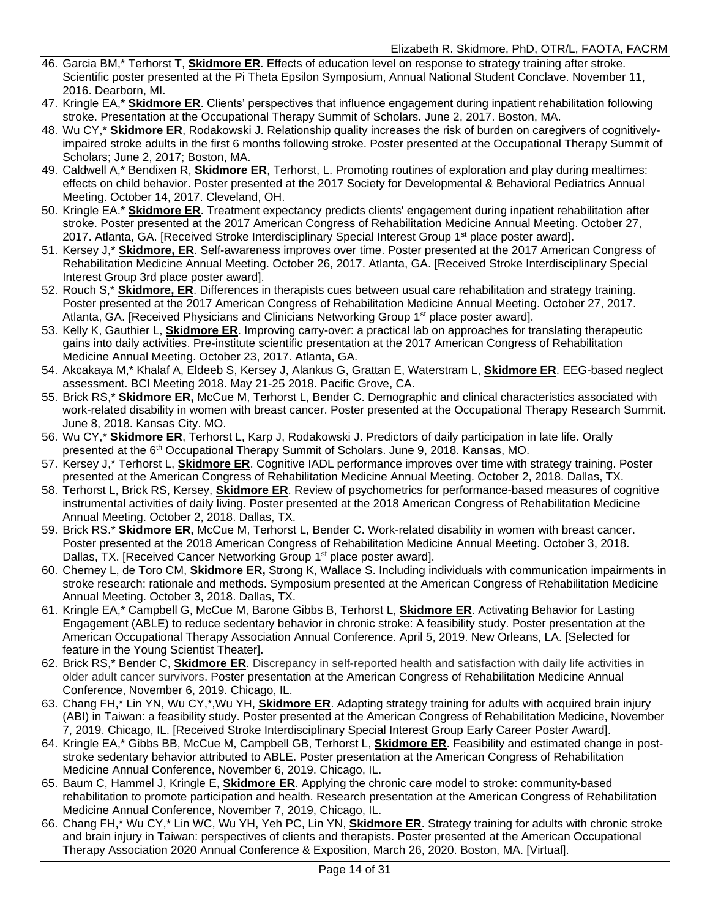46. Garcia BM,* Terhorst T, **Skidmore ER**. Effects of education level on response to strategy training after stroke. Scientific poster presented at the Pi Theta Epsilon Symposium, Annual National Student Conclave. November 11, 2016. Dearborn, MI.
47. Kringle EA,* **Skidmore ER**. Clients' perspectives that influence engagement during inpatient rehabilitation following stroke. Presentation at the Occupational Therapy Summit of Scholars. June 2, 2017. Boston, MA.
48. Wu CY,* **Skidmore ER**, Rodakowski J. Relationship quality increases the risk of burden on caregivers of cognitively-impaired stroke adults in the first 6 months following stroke. Poster presented at the Occupational Therapy Summit of Scholars; June 2, 2017; Boston, MA.
49. Caldwell A,* Bendixen R, **Skidmore ER**, Terhorst, L. Promoting routines of exploration and play during mealtimes: effects on child behavior. Poster presented at the 2017 Society for Developmental & Behavioral Pediatrics Annual Meeting. October 14, 2017. Cleveland, OH.
50. Kringle EA.* **Skidmore ER**. Treatment expectancy predicts clients' engagement during inpatient rehabilitation after stroke. Poster presented at the 2017 American Congress of Rehabilitation Medicine Annual Meeting. October 27, 2017. Atlanta, GA. [Received Stroke Interdisciplinary Special Interest Group 1st place poster award].
51. Kersey J,* **Skidmore, ER**. Self-awareness improves over time. Poster presented at the 2017 American Congress of Rehabilitation Medicine Annual Meeting. October 26, 2017. Atlanta, GA. [Received Stroke Interdisciplinary Special Interest Group 3rd place poster award].
52. Rouch S,* **Skidmore, ER**. Differences in therapists cues between usual care rehabilitation and strategy training. Poster presented at the 2017 American Congress of Rehabilitation Medicine Annual Meeting. October 27, 2017. Atlanta, GA. [Received Physicians and Clinicians Networking Group 1st place poster award].
53. Kelly K, Gauthier L, **Skidmore ER**. Improving carry-over: a practical lab on approaches for translating therapeutic gains into daily activities. Pre-institute scientific presentation at the 2017 American Congress of Rehabilitation Medicine Annual Meeting. October 23, 2017. Atlanta, GA.
54. Akcakaya M,* Khalaf A, Eldeeb S, Kersey J, Alankus G, Grattan E, Waterstram L, **Skidmore ER**. EEG-based neglect assessment. BCI Meeting 2018. May 21-25 2018. Pacific Grove, CA.
55. Brick RS,* **Skidmore ER,** McCue M, Terhorst L, Bender C. Demographic and clinical characteristics associated with work-related disability in women with breast cancer. Poster presented at the Occupational Therapy Research Summit. June 8, 2018. Kansas City. MO.
56. Wu CY,* **Skidmore ER**, Terhorst L, Karp J, Rodakowski J. Predictors of daily participation in late life. Orally presented at the 6th Occupational Therapy Summit of Scholars. June 9, 2018. Kansas, MO.
57. Kersey J,* Terhorst L, **Skidmore ER**. Cognitive IADL performance improves over time with strategy training. Poster presented at the American Congress of Rehabilitation Medicine Annual Meeting. October 2, 2018. Dallas, TX.
58. Terhorst L, Brick RS, Kersey, **Skidmore ER**. Review of psychometrics for performance-based measures of cognitive instrumental activities of daily living. Poster presented at the 2018 American Congress of Rehabilitation Medicine Annual Meeting. October 2, 2018. Dallas, TX.
59. Brick RS.* **Skidmore ER,** McCue M, Terhorst L, Bender C. Work-related disability in women with breast cancer. Poster presented at the 2018 American Congress of Rehabilitation Medicine Annual Meeting. October 3, 2018. Dallas, TX. [Received Cancer Networking Group 1st place poster award].
60. Cherney L, de Toro CM, **Skidmore ER,** Strong K, Wallace S. Including individuals with communication impairments in stroke research: rationale and methods. Symposium presented at the American Congress of Rehabilitation Medicine Annual Meeting. October 3, 2018. Dallas, TX.
61. Kringle EA,* Campbell G, McCue M, Barone Gibbs B, Terhorst L, **Skidmore ER**. Activating Behavior for Lasting Engagement (ABLE) to reduce sedentary behavior in chronic stroke: A feasibility study. Poster presentation at the American Occupational Therapy Association Annual Conference. April 5, 2019. New Orleans, LA. [Selected for feature in the Young Scientist Theater].
62. Brick RS,* Bender C, **Skidmore ER**. Discrepancy in self-reported health and satisfaction with daily life activities in older adult cancer survivors. Poster presentation at the American Congress of Rehabilitation Medicine Annual Conference, November 6, 2019. Chicago, IL.
63. Chang FH,* Lin YN, Wu CY,*,Wu YH, **Skidmore ER**. Adapting strategy training for adults with acquired brain injury (ABI) in Taiwan: a feasibility study. Poster presented at the American Congress of Rehabilitation Medicine, November 7, 2019. Chicago, IL. [Received Stroke Interdisciplinary Special Interest Group Early Career Poster Award].
64. Kringle EA,* Gibbs BB, McCue M, Campbell GB, Terhorst L, **Skidmore ER**. Feasibility and estimated change in post-stroke sedentary behavior attributed to ABLE. Poster presentation at the American Congress of Rehabilitation Medicine Annual Conference, November 6, 2019. Chicago, IL.
65. Baum C, Hammel J, Kringle E, **Skidmore ER**. Applying the chronic care model to stroke: community-based rehabilitation to promote participation and health. Research presentation at the American Congress of Rehabilitation Medicine Annual Conference, November 7, 2019, Chicago, IL.
66. Chang FH,* Wu CY,* Lin WC, Wu YH, Yeh PC, Lin YN, **Skidmore ER**. Strategy training for adults with chronic stroke and brain injury in Taiwan: perspectives of clients and therapists. Poster presented at the American Occupational Therapy Association 2020 Annual Conference & Exposition, March 26, 2020. Boston, MA. [Virtual].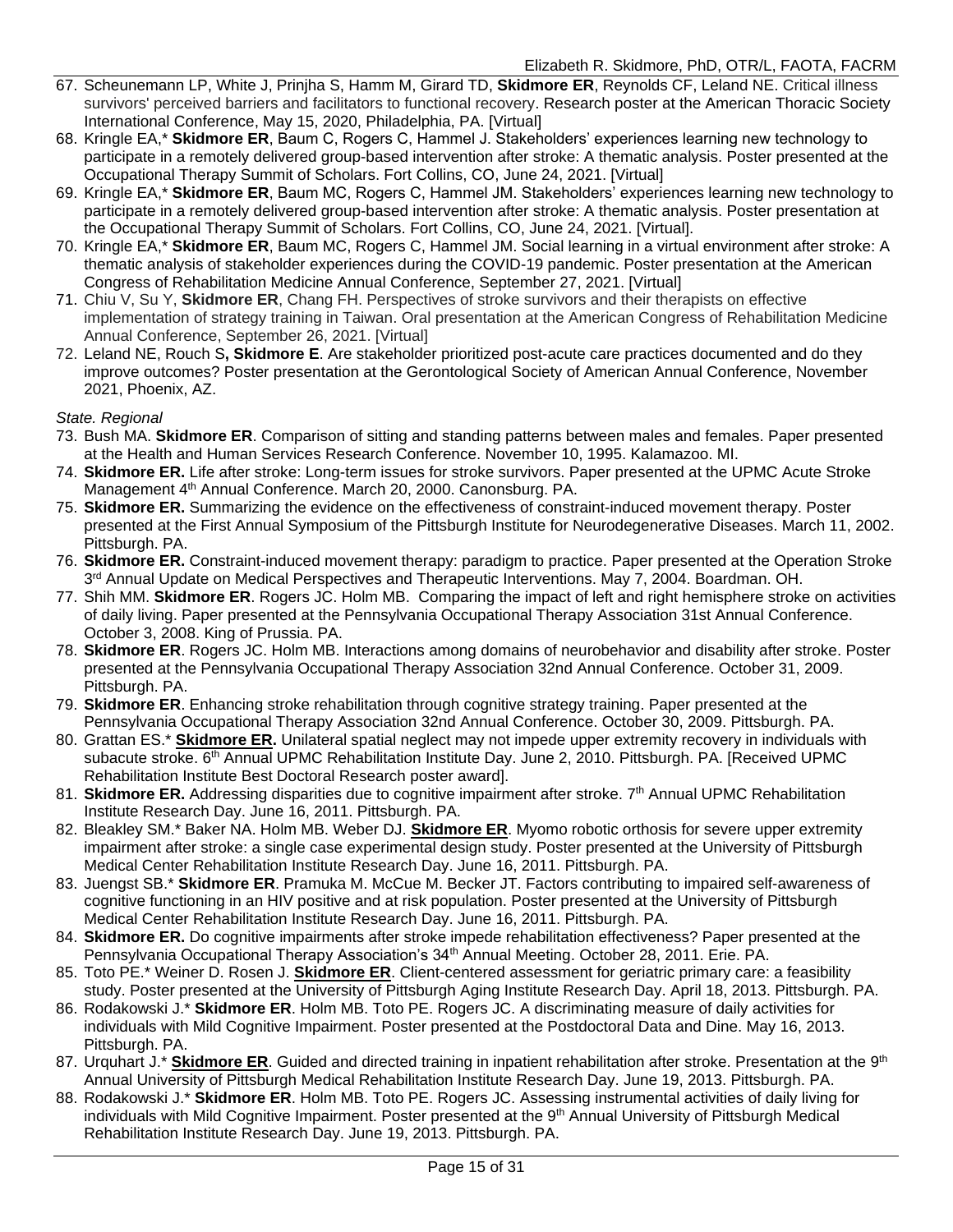67. Scheunemann LP, White J, Prinjha S, Hamm M, Girard TD, **Skidmore ER**, Reynolds CF, Leland NE. Critical illness survivors' perceived barriers and facilitators to functional recovery. Research poster at the American Thoracic Society International Conference, May 15, 2020, Philadelphia, PA. [Virtual]
68. Kringle EA,* **Skidmore ER**, Baum C, Rogers C, Hammel J. Stakeholders' experiences learning new technology to participate in a remotely delivered group-based intervention after stroke: A thematic analysis. Poster presented at the Occupational Therapy Summit of Scholars. Fort Collins, CO, June 24, 2021. [Virtual]
69. Kringle EA,* **Skidmore ER**, Baum MC, Rogers C, Hammel JM. Stakeholders' experiences learning new technology to participate in a remotely delivered group-based intervention after stroke: A thematic analysis. Poster presentation at the Occupational Therapy Summit of Scholars. Fort Collins, CO, June 24, 2021. [Virtual].
70. Kringle EA,* **Skidmore ER**, Baum MC, Rogers C, Hammel JM. Social learning in a virtual environment after stroke: A thematic analysis of stakeholder experiences during the COVID-19 pandemic. Poster presentation at the American Congress of Rehabilitation Medicine Annual Conference, September 27, 2021. [Virtual]
71. Chiu V, Su Y, **Skidmore ER**, Chang FH. Perspectives of stroke survivors and their therapists on effective implementation of strategy training in Taiwan. Oral presentation at the American Congress of Rehabilitation Medicine Annual Conference, September 26, 2021. [Virtual]
72. Leland NE, Rouch S**, Skidmore E**. Are stakeholder prioritized post-acute care practices documented and do they improve outcomes? Poster presentation at the Gerontological Society of American Annual Conference, November 2021, Phoenix, AZ.

*State. Regional*

73. Bush MA. **Skidmore ER**. Comparison of sitting and standing patterns between males and females. Paper presented at the Health and Human Services Research Conference. November 10, 1995. Kalamazoo. MI.
74. **Skidmore ER.** Life after stroke: Long-term issues for stroke survivors. Paper presented at the UPMC Acute Stroke Management 4th Annual Conference. March 20, 2000. Canonsburg. PA.
75. **Skidmore ER.** Summarizing the evidence on the effectiveness of constraint-induced movement therapy. Poster presented at the First Annual Symposium of the Pittsburgh Institute for Neurodegenerative Diseases. March 11, 2002. Pittsburgh. PA.
76. **Skidmore ER.** Constraint-induced movement therapy: paradigm to practice. Paper presented at the Operation Stroke 3rd Annual Update on Medical Perspectives and Therapeutic Interventions. May 7, 2004. Boardman. OH.
77. Shih MM. **Skidmore ER**. Rogers JC. Holm MB. Comparing the impact of left and right hemisphere stroke on activities of daily living. Paper presented at the Pennsylvania Occupational Therapy Association 31st Annual Conference. October 3, 2008. King of Prussia. PA.
78. **Skidmore ER**. Rogers JC. Holm MB. Interactions among domains of neurobehavior and disability after stroke. Poster presented at the Pennsylvania Occupational Therapy Association 32nd Annual Conference. October 31, 2009. Pittsburgh. PA.
79. **Skidmore ER**. Enhancing stroke rehabilitation through cognitive strategy training. Paper presented at the Pennsylvania Occupational Therapy Association 32nd Annual Conference. October 30, 2009. Pittsburgh. PA.
80. Grattan ES.* **Skidmore ER.** Unilateral spatial neglect may not impede upper extremity recovery in individuals with subacute stroke. 6th Annual UPMC Rehabilitation Institute Day. June 2, 2010. Pittsburgh. PA. [Received UPMC Rehabilitation Institute Best Doctoral Research poster award].
81. **Skidmore ER.** Addressing disparities due to cognitive impairment after stroke. 7th Annual UPMC Rehabilitation Institute Research Day. June 16, 2011. Pittsburgh. PA.
82. Bleakley SM.* Baker NA. Holm MB. Weber DJ. **Skidmore ER**. Myomo robotic orthosis for severe upper extremity impairment after stroke: a single case experimental design study. Poster presented at the University of Pittsburgh Medical Center Rehabilitation Institute Research Day. June 16, 2011. Pittsburgh. PA.
83. Juengst SB.* **Skidmore ER**. Pramuka M. McCue M. Becker JT. Factors contributing to impaired self-awareness of cognitive functioning in an HIV positive and at risk population. Poster presented at the University of Pittsburgh Medical Center Rehabilitation Institute Research Day. June 16, 2011. Pittsburgh. PA.
84. **Skidmore ER.** Do cognitive impairments after stroke impede rehabilitation effectiveness? Paper presented at the Pennsylvania Occupational Therapy Association's 34th Annual Meeting. October 28, 2011. Erie. PA.
85. Toto PE.* Weiner D. Rosen J. **Skidmore ER**. Client-centered assessment for geriatric primary care: a feasibility study. Poster presented at the University of Pittsburgh Aging Institute Research Day. April 18, 2013. Pittsburgh. PA.
86. Rodakowski J.* **Skidmore ER**. Holm MB. Toto PE. Rogers JC. A discriminating measure of daily activities for individuals with Mild Cognitive Impairment. Poster presented at the Postdoctoral Data and Dine. May 16, 2013. Pittsburgh. PA.
87. Urquhart J.* **Skidmore ER**. Guided and directed training in inpatient rehabilitation after stroke. Presentation at the 9th Annual University of Pittsburgh Medical Rehabilitation Institute Research Day. June 19, 2013. Pittsburgh. PA.
88. Rodakowski J.* **Skidmore ER**. Holm MB. Toto PE. Rogers JC. Assessing instrumental activities of daily living for individuals with Mild Cognitive Impairment. Poster presented at the 9th Annual University of Pittsburgh Medical Rehabilitation Institute Research Day. June 19, 2013. Pittsburgh. PA.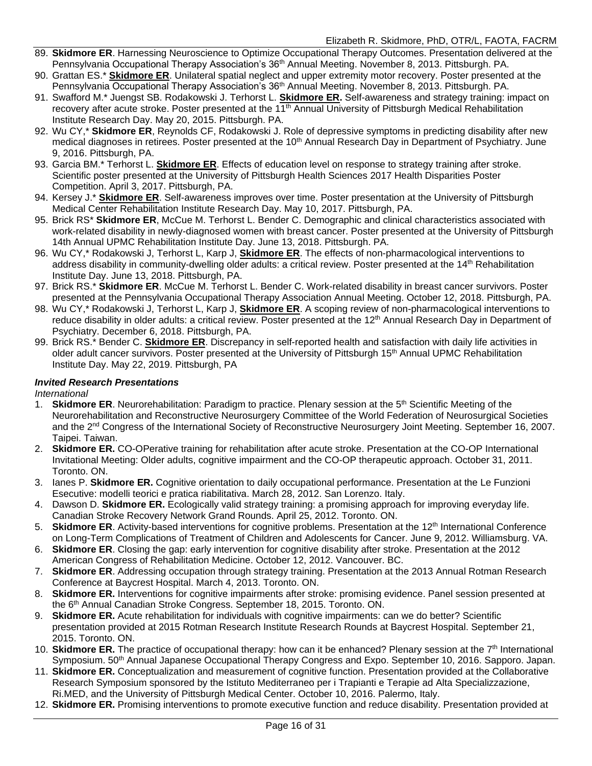89. **Skidmore ER**. Harnessing Neuroscience to Optimize Occupational Therapy Outcomes. Presentation delivered at the Pennsylvania Occupational Therapy Association's 36th Annual Meeting. November 8, 2013. Pittsburgh. PA.
90. Grattan ES.* **Skidmore ER**. Unilateral spatial neglect and upper extremity motor recovery. Poster presented at the Pennsylvania Occupational Therapy Association's 36th Annual Meeting. November 8, 2013. Pittsburgh. PA.
91. Swafford M.* Juengst SB. Rodakowski J. Terhorst L. **Skidmore ER.** Self-awareness and strategy training: impact on recovery after acute stroke. Poster presented at the 11th Annual University of Pittsburgh Medical Rehabilitation Institute Research Day. May 20, 2015. Pittsburgh. PA.
92. Wu CY,* **Skidmore ER**, Reynolds CF, Rodakowski J. Role of depressive symptoms in predicting disability after new medical diagnoses in retirees. Poster presented at the 10th Annual Research Day in Department of Psychiatry. June 9, 2016. Pittsburgh, PA.
93. Garcia BM.* Terhorst L. **Skidmore ER**. Effects of education level on response to strategy training after stroke. Scientific poster presented at the University of Pittsburgh Health Sciences 2017 Health Disparities Poster Competition. April 3, 2017. Pittsburgh, PA.
94. Kersey J.* **Skidmore ER**. Self-awareness improves over time. Poster presentation at the University of Pittsburgh Medical Center Rehabilitation Institute Research Day. May 10, 2017. Pittsburgh, PA.
95. Brick RS* **Skidmore ER**, McCue M. Terhorst L. Bender C. Demographic and clinical characteristics associated with work-related disability in newly-diagnosed women with breast cancer. Poster presented at the University of Pittsburgh 14th Annual UPMC Rehabilitation Institute Day. June 13, 2018. Pittsburgh. PA.
96. Wu CY,* Rodakowski J, Terhorst L, Karp J, **Skidmore ER**. The effects of non-pharmacological interventions to address disability in community-dwelling older adults: a critical review. Poster presented at the 14th Rehabilitation Institute Day. June 13, 2018. Pittsburgh, PA.
97. Brick RS.* **Skidmore ER**. McCue M. Terhorst L. Bender C. Work-related disability in breast cancer survivors. Poster presented at the Pennsylvania Occupational Therapy Association Annual Meeting. October 12, 2018. Pittsburgh, PA.
98. Wu CY,* Rodakowski J, Terhorst L, Karp J, **Skidmore ER**. A scoping review of non-pharmacological interventions to reduce disability in older adults: a critical review. Poster presented at the 12th Annual Research Day in Department of Psychiatry. December 6, 2018. Pittsburgh, PA.
99. Brick RS.* Bender C. **Skidmore ER**. Discrepancy in self-reported health and satisfaction with daily life activities in older adult cancer survivors. Poster presented at the University of Pittsburgh 15th Annual UPMC Rehabilitation Institute Day. May 22, 2019. Pittsburgh, PA

### *Invited Research Presentations*

*International*

1. **Skidmore ER**. Neurorehabilitation: Paradigm to practice. Plenary session at the 5th Scientific Meeting of the Neurorehabilitation and Reconstructive Neurosurgery Committee of the World Federation of Neurosurgical Societies and the 2nd Congress of the International Society of Reconstructive Neurosurgery Joint Meeting. September 16, 2007. Taipei. Taiwan.
2. **Skidmore ER.** CO-OPerative training for rehabilitation after acute stroke. Presentation at the CO-OP International Invitational Meeting: Older adults, cognitive impairment and the CO-OP therapeutic approach. October 31, 2011. Toronto. ON.
3. Ianes P. **Skidmore ER.** Cognitive orientation to daily occupational performance. Presentation at the Le Funzioni Esecutive: modelli teorici e pratica riabilitativa. March 28, 2012. San Lorenzo. Italy.
4. Dawson D. **Skidmore ER.** Ecologically valid strategy training: a promising approach for improving everyday life. Canadian Stroke Recovery Network Grand Rounds. April 25, 2012. Toronto. ON.
5. **Skidmore ER**. Activity-based interventions for cognitive problems. Presentation at the 12th International Conference on Long-Term Complications of Treatment of Children and Adolescents for Cancer. June 9, 2012. Williamsburg. VA.
6. **Skidmore ER**. Closing the gap: early intervention for cognitive disability after stroke. Presentation at the 2012 American Congress of Rehabilitation Medicine. October 12, 2012. Vancouver. BC.
7. **Skidmore ER**. Addressing occupation through strategy training. Presentation at the 2013 Annual Rotman Research Conference at Baycrest Hospital. March 4, 2013. Toronto. ON.
8. **Skidmore ER.** Interventions for cognitive impairments after stroke: promising evidence. Panel session presented at the 6th Annual Canadian Stroke Congress. September 18, 2015. Toronto. ON.
9. **Skidmore ER.** Acute rehabilitation for individuals with cognitive impairments: can we do better? Scientific presentation provided at 2015 Rotman Research Institute Research Rounds at Baycrest Hospital. September 21, 2015. Toronto. ON.
10. **Skidmore ER.** The practice of occupational therapy: how can it be enhanced? Plenary session at the 7th International Symposium. 50th Annual Japanese Occupational Therapy Congress and Expo. September 10, 2016. Sapporo. Japan.
11. **Skidmore ER.** Conceptualization and measurement of cognitive function. Presentation provided at the Collaborative Research Symposium sponsored by the Istituto Mediterraneo per i Trapianti e Terapie ad Alta Specializzazione, Ri.MED, and the University of Pittsburgh Medical Center. October 10, 2016. Palermo, Italy.
12. **Skidmore ER.** Promising interventions to promote executive function and reduce disability. Presentation provided at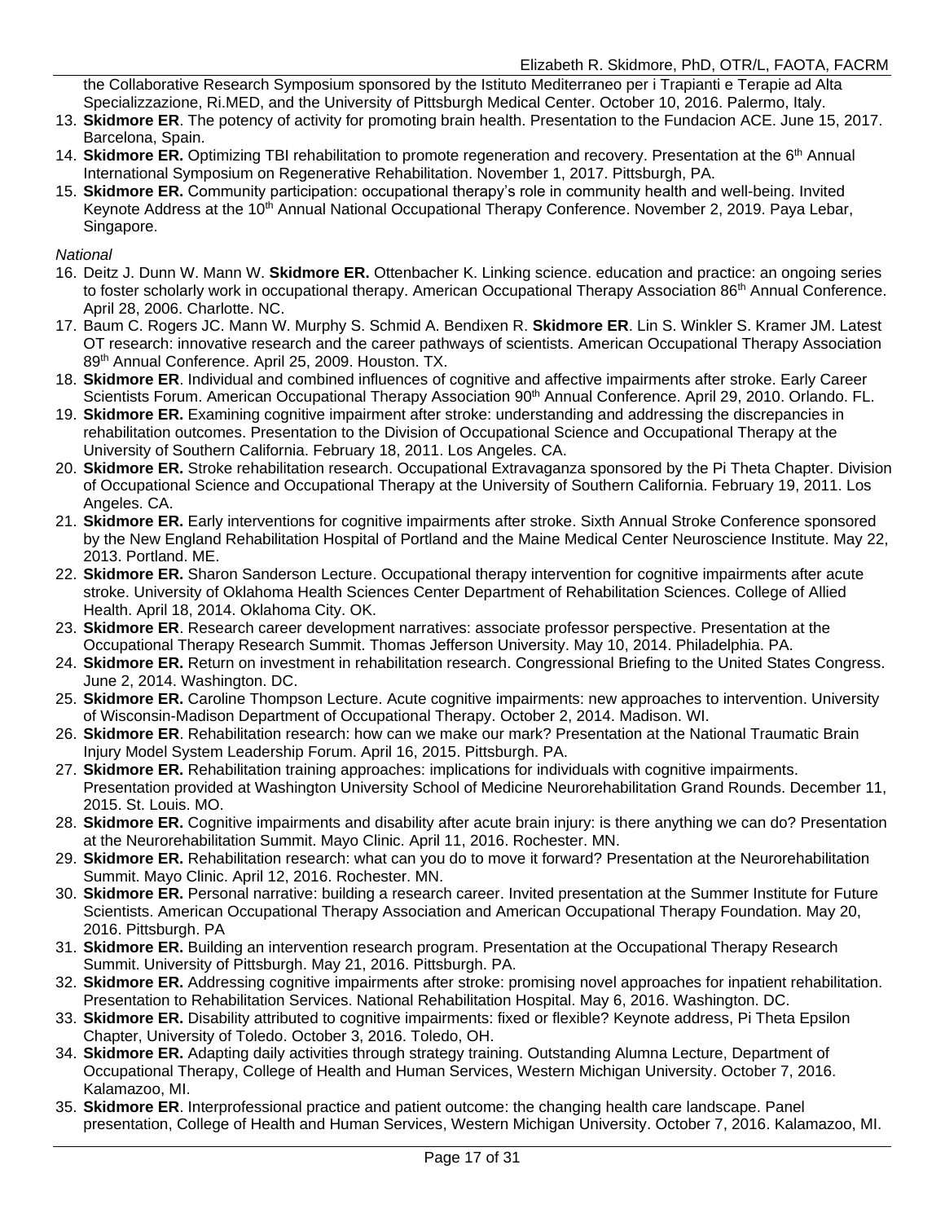the Collaborative Research Symposium sponsored by the Istituto Mediterraneo per i Trapianti e Terapie ad Alta Specializzazione, Ri.MED, and the University of Pittsburgh Medical Center. October 10, 2016. Palermo, Italy.

13. **Skidmore ER**. The potency of activity for promoting brain health. Presentation to the Fundacion ACE. June 15, 2017. Barcelona, Spain.
14. **Skidmore ER.** Optimizing TBI rehabilitation to promote regeneration and recovery. Presentation at the 6th Annual International Symposium on Regenerative Rehabilitation. November 1, 2017. Pittsburgh, PA.
15. **Skidmore ER.** Community participation: occupational therapy's role in community health and well-being. Invited Keynote Address at the 10th Annual National Occupational Therapy Conference. November 2, 2019. Paya Lebar, Singapore.

*National*

16. Deitz J. Dunn W. Mann W. **Skidmore ER.** Ottenbacher K. Linking science. education and practice: an ongoing series to foster scholarly work in occupational therapy. American Occupational Therapy Association 86th Annual Conference. April 28, 2006. Charlotte. NC.
17. Baum C. Rogers JC. Mann W. Murphy S. Schmid A. Bendixen R. **Skidmore ER**. Lin S. Winkler S. Kramer JM. Latest OT research: innovative research and the career pathways of scientists. American Occupational Therapy Association 89th Annual Conference. April 25, 2009. Houston. TX.
18. **Skidmore ER**. Individual and combined influences of cognitive and affective impairments after stroke. Early Career Scientists Forum. American Occupational Therapy Association 90th Annual Conference. April 29, 2010. Orlando. FL.
19. **Skidmore ER.** Examining cognitive impairment after stroke: understanding and addressing the discrepancies in rehabilitation outcomes. Presentation to the Division of Occupational Science and Occupational Therapy at the University of Southern California. February 18, 2011. Los Angeles. CA.
20. **Skidmore ER.** Stroke rehabilitation research. Occupational Extravaganza sponsored by the Pi Theta Chapter. Division of Occupational Science and Occupational Therapy at the University of Southern California. February 19, 2011. Los Angeles. CA.
21. **Skidmore ER.** Early interventions for cognitive impairments after stroke. Sixth Annual Stroke Conference sponsored by the New England Rehabilitation Hospital of Portland and the Maine Medical Center Neuroscience Institute. May 22, 2013. Portland. ME.
22. **Skidmore ER.** Sharon Sanderson Lecture. Occupational therapy intervention for cognitive impairments after acute stroke. University of Oklahoma Health Sciences Center Department of Rehabilitation Sciences. College of Allied Health. April 18, 2014. Oklahoma City. OK.
23. **Skidmore ER**. Research career development narratives: associate professor perspective. Presentation at the Occupational Therapy Research Summit. Thomas Jefferson University. May 10, 2014. Philadelphia. PA.
24. **Skidmore ER.** Return on investment in rehabilitation research. Congressional Briefing to the United States Congress. June 2, 2014. Washington. DC.
25. **Skidmore ER.** Caroline Thompson Lecture. Acute cognitive impairments: new approaches to intervention. University of Wisconsin-Madison Department of Occupational Therapy. October 2, 2014. Madison. WI.
26. **Skidmore ER**. Rehabilitation research: how can we make our mark? Presentation at the National Traumatic Brain Injury Model System Leadership Forum. April 16, 2015. Pittsburgh. PA.
27. **Skidmore ER.** Rehabilitation training approaches: implications for individuals with cognitive impairments. Presentation provided at Washington University School of Medicine Neurorehabilitation Grand Rounds. December 11, 2015. St. Louis. MO.
28. **Skidmore ER.** Cognitive impairments and disability after acute brain injury: is there anything we can do? Presentation at the Neurorehabilitation Summit. Mayo Clinic. April 11, 2016. Rochester. MN.
29. **Skidmore ER.** Rehabilitation research: what can you do to move it forward? Presentation at the Neurorehabilitation Summit. Mayo Clinic. April 12, 2016. Rochester. MN.
30. **Skidmore ER.** Personal narrative: building a research career. Invited presentation at the Summer Institute for Future Scientists. American Occupational Therapy Association and American Occupational Therapy Foundation. May 20, 2016. Pittsburgh. PA
31. **Skidmore ER.** Building an intervention research program. Presentation at the Occupational Therapy Research Summit. University of Pittsburgh. May 21, 2016. Pittsburgh. PA.
32. **Skidmore ER.** Addressing cognitive impairments after stroke: promising novel approaches for inpatient rehabilitation. Presentation to Rehabilitation Services. National Rehabilitation Hospital. May 6, 2016. Washington. DC.
33. **Skidmore ER.** Disability attributed to cognitive impairments: fixed or flexible? Keynote address, Pi Theta Epsilon Chapter, University of Toledo. October 3, 2016. Toledo, OH.
34. **Skidmore ER.** Adapting daily activities through strategy training. Outstanding Alumna Lecture, Department of Occupational Therapy, College of Health and Human Services, Western Michigan University. October 7, 2016. Kalamazoo, MI.
35. **Skidmore ER**. Interprofessional practice and patient outcome: the changing health care landscape. Panel presentation, College of Health and Human Services, Western Michigan University. October 7, 2016. Kalamazoo, MI.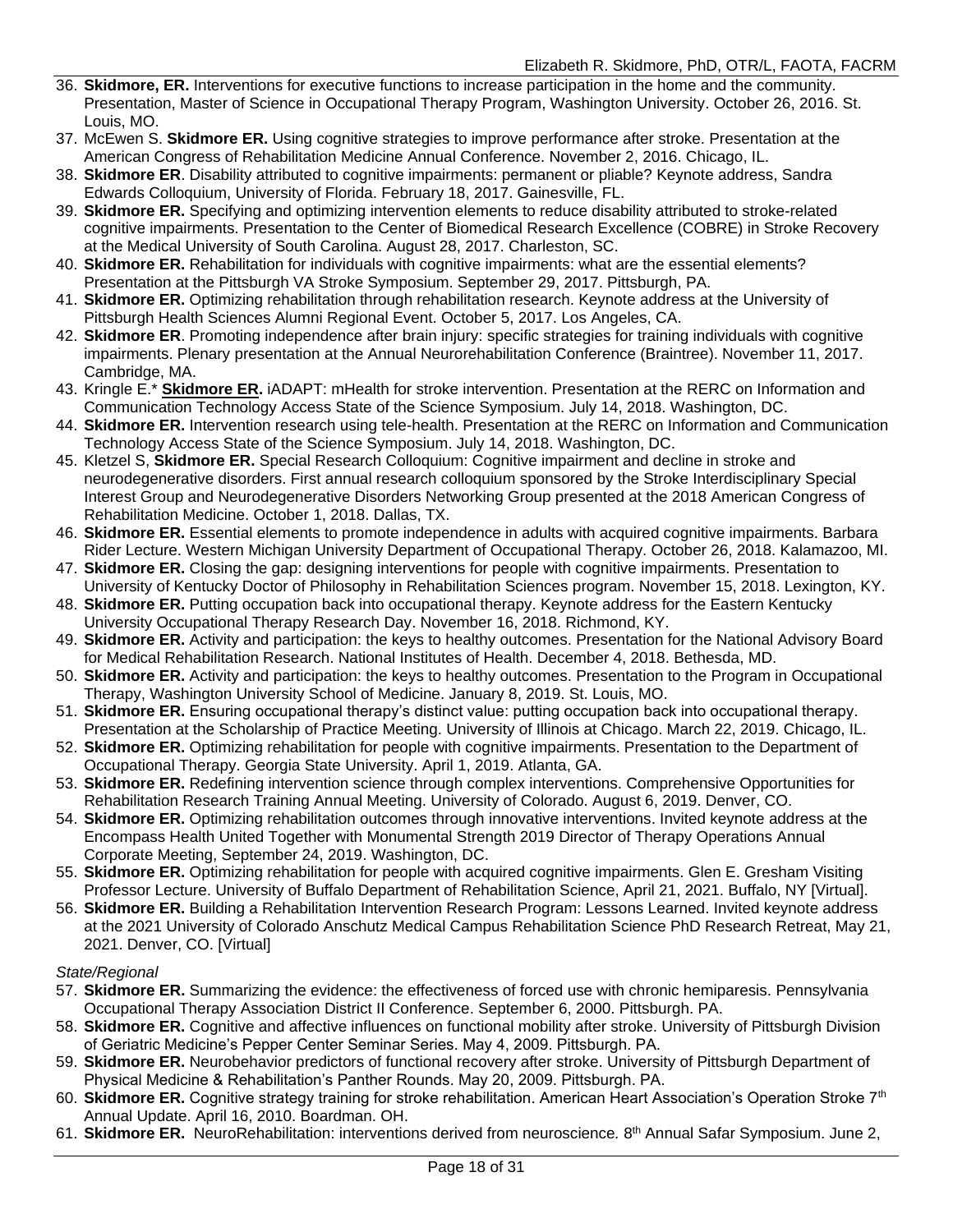36. **Skidmore, ER.** Interventions for executive functions to increase participation in the home and the community. Presentation, Master of Science in Occupational Therapy Program, Washington University. October 26, 2016. St. Louis, MO.
37. McEwen S. **Skidmore ER.** Using cognitive strategies to improve performance after stroke. Presentation at the American Congress of Rehabilitation Medicine Annual Conference. November 2, 2016. Chicago, IL.
38. **Skidmore ER**. Disability attributed to cognitive impairments: permanent or pliable? Keynote address, Sandra Edwards Colloquium, University of Florida. February 18, 2017. Gainesville, FL.
39. **Skidmore ER.** Specifying and optimizing intervention elements to reduce disability attributed to stroke-related cognitive impairments. Presentation to the Center of Biomedical Research Excellence (COBRE) in Stroke Recovery at the Medical University of South Carolina. August 28, 2017. Charleston, SC.
40. **Skidmore ER.** Rehabilitation for individuals with cognitive impairments: what are the essential elements? Presentation at the Pittsburgh VA Stroke Symposium. September 29, 2017. Pittsburgh, PA.
41. **Skidmore ER.** Optimizing rehabilitation through rehabilitation research. Keynote address at the University of Pittsburgh Health Sciences Alumni Regional Event. October 5, 2017. Los Angeles, CA.
42. **Skidmore ER**. Promoting independence after brain injury: specific strategies for training individuals with cognitive impairments. Plenary presentation at the Annual Neurorehabilitation Conference (Braintree). November 11, 2017. Cambridge, MA.
43. Kringle E.* **Skidmore ER.** iADAPT: mHealth for stroke intervention. Presentation at the RERC on Information and Communication Technology Access State of the Science Symposium. July 14, 2018. Washington, DC.
44. **Skidmore ER.** Intervention research using tele-health. Presentation at the RERC on Information and Communication Technology Access State of the Science Symposium. July 14, 2018. Washington, DC.
45. Kletzel S, **Skidmore ER.** Special Research Colloquium: Cognitive impairment and decline in stroke and neurodegenerative disorders. First annual research colloquium sponsored by the Stroke Interdisciplinary Special Interest Group and Neurodegenerative Disorders Networking Group presented at the 2018 American Congress of Rehabilitation Medicine. October 1, 2018. Dallas, TX.
46. **Skidmore ER.** Essential elements to promote independence in adults with acquired cognitive impairments. Barbara Rider Lecture. Western Michigan University Department of Occupational Therapy. October 26, 2018. Kalamazoo, MI.
47. **Skidmore ER.** Closing the gap: designing interventions for people with cognitive impairments. Presentation to University of Kentucky Doctor of Philosophy in Rehabilitation Sciences program. November 15, 2018. Lexington, KY.
48. **Skidmore ER.** Putting occupation back into occupational therapy. Keynote address for the Eastern Kentucky University Occupational Therapy Research Day. November 16, 2018. Richmond, KY.
49. **Skidmore ER.** Activity and participation: the keys to healthy outcomes. Presentation for the National Advisory Board for Medical Rehabilitation Research. National Institutes of Health. December 4, 2018. Bethesda, MD.
50. **Skidmore ER.** Activity and participation: the keys to healthy outcomes. Presentation to the Program in Occupational Therapy, Washington University School of Medicine. January 8, 2019. St. Louis, MO.
51. **Skidmore ER.** Ensuring occupational therapy's distinct value: putting occupation back into occupational therapy. Presentation at the Scholarship of Practice Meeting. University of Illinois at Chicago. March 22, 2019. Chicago, IL.
52. **Skidmore ER.** Optimizing rehabilitation for people with cognitive impairments. Presentation to the Department of Occupational Therapy. Georgia State University. April 1, 2019. Atlanta, GA.
53. **Skidmore ER.** Redefining intervention science through complex interventions. Comprehensive Opportunities for Rehabilitation Research Training Annual Meeting. University of Colorado. August 6, 2019. Denver, CO.
54. **Skidmore ER.** Optimizing rehabilitation outcomes through innovative interventions. Invited keynote address at the Encompass Health United Together with Monumental Strength 2019 Director of Therapy Operations Annual Corporate Meeting, September 24, 2019. Washington, DC.
55. **Skidmore ER.** Optimizing rehabilitation for people with acquired cognitive impairments. Glen E. Gresham Visiting Professor Lecture. University of Buffalo Department of Rehabilitation Science, April 21, 2021. Buffalo, NY [Virtual].
56. **Skidmore ER.** Building a Rehabilitation Intervention Research Program: Lessons Learned. Invited keynote address at the 2021 University of Colorado Anschutz Medical Campus Rehabilitation Science PhD Research Retreat, May 21, 2021. Denver, CO. [Virtual]

*State/Regional*

57. **Skidmore ER.** Summarizing the evidence: the effectiveness of forced use with chronic hemiparesis. Pennsylvania Occupational Therapy Association District II Conference. September 6, 2000. Pittsburgh. PA.
58. **Skidmore ER.** Cognitive and affective influences on functional mobility after stroke. University of Pittsburgh Division of Geriatric Medicine's Pepper Center Seminar Series. May 4, 2009. Pittsburgh. PA.
59. **Skidmore ER.** Neurobehavior predictors of functional recovery after stroke. University of Pittsburgh Department of Physical Medicine & Rehabilitation's Panther Rounds. May 20, 2009. Pittsburgh. PA.
60. **Skidmore ER.** Cognitive strategy training for stroke rehabilitation. American Heart Association's Operation Stroke 7th Annual Update. April 16, 2010. Boardman. OH.
61. **Skidmore ER.** NeuroRehabilitation: interventions derived from neuroscience. 8th Annual Safar Symposium. June 2,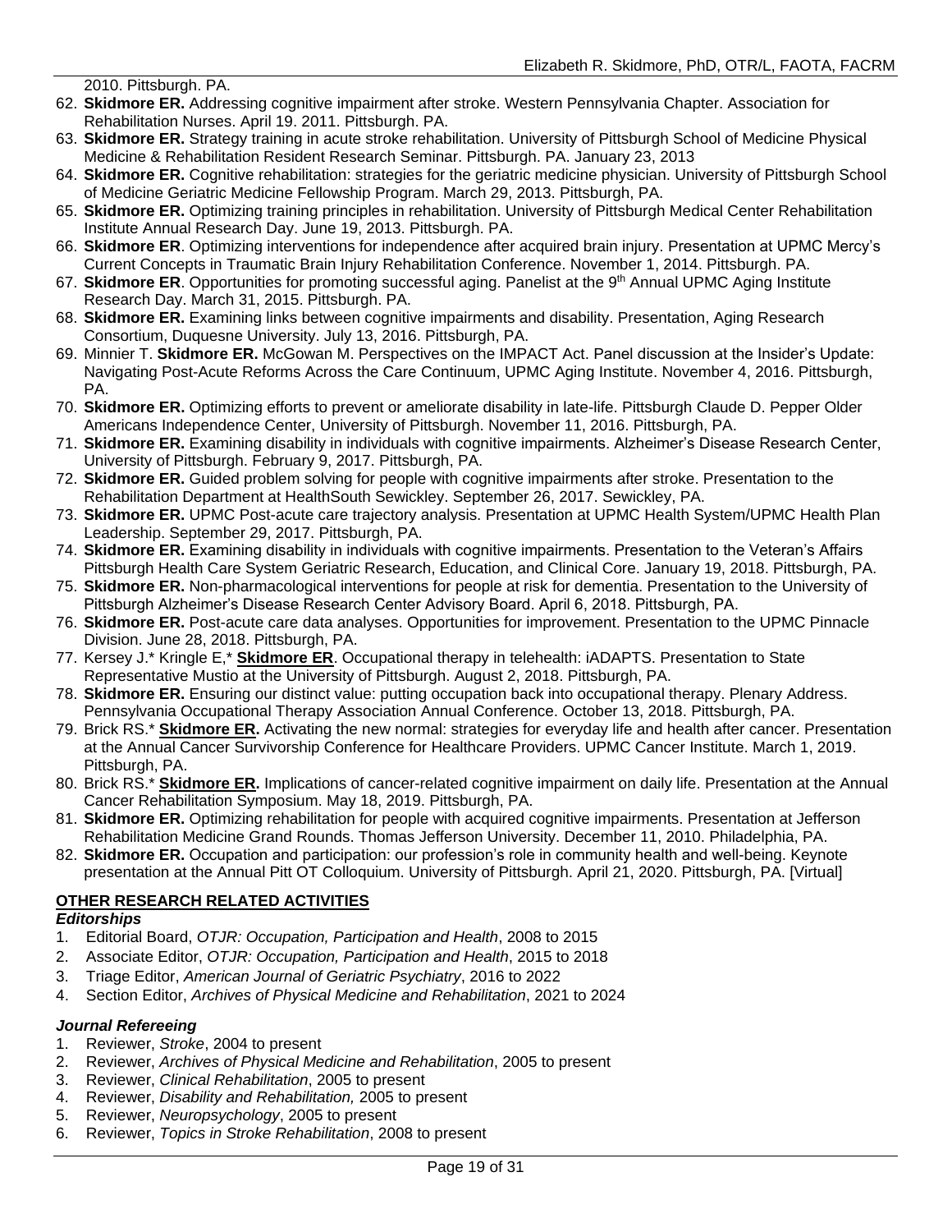2010. Pittsburgh. PA.

62. **Skidmore ER.** Addressing cognitive impairment after stroke. Western Pennsylvania Chapter. Association for Rehabilitation Nurses. April 19. 2011. Pittsburgh. PA.
63. **Skidmore ER.** Strategy training in acute stroke rehabilitation. University of Pittsburgh School of Medicine Physical Medicine & Rehabilitation Resident Research Seminar. Pittsburgh. PA. January 23, 2013
64. **Skidmore ER.** Cognitive rehabilitation: strategies for the geriatric medicine physician. University of Pittsburgh School of Medicine Geriatric Medicine Fellowship Program. March 29, 2013. Pittsburgh, PA.
65. **Skidmore ER.** Optimizing training principles in rehabilitation. University of Pittsburgh Medical Center Rehabilitation Institute Annual Research Day. June 19, 2013. Pittsburgh. PA.
66. **Skidmore ER**. Optimizing interventions for independence after acquired brain injury. Presentation at UPMC Mercy's Current Concepts in Traumatic Brain Injury Rehabilitation Conference. November 1, 2014. Pittsburgh. PA.
67. **Skidmore ER**. Opportunities for promoting successful aging. Panelist at the 9th Annual UPMC Aging Institute Research Day. March 31, 2015. Pittsburgh. PA.
68. **Skidmore ER.** Examining links between cognitive impairments and disability. Presentation, Aging Research Consortium, Duquesne University. July 13, 2016. Pittsburgh, PA.
69. Minnier T. **Skidmore ER.** McGowan M. Perspectives on the IMPACT Act. Panel discussion at the Insider's Update: Navigating Post-Acute Reforms Across the Care Continuum, UPMC Aging Institute. November 4, 2016. Pittsburgh, PA.
70. **Skidmore ER.** Optimizing efforts to prevent or ameliorate disability in late-life. Pittsburgh Claude D. Pepper Older Americans Independence Center, University of Pittsburgh. November 11, 2016. Pittsburgh, PA.
71. **Skidmore ER.** Examining disability in individuals with cognitive impairments. Alzheimer's Disease Research Center, University of Pittsburgh. February 9, 2017. Pittsburgh, PA.
72. **Skidmore ER.** Guided problem solving for people with cognitive impairments after stroke. Presentation to the Rehabilitation Department at HealthSouth Sewickley. September 26, 2017. Sewickley, PA.
73. **Skidmore ER.** UPMC Post-acute care trajectory analysis. Presentation at UPMC Health System/UPMC Health Plan Leadership. September 29, 2017. Pittsburgh, PA.
74. **Skidmore ER.** Examining disability in individuals with cognitive impairments. Presentation to the Veteran's Affairs Pittsburgh Health Care System Geriatric Research, Education, and Clinical Core. January 19, 2018. Pittsburgh, PA.
75. **Skidmore ER.** Non-pharmacological interventions for people at risk for dementia. Presentation to the University of Pittsburgh Alzheimer's Disease Research Center Advisory Board. April 6, 2018. Pittsburgh, PA.
76. **Skidmore ER.** Post-acute care data analyses. Opportunities for improvement. Presentation to the UPMC Pinnacle Division. June 28, 2018. Pittsburgh, PA.
77. Kersey J.* Kringle E,* **Skidmore ER**. Occupational therapy in telehealth: iADAPTS. Presentation to State Representative Mustio at the University of Pittsburgh. August 2, 2018. Pittsburgh, PA.
78. **Skidmore ER.** Ensuring our distinct value: putting occupation back into occupational therapy. Plenary Address. Pennsylvania Occupational Therapy Association Annual Conference. October 13, 2018. Pittsburgh, PA.
79. Brick RS.* **Skidmore ER.** Activating the new normal: strategies for everyday life and health after cancer. Presentation at the Annual Cancer Survivorship Conference for Healthcare Providers. UPMC Cancer Institute. March 1, 2019. Pittsburgh, PA.
80. Brick RS.* **Skidmore ER.** Implications of cancer-related cognitive impairment on daily life. Presentation at the Annual Cancer Rehabilitation Symposium. May 18, 2019. Pittsburgh, PA.
81. **Skidmore ER.** Optimizing rehabilitation for people with acquired cognitive impairments. Presentation at Jefferson Rehabilitation Medicine Grand Rounds. Thomas Jefferson University. December 11, 2010. Philadelphia, PA.
82. **Skidmore ER.** Occupation and participation: our profession's role in community health and well-being. Keynote presentation at the Annual Pitt OT Colloquium. University of Pittsburgh. April 21, 2020. Pittsburgh, PA. [Virtual]

## OTHER RESEARCH RELATED ACTIVITIES

### *Editorships*

1. Editorial Board, *OTJR: Occupation, Participation and Health*, 2008 to 2015
2. Associate Editor, *OTJR: Occupation, Participation and Health*, 2015 to 2018
3. Triage Editor, *American Journal of Geriatric Psychiatry*, 2016 to 2022
4. Section Editor, *Archives of Physical Medicine and Rehabilitation*, 2021 to 2024

### *Journal Refereeing*

1. Reviewer, *Stroke*, 2004 to present
2. Reviewer, *Archives of Physical Medicine and Rehabilitation*, 2005 to present
3. Reviewer, *Clinical Rehabilitation*, 2005 to present
4. Reviewer, *Disability and Rehabilitation,* 2005 to present
5. Reviewer, *Neuropsychology*, 2005 to present
6. Reviewer, *Topics in Stroke Rehabilitation*, 2008 to present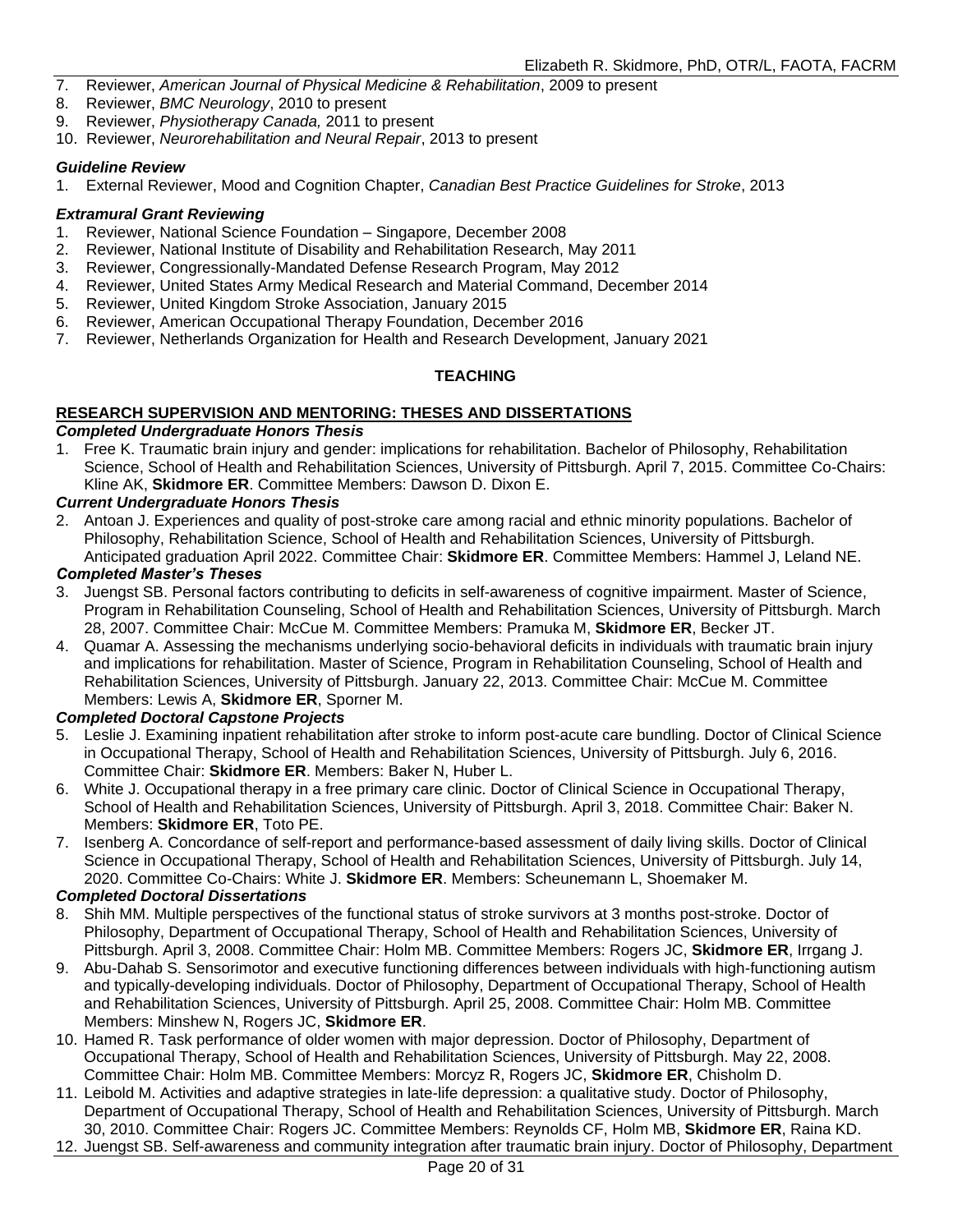7. Reviewer, *American Journal of Physical Medicine & Rehabilitation*, 2009 to present
8. Reviewer, *BMC Neurology*, 2010 to present
9. Reviewer, *Physiotherapy Canada,* 2011 to present
10. Reviewer, *Neurorehabilitation and Neural Repair*, 2013 to present

***Guideline Review***

1. External Reviewer, Mood and Cognition Chapter, *Canadian Best Practice Guidelines for Stroke*, 2013

***Extramural Grant Reviewing***

1. Reviewer, National Science Foundation – Singapore, December 2008
2. Reviewer, National Institute of Disability and Rehabilitation Research, May 2011
3. Reviewer, Congressionally-Mandated Defense Research Program, May 2012
4. Reviewer, United States Army Medical Research and Material Command, December 2014
5. Reviewer, United Kingdom Stroke Association, January 2015
6. Reviewer, American Occupational Therapy Foundation, December 2016
7. Reviewer, Netherlands Organization for Health and Research Development, January 2021

## TEACHING

### RESEARCH SUPERVISION AND MENTORING: THESES AND DISSERTATIONS

***Completed Undergraduate Honors Thesis***

1. Free K. Traumatic brain injury and gender: implications for rehabilitation. Bachelor of Philosophy, Rehabilitation Science, School of Health and Rehabilitation Sciences, University of Pittsburgh. April 7, 2015. Committee Co-Chairs: Kline AK, **Skidmore ER**. Committee Members: Dawson D. Dixon E.

***Current Undergraduate Honors Thesis***

2. Antoan J. Experiences and quality of post-stroke care among racial and ethnic minority populations. Bachelor of Philosophy, Rehabilitation Science, School of Health and Rehabilitation Sciences, University of Pittsburgh. Anticipated graduation April 2022. Committee Chair: **Skidmore ER**. Committee Members: Hammel J, Leland NE.

***Completed Master's Theses***

3. Juengst SB. Personal factors contributing to deficits in self-awareness of cognitive impairment. Master of Science, Program in Rehabilitation Counseling, School of Health and Rehabilitation Sciences, University of Pittsburgh. March 28, 2007. Committee Chair: McCue M. Committee Members: Pramuka M, **Skidmore ER**, Becker JT.
4. Quamar A. Assessing the mechanisms underlying socio-behavioral deficits in individuals with traumatic brain injury and implications for rehabilitation. Master of Science, Program in Rehabilitation Counseling, School of Health and Rehabilitation Sciences, University of Pittsburgh. January 22, 2013. Committee Chair: McCue M. Committee Members: Lewis A, **Skidmore ER**, Sporner M.

***Completed Doctoral Capstone Projects***

5. Leslie J. Examining inpatient rehabilitation after stroke to inform post-acute care bundling. Doctor of Clinical Science in Occupational Therapy, School of Health and Rehabilitation Sciences, University of Pittsburgh. July 6, 2016. Committee Chair: **Skidmore ER**. Members: Baker N, Huber L.
6. White J. Occupational therapy in a free primary care clinic. Doctor of Clinical Science in Occupational Therapy, School of Health and Rehabilitation Sciences, University of Pittsburgh. April 3, 2018. Committee Chair: Baker N. Members: **Skidmore ER**, Toto PE.
7. Isenberg A. Concordance of self-report and performance-based assessment of daily living skills. Doctor of Clinical Science in Occupational Therapy, School of Health and Rehabilitation Sciences, University of Pittsburgh. July 14, 2020. Committee Co-Chairs: White J. **Skidmore ER**. Members: Scheunemann L, Shoemaker M.

***Completed Doctoral Dissertations***

8. Shih MM. Multiple perspectives of the functional status of stroke survivors at 3 months post-stroke. Doctor of Philosophy, Department of Occupational Therapy, School of Health and Rehabilitation Sciences, University of Pittsburgh. April 3, 2008. Committee Chair: Holm MB. Committee Members: Rogers JC, **Skidmore ER**, Irrgang J.
9. Abu-Dahab S. Sensorimotor and executive functioning differences between individuals with high-functioning autism and typically-developing individuals. Doctor of Philosophy, Department of Occupational Therapy, School of Health and Rehabilitation Sciences, University of Pittsburgh. April 25, 2008. Committee Chair: Holm MB. Committee Members: Minshew N, Rogers JC, **Skidmore ER**.
10. Hamed R. Task performance of older women with major depression. Doctor of Philosophy, Department of Occupational Therapy, School of Health and Rehabilitation Sciences, University of Pittsburgh. May 22, 2008. Committee Chair: Holm MB. Committee Members: Morcyz R, Rogers JC, **Skidmore ER**, Chisholm D.
11. Leibold M. Activities and adaptive strategies in late-life depression: a qualitative study. Doctor of Philosophy, Department of Occupational Therapy, School of Health and Rehabilitation Sciences, University of Pittsburgh. March 30, 2010. Committee Chair: Rogers JC. Committee Members: Reynolds CF, Holm MB, **Skidmore ER**, Raina KD.
12. Juengst SB. Self-awareness and community integration after traumatic brain injury. Doctor of Philosophy, Department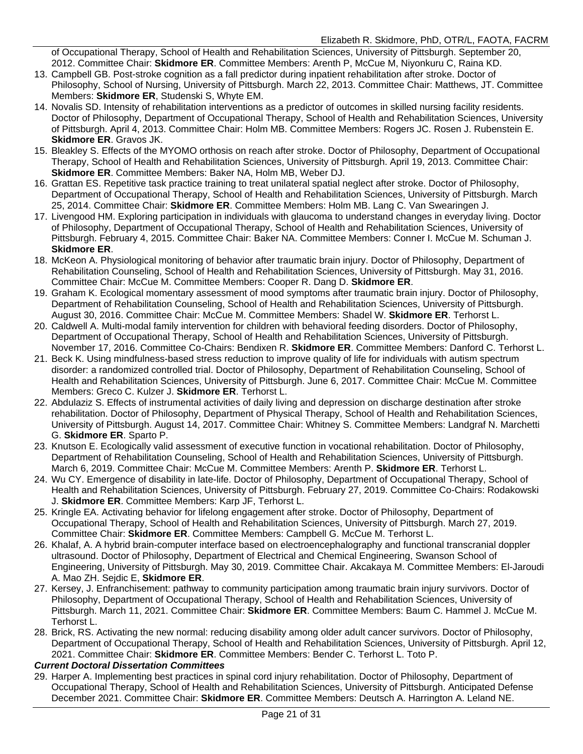of Occupational Therapy, School of Health and Rehabilitation Sciences, University of Pittsburgh. September 20, 2012. Committee Chair: **Skidmore ER**. Committee Members: Arenth P, McCue M, Niyonkuru C, Raina KD.

13. Campbell GB. Post-stroke cognition as a fall predictor during inpatient rehabilitation after stroke. Doctor of Philosophy, School of Nursing, University of Pittsburgh. March 22, 2013. Committee Chair: Matthews, JT. Committee Members: **Skidmore ER**, Studenski S, Whyte EM.
14. Novalis SD. Intensity of rehabilitation interventions as a predictor of outcomes in skilled nursing facility residents. Doctor of Philosophy, Department of Occupational Therapy, School of Health and Rehabilitation Sciences, University of Pittsburgh. April 4, 2013. Committee Chair: Holm MB. Committee Members: Rogers JC. Rosen J. Rubenstein E. **Skidmore ER**. Gravos JK.
15. Bleakley S. Effects of the MYOMO orthosis on reach after stroke. Doctor of Philosophy, Department of Occupational Therapy, School of Health and Rehabilitation Sciences, University of Pittsburgh. April 19, 2013. Committee Chair: **Skidmore ER**. Committee Members: Baker NA, Holm MB, Weber DJ.
16. Grattan ES. Repetitive task practice training to treat unilateral spatial neglect after stroke. Doctor of Philosophy, Department of Occupational Therapy, School of Health and Rehabilitation Sciences, University of Pittsburgh. March 25, 2014. Committee Chair: **Skidmore ER**. Committee Members: Holm MB. Lang C. Van Swearingen J.
17. Livengood HM. Exploring participation in individuals with glaucoma to understand changes in everyday living. Doctor of Philosophy, Department of Occupational Therapy, School of Health and Rehabilitation Sciences, University of Pittsburgh. February 4, 2015. Committee Chair: Baker NA. Committee Members: Conner I. McCue M. Schuman J. **Skidmore ER**.
18. McKeon A. Physiological monitoring of behavior after traumatic brain injury. Doctor of Philosophy, Department of Rehabilitation Counseling, School of Health and Rehabilitation Sciences, University of Pittsburgh. May 31, 2016. Committee Chair: McCue M. Committee Members: Cooper R. Dang D. **Skidmore ER**.
19. Graham K. Ecological momentary assessment of mood symptoms after traumatic brain injury. Doctor of Philosophy, Department of Rehabilitation Counseling, School of Health and Rehabilitation Sciences, University of Pittsburgh. August 30, 2016. Committee Chair: McCue M. Committee Members: Shadel W. **Skidmore ER**. Terhorst L.
20. Caldwell A. Multi-modal family intervention for children with behavioral feeding disorders. Doctor of Philosophy, Department of Occupational Therapy, School of Health and Rehabilitation Sciences, University of Pittsburgh. November 17, 2016. Committee Co-Chairs: Bendixen R. **Skidmore ER**. Committee Members: Danford C. Terhorst L.
21. Beck K. Using mindfulness-based stress reduction to improve quality of life for individuals with autism spectrum disorder: a randomized controlled trial. Doctor of Philosophy, Department of Rehabilitation Counseling, School of Health and Rehabilitation Sciences, University of Pittsburgh. June 6, 2017. Committee Chair: McCue M. Committee Members: Greco C. Kulzer J. **Skidmore ER**. Terhorst L.
22. Abdulaziz S. Effects of instrumental activities of daily living and depression on discharge destination after stroke rehabilitation. Doctor of Philosophy, Department of Physical Therapy, School of Health and Rehabilitation Sciences, University of Pittsburgh. August 14, 2017. Committee Chair: Whitney S. Committee Members: Landgraf N. Marchetti G. **Skidmore ER**. Sparto P.
23. Knutson E. Ecologically valid assessment of executive function in vocational rehabilitation. Doctor of Philosophy, Department of Rehabilitation Counseling, School of Health and Rehabilitation Sciences, University of Pittsburgh. March 6, 2019. Committee Chair: McCue M. Committee Members: Arenth P. **Skidmore ER**. Terhorst L.
24. Wu CY. Emergence of disability in late-life. Doctor of Philosophy, Department of Occupational Therapy, School of Health and Rehabilitation Sciences, University of Pittsburgh. February 27, 2019. Committee Co-Chairs: Rodakowski J. **Skidmore ER**. Committee Members: Karp JF, Terhorst L.
25. Kringle EA. Activating behavior for lifelong engagement after stroke. Doctor of Philosophy, Department of Occupational Therapy, School of Health and Rehabilitation Sciences, University of Pittsburgh. March 27, 2019. Committee Chair: **Skidmore ER**. Committee Members: Campbell G. McCue M. Terhorst L.
26. Khalaf, A. A hybrid brain-computer interface based on electroencephalography and functional transcranial doppler ultrasound. Doctor of Philosophy, Department of Electrical and Chemical Engineering, Swanson School of Engineering, University of Pittsburgh. May 30, 2019. Committee Chair. Akcakaya M. Committee Members: El-Jaroudi A. Mao ZH. Sejdic E, **Skidmore ER**.
27. Kersey, J. Enfranchisement: pathway to community participation among traumatic brain injury survivors. Doctor of Philosophy, Department of Occupational Therapy, School of Health and Rehabilitation Sciences, University of Pittsburgh. March 11, 2021. Committee Chair: **Skidmore ER**. Committee Members: Baum C. Hammel J. McCue M. Terhorst L.
28. Brick, RS. Activating the new normal: reducing disability among older adult cancer survivors. Doctor of Philosophy, Department of Occupational Therapy, School of Health and Rehabilitation Sciences, University of Pittsburgh. April 12, 2021. Committee Chair: **Skidmore ER**. Committee Members: Bender C. Terhorst L. Toto P.

***Current Doctoral Dissertation Committees***

29. Harper A. Implementing best practices in spinal cord injury rehabilitation. Doctor of Philosophy, Department of Occupational Therapy, School of Health and Rehabilitation Sciences, University of Pittsburgh. Anticipated Defense December 2021. Committee Chair: **Skidmore ER**. Committee Members: Deutsch A. Harrington A. Leland NE.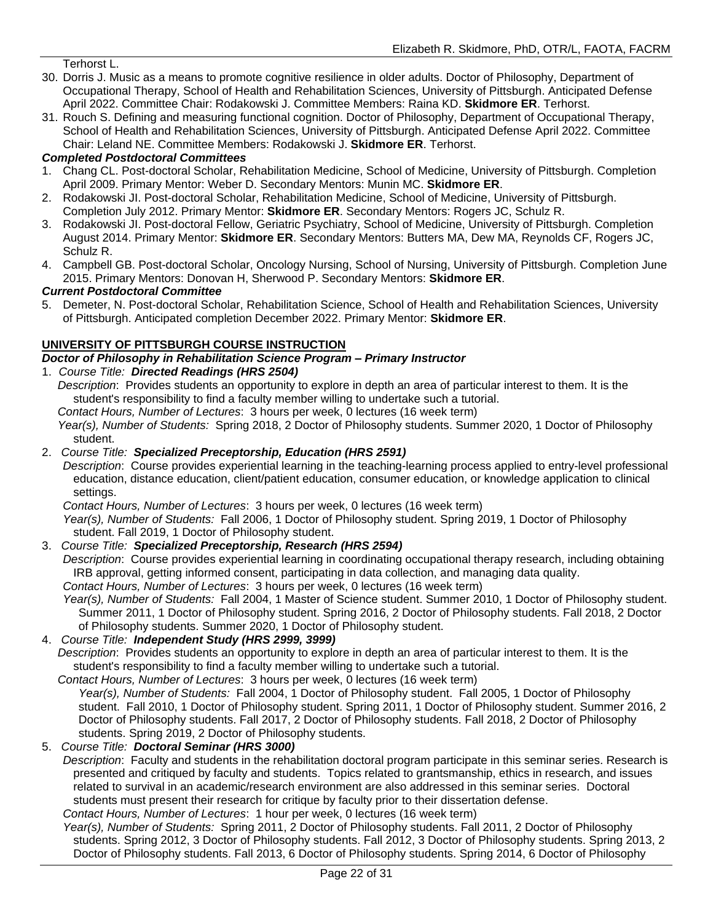Terhorst L.

30. Dorris J. Music as a means to promote cognitive resilience in older adults. Doctor of Philosophy, Department of Occupational Therapy, School of Health and Rehabilitation Sciences, University of Pittsburgh. Anticipated Defense April 2022. Committee Chair: Rodakowski J. Committee Members: Raina KD. **Skidmore ER**. Terhorst.
31. Rouch S. Defining and measuring functional cognition. Doctor of Philosophy, Department of Occupational Therapy, School of Health and Rehabilitation Sciences, University of Pittsburgh. Anticipated Defense April 2022. Committee Chair: Leland NE. Committee Members: Rodakowski J. **Skidmore ER**. Terhorst.

***Completed Postdoctoral Committees***

1. Chang CL. Post-doctoral Scholar, Rehabilitation Medicine, School of Medicine, University of Pittsburgh. Completion April 2009. Primary Mentor: Weber D. Secondary Mentors: Munin MC. **Skidmore ER**.
2. Rodakowski JI. Post-doctoral Scholar, Rehabilitation Medicine, School of Medicine, University of Pittsburgh. Completion July 2012. Primary Mentor: **Skidmore ER**. Secondary Mentors: Rogers JC, Schulz R.
3. Rodakowski JI. Post-doctoral Fellow, Geriatric Psychiatry, School of Medicine, University of Pittsburgh. Completion August 2014. Primary Mentor: **Skidmore ER**. Secondary Mentors: Butters MA, Dew MA, Reynolds CF, Rogers JC, Schulz R.
4. Campbell GB. Post-doctoral Scholar, Oncology Nursing, School of Nursing, University of Pittsburgh. Completion June 2015. Primary Mentors: Donovan H, Sherwood P. Secondary Mentors: **Skidmore ER**.

***Current Postdoctoral Committee***

5. Demeter, N. Post-doctoral Scholar, Rehabilitation Science, School of Health and Rehabilitation Sciences, University of Pittsburgh. Anticipated completion December 2022. Primary Mentor: **Skidmore ER**.

**UNIVERSITY OF PITTSBURGH COURSE INSTRUCTION**

***Doctor of Philosophy in Rehabilitation Science Program – Primary Instructor***

1. *Course Title:* ***Directed Readings (HRS 2504)***
   *Description*: Provides students an opportunity to explore in depth an area of particular interest to them. It is the student's responsibility to find a faculty member willing to undertake such a tutorial.
   *Contact Hours, Number of Lectures*: 3 hours per week, 0 lectures (16 week term)
   *Year(s), Number of Students:* Spring 2018, 2 Doctor of Philosophy students. Summer 2020, 1 Doctor of Philosophy student.
2. *Course Title:* ***Specialized Preceptorship, Education (HRS 2591)***
   *Description*: Course provides experiential learning in the teaching-learning process applied to entry-level professional education, distance education, client/patient education, consumer education, or knowledge application to clinical settings.
   *Contact Hours, Number of Lectures*: 3 hours per week, 0 lectures (16 week term)
   *Year(s), Number of Students:* Fall 2006, 1 Doctor of Philosophy student. Spring 2019, 1 Doctor of Philosophy student. Fall 2019, 1 Doctor of Philosophy student.
3. *Course Title:* ***Specialized Preceptorship, Research (HRS 2594)***
   *Description*: Course provides experiential learning in coordinating occupational therapy research, including obtaining IRB approval, getting informed consent, participating in data collection, and managing data quality.
   *Contact Hours, Number of Lectures*: 3 hours per week, 0 lectures (16 week term)
   *Year(s), Number of Students:* Fall 2004, 1 Master of Science student. Summer 2010, 1 Doctor of Philosophy student. Summer 2011, 1 Doctor of Philosophy student. Spring 2016, 2 Doctor of Philosophy students. Fall 2018, 2 Doctor of Philosophy students. Summer 2020, 1 Doctor of Philosophy student.
4. *Course Title:* ***Independent Study (HRS 2999, 3999)***
   *Description*: Provides students an opportunity to explore in depth an area of particular interest to them. It is the student's responsibility to find a faculty member willing to undertake such a tutorial.
   *Contact Hours, Number of Lectures*: 3 hours per week, 0 lectures (16 week term)
   *Year(s), Number of Students:* Fall 2004, 1 Doctor of Philosophy student. Fall 2005, 1 Doctor of Philosophy student. Fall 2010, 1 Doctor of Philosophy student. Spring 2011, 1 Doctor of Philosophy student. Summer 2016, 2 Doctor of Philosophy students. Fall 2017, 2 Doctor of Philosophy students. Fall 2018, 2 Doctor of Philosophy students. Spring 2019, 2 Doctor of Philosophy students.
5. *Course Title:* ***Doctoral Seminar (HRS 3000)***
   *Description*: Faculty and students in the rehabilitation doctoral program participate in this seminar series. Research is presented and critiqued by faculty and students. Topics related to grantsmanship, ethics in research, and issues related to survival in an academic/research environment are also addressed in this seminar series. Doctoral students must present their research for critique by faculty prior to their dissertation defense.
   *Contact Hours, Number of Lectures*: 1 hour per week, 0 lectures (16 week term)
   *Year(s), Number of Students:* Spring 2011, 2 Doctor of Philosophy students. Fall 2011, 2 Doctor of Philosophy students. Spring 2012, 3 Doctor of Philosophy students. Fall 2012, 3 Doctor of Philosophy students. Spring 2013, 2 Doctor of Philosophy students. Fall 2013, 6 Doctor of Philosophy students. Spring 2014, 6 Doctor of Philosophy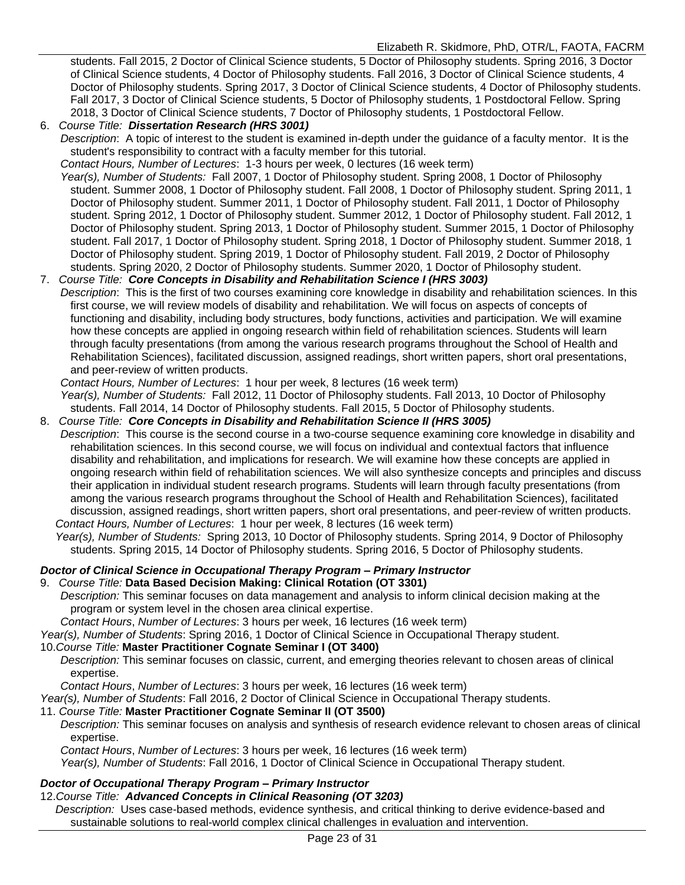students. Fall 2015, 2 Doctor of Clinical Science students, 5 Doctor of Philosophy students. Spring 2016, 3 Doctor of Clinical Science students, 4 Doctor of Philosophy students. Fall 2016, 3 Doctor of Clinical Science students, 4 Doctor of Philosophy students. Spring 2017, 3 Doctor of Clinical Science students, 4 Doctor of Philosophy students. Fall 2017, 3 Doctor of Clinical Science students, 5 Doctor of Philosophy students, 1 Postdoctoral Fellow. Spring 2018, 3 Doctor of Clinical Science students, 7 Doctor of Philosophy students, 1 Postdoctoral Fellow.

6. *Course Title:* ***Dissertation Research (HRS 3001)***
   *Description*: A topic of interest to the student is examined in-depth under the guidance of a faculty mentor. It is the student's responsibility to contract with a faculty member for this tutorial.
   *Contact Hours, Number of Lectures*: 1-3 hours per week, 0 lectures (16 week term)
   *Year(s), Number of Students:* Fall 2007, 1 Doctor of Philosophy student. Spring 2008, 1 Doctor of Philosophy student. Summer 2008, 1 Doctor of Philosophy student. Fall 2008, 1 Doctor of Philosophy student. Spring 2011, 1 Doctor of Philosophy student. Summer 2011, 1 Doctor of Philosophy student. Fall 2011, 1 Doctor of Philosophy student. Spring 2012, 1 Doctor of Philosophy student. Summer 2012, 1 Doctor of Philosophy student. Fall 2012, 1 Doctor of Philosophy student. Spring 2013, 1 Doctor of Philosophy student. Summer 2015, 1 Doctor of Philosophy student. Fall 2017, 1 Doctor of Philosophy student. Spring 2018, 1 Doctor of Philosophy student. Summer 2018, 1 Doctor of Philosophy student. Spring 2019, 1 Doctor of Philosophy student. Fall 2019, 2 Doctor of Philosophy students. Spring 2020, 2 Doctor of Philosophy students. Summer 2020, 1 Doctor of Philosophy student.

7. *Course Title:* ***Core Concepts in Disability and Rehabilitation Science I (HRS 3003)***
   *Description*: This is the first of two courses examining core knowledge in disability and rehabilitation sciences. In this first course, we will review models of disability and rehabilitation. We will focus on aspects of concepts of functioning and disability, including body structures, body functions, activities and participation. We will examine how these concepts are applied in ongoing research within field of rehabilitation sciences. Students will learn through faculty presentations (from among the various research programs throughout the School of Health and Rehabilitation Sciences), facilitated discussion, assigned readings, short written papers, short oral presentations, and peer-review of written products.
   *Contact Hours, Number of Lectures*: 1 hour per week, 8 lectures (16 week term)
   *Year(s), Number of Students:* Fall 2012, 11 Doctor of Philosophy students. Fall 2013, 10 Doctor of Philosophy students. Fall 2014, 14 Doctor of Philosophy students. Fall 2015, 5 Doctor of Philosophy students.

8. *Course Title:* ***Core Concepts in Disability and Rehabilitation Science II (HRS 3005)***
   *Description*: This course is the second course in a two-course sequence examining core knowledge in disability and rehabilitation sciences. In this second course, we will focus on individual and contextual factors that influence disability and rehabilitation, and implications for research. We will examine how these concepts are applied in ongoing research within field of rehabilitation sciences. We will also synthesize concepts and principles and discuss their application in individual student research programs. Students will learn through faculty presentations (from among the various research programs throughout the School of Health and Rehabilitation Sciences), facilitated discussion, assigned readings, short written papers, short oral presentations, and peer-review of written products.
   *Contact Hours, Number of Lectures*: 1 hour per week, 8 lectures (16 week term)
   *Year(s), Number of Students:* Spring 2013, 10 Doctor of Philosophy students. Spring 2014, 9 Doctor of Philosophy students. Spring 2015, 14 Doctor of Philosophy students. Spring 2016, 5 Doctor of Philosophy students.

***Doctor of Clinical Science in Occupational Therapy Program – Primary Instructor***

9. *Course Title:* **Data Based Decision Making: Clinical Rotation (OT 3301)**
   *Description:* This seminar focuses on data management and analysis to inform clinical decision making at the program or system level in the chosen area clinical expertise.
   *Contact Hours*, *Number of Lectures*: 3 hours per week, 16 lectures (16 week term)
   *Year(s), Number of Students*: Spring 2016, 1 Doctor of Clinical Science in Occupational Therapy student.

10. *Course Title:* **Master Practitioner Cognate Seminar I (OT 3400)**
    *Description:* This seminar focuses on classic, current, and emerging theories relevant to chosen areas of clinical expertise.
    *Contact Hours*, *Number of Lectures*: 3 hours per week, 16 lectures (16 week term)
    *Year(s), Number of Students*: Fall 2016, 2 Doctor of Clinical Science in Occupational Therapy students.

11. *Course Title:* **Master Practitioner Cognate Seminar II (OT 3500)**
    *Description:* This seminar focuses on analysis and synthesis of research evidence relevant to chosen areas of clinical expertise.
    *Contact Hours*, *Number of Lectures*: 3 hours per week, 16 lectures (16 week term)
    *Year(s), Number of Students*: Fall 2016, 1 Doctor of Clinical Science in Occupational Therapy student.

***Doctor of Occupational Therapy Program – Primary Instructor***

12. *Course Title:* ***Advanced Concepts in Clinical Reasoning (OT 3203)***
    *Description:* Uses case-based methods, evidence synthesis, and critical thinking to derive evidence-based and sustainable solutions to real-world complex clinical challenges in evaluation and intervention.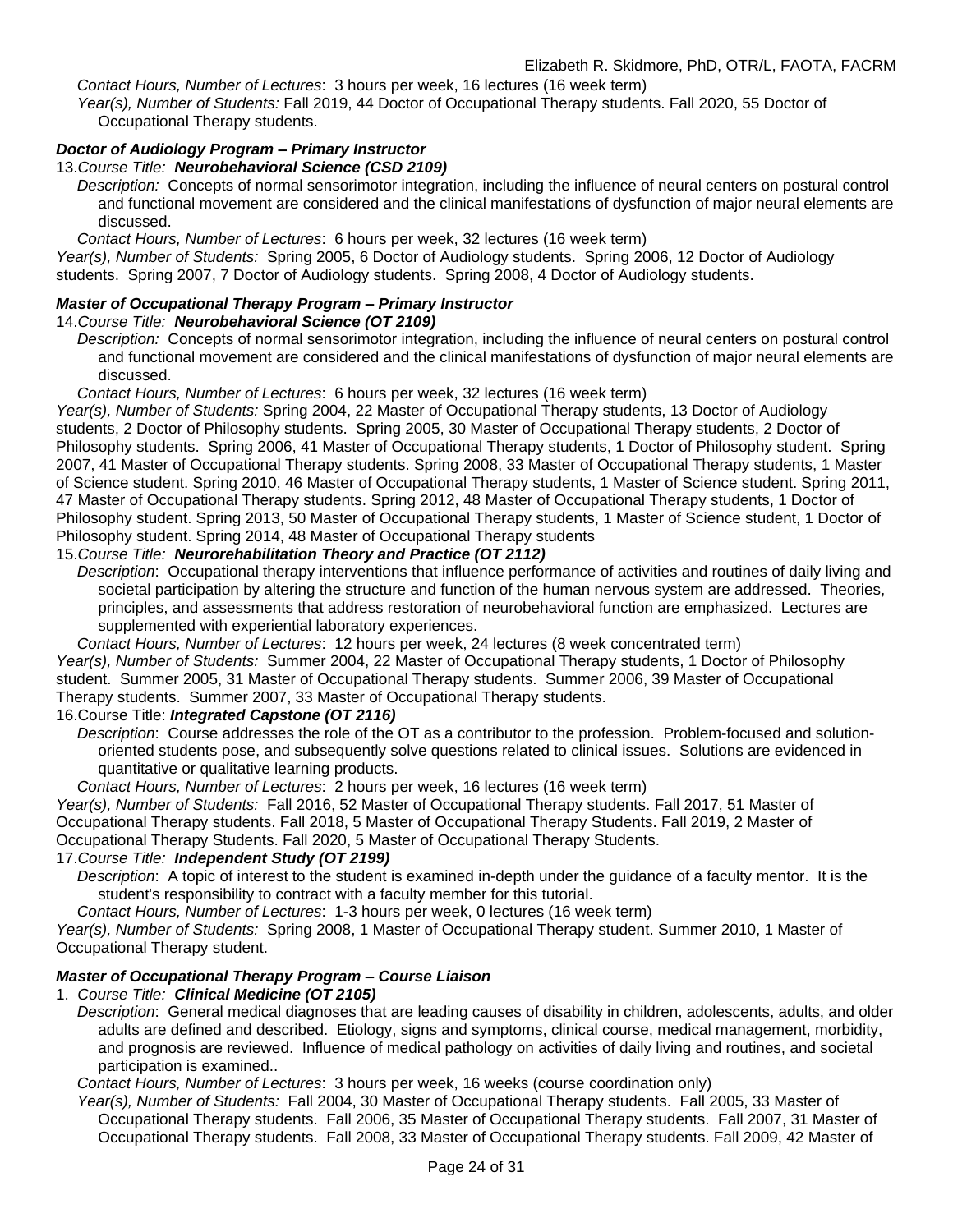*Contact Hours, Number of Lectures*: 3 hours per week, 16 lectures (16 week term)

*Year(s), Number of Students:* Fall 2019, 44 Doctor of Occupational Therapy students. Fall 2020, 55 Doctor of Occupational Therapy students.

***Doctor of Audiology Program – Primary Instructor***

13. *Course Title:* ***Neurobehavioral Science (CSD 2109)***

*Description:* Concepts of normal sensorimotor integration, including the influence of neural centers on postural control and functional movement are considered and the clinical manifestations of dysfunction of major neural elements are discussed.

*Contact Hours, Number of Lectures*: 6 hours per week, 32 lectures (16 week term)

*Year(s), Number of Students:* Spring 2005, 6 Doctor of Audiology students. Spring 2006, 12 Doctor of Audiology students. Spring 2007, 7 Doctor of Audiology students. Spring 2008, 4 Doctor of Audiology students.

***Master of Occupational Therapy Program – Primary Instructor***

14. *Course Title:* ***Neurobehavioral Science (OT 2109)***

*Description:* Concepts of normal sensorimotor integration, including the influence of neural centers on postural control and functional movement are considered and the clinical manifestations of dysfunction of major neural elements are discussed.

*Contact Hours, Number of Lectures*: 6 hours per week, 32 lectures (16 week term)

*Year(s), Number of Students:* Spring 2004, 22 Master of Occupational Therapy students, 13 Doctor of Audiology students, 2 Doctor of Philosophy students. Spring 2005, 30 Master of Occupational Therapy students, 2 Doctor of Philosophy students. Spring 2006, 41 Master of Occupational Therapy students, 1 Doctor of Philosophy student. Spring 2007, 41 Master of Occupational Therapy students. Spring 2008, 33 Master of Occupational Therapy students, 1 Master of Science student. Spring 2010, 46 Master of Occupational Therapy students, 1 Master of Science student. Spring 2011, 47 Master of Occupational Therapy students. Spring 2012, 48 Master of Occupational Therapy students, 1 Doctor of Philosophy student. Spring 2013, 50 Master of Occupational Therapy students, 1 Master of Science student, 1 Doctor of Philosophy student. Spring 2014, 48 Master of Occupational Therapy students

15. *Course Title:* ***Neurorehabilitation Theory and Practice (OT 2112)***

*Description*: Occupational therapy interventions that influence performance of activities and routines of daily living and societal participation by altering the structure and function of the human nervous system are addressed. Theories, principles, and assessments that address restoration of neurobehavioral function are emphasized. Lectures are supplemented with experiential laboratory experiences.

*Contact Hours, Number of Lectures*: 12 hours per week, 24 lectures (8 week concentrated term)

*Year(s), Number of Students:* Summer 2004, 22 Master of Occupational Therapy students, 1 Doctor of Philosophy student. Summer 2005, 31 Master of Occupational Therapy students. Summer 2006, 39 Master of Occupational Therapy students. Summer 2007, 33 Master of Occupational Therapy students.

16. Course Title: ***Integrated Capstone (OT 2116)***

*Description*: Course addresses the role of the OT as a contributor to the profession. Problem-focused and solution-oriented students pose, and subsequently solve questions related to clinical issues. Solutions are evidenced in quantitative or qualitative learning products.

*Contact Hours, Number of Lectures*: 2 hours per week, 16 lectures (16 week term)

*Year(s), Number of Students:* Fall 2016, 52 Master of Occupational Therapy students. Fall 2017, 51 Master of Occupational Therapy students. Fall 2018, 5 Master of Occupational Therapy Students. Fall 2019, 2 Master of Occupational Therapy Students. Fall 2020, 5 Master of Occupational Therapy Students.

17. *Course Title:* ***Independent Study (OT 2199)***

*Description*: A topic of interest to the student is examined in-depth under the guidance of a faculty mentor. It is the student's responsibility to contract with a faculty member for this tutorial.

*Contact Hours, Number of Lectures*: 1-3 hours per week, 0 lectures (16 week term)

*Year(s), Number of Students:* Spring 2008, 1 Master of Occupational Therapy student. Summer 2010, 1 Master of Occupational Therapy student.

***Master of Occupational Therapy Program – Course Liaison***

1. *Course Title:* ***Clinical Medicine (OT 2105)***

*Description*: General medical diagnoses that are leading causes of disability in children, adolescents, adults, and older adults are defined and described. Etiology, signs and symptoms, clinical course, medical management, morbidity, and prognosis are reviewed. Influence of medical pathology on activities of daily living and routines, and societal participation is examined..

*Contact Hours, Number of Lectures*: 3 hours per week, 16 weeks (course coordination only)

*Year(s), Number of Students:* Fall 2004, 30 Master of Occupational Therapy students. Fall 2005, 33 Master of Occupational Therapy students. Fall 2006, 35 Master of Occupational Therapy students. Fall 2007, 31 Master of Occupational Therapy students. Fall 2008, 33 Master of Occupational Therapy students. Fall 2009, 42 Master of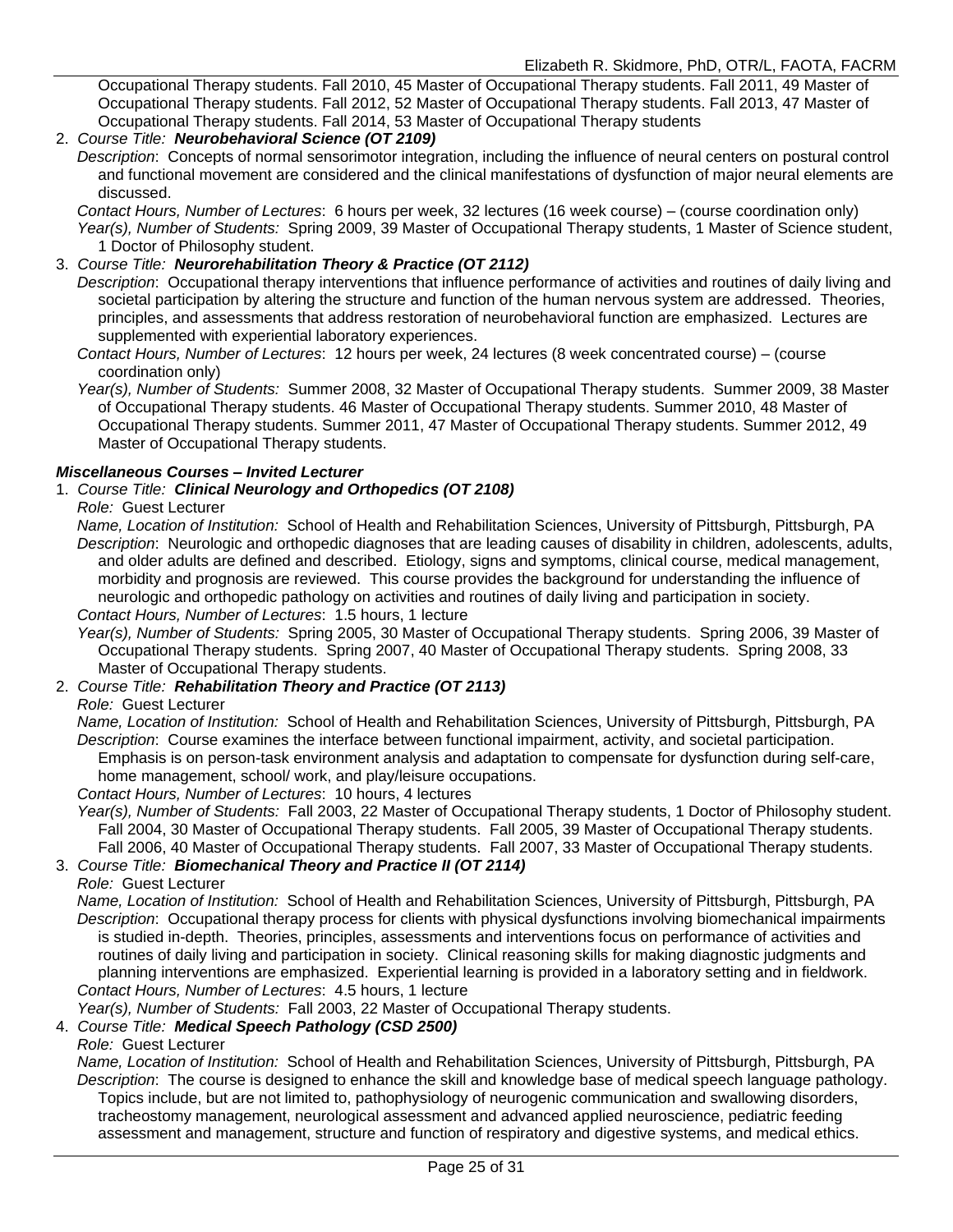Occupational Therapy students. Fall 2010, 45 Master of Occupational Therapy students. Fall 2011, 49 Master of Occupational Therapy students. Fall 2012, 52 Master of Occupational Therapy students. Fall 2013, 47 Master of Occupational Therapy students. Fall 2014, 53 Master of Occupational Therapy students

2. *Course Title:* ***Neurobehavioral Science (OT 2109)***
   *Description*: Concepts of normal sensorimotor integration, including the influence of neural centers on postural control and functional movement are considered and the clinical manifestations of dysfunction of major neural elements are discussed.
   *Contact Hours, Number of Lectures*: 6 hours per week, 32 lectures (16 week course) – (course coordination only)
   *Year(s), Number of Students:* Spring 2009, 39 Master of Occupational Therapy students, 1 Master of Science student, 1 Doctor of Philosophy student.

3. *Course Title:* ***Neurorehabilitation Theory & Practice (OT 2112)***
   *Description*: Occupational therapy interventions that influence performance of activities and routines of daily living and societal participation by altering the structure and function of the human nervous system are addressed. Theories, principles, and assessments that address restoration of neurobehavioral function are emphasized. Lectures are supplemented with experiential laboratory experiences.
   *Contact Hours, Number of Lectures*: 12 hours per week, 24 lectures (8 week concentrated course) – (course coordination only)
   *Year(s), Number of Students:* Summer 2008, 32 Master of Occupational Therapy students. Summer 2009, 38 Master of Occupational Therapy students. 46 Master of Occupational Therapy students. Summer 2010, 48 Master of Occupational Therapy students. Summer 2011, 47 Master of Occupational Therapy students. Summer 2012, 49 Master of Occupational Therapy students.

***Miscellaneous Courses – Invited Lecturer***

1. *Course Title:* ***Clinical Neurology and Orthopedics (OT 2108)***
   *Role:* Guest Lecturer
   *Name, Location of Institution:* School of Health and Rehabilitation Sciences, University of Pittsburgh, Pittsburgh, PA
   *Description*: Neurologic and orthopedic diagnoses that are leading causes of disability in children, adolescents, adults, and older adults are defined and described. Etiology, signs and symptoms, clinical course, medical management, morbidity and prognosis are reviewed. This course provides the background for understanding the influence of neurologic and orthopedic pathology on activities and routines of daily living and participation in society.
   *Contact Hours, Number of Lectures*: 1.5 hours, 1 lecture
   *Year(s), Number of Students:* Spring 2005, 30 Master of Occupational Therapy students. Spring 2006, 39 Master of Occupational Therapy students. Spring 2007, 40 Master of Occupational Therapy students. Spring 2008, 33 Master of Occupational Therapy students.

2. *Course Title:* ***Rehabilitation Theory and Practice (OT 2113)***
   *Role:* Guest Lecturer
   *Name, Location of Institution:* School of Health and Rehabilitation Sciences, University of Pittsburgh, Pittsburgh, PA
   *Description*: Course examines the interface between functional impairment, activity, and societal participation. Emphasis is on person-task environment analysis and adaptation to compensate for dysfunction during self-care, home management, school/ work, and play/leisure occupations.
   *Contact Hours, Number of Lectures*: 10 hours, 4 lectures
   *Year(s), Number of Students:* Fall 2003, 22 Master of Occupational Therapy students, 1 Doctor of Philosophy student. Fall 2004, 30 Master of Occupational Therapy students. Fall 2005, 39 Master of Occupational Therapy students. Fall 2006, 40 Master of Occupational Therapy students. Fall 2007, 33 Master of Occupational Therapy students.

3. *Course Title:* ***Biomechanical Theory and Practice II (OT 2114)***
   *Role:* Guest Lecturer
   *Name, Location of Institution:* School of Health and Rehabilitation Sciences, University of Pittsburgh, Pittsburgh, PA
   *Description*: Occupational therapy process for clients with physical dysfunctions involving biomechanical impairments is studied in-depth. Theories, principles, assessments and interventions focus on performance of activities and routines of daily living and participation in society. Clinical reasoning skills for making diagnostic judgments and planning interventions are emphasized. Experiential learning is provided in a laboratory setting and in fieldwork.
   *Contact Hours, Number of Lectures*: 4.5 hours, 1 lecture
   *Year(s), Number of Students:* Fall 2003, 22 Master of Occupational Therapy students.

4. *Course Title:* ***Medical Speech Pathology (CSD 2500)***
   *Role:* Guest Lecturer
   *Name, Location of Institution:* School of Health and Rehabilitation Sciences, University of Pittsburgh, Pittsburgh, PA
   *Description*: The course is designed to enhance the skill and knowledge base of medical speech language pathology. Topics include, but are not limited to, pathophysiology of neurogenic communication and swallowing disorders, tracheostomy management, neurological assessment and advanced applied neuroscience, pediatric feeding assessment and management, structure and function of respiratory and digestive systems, and medical ethics.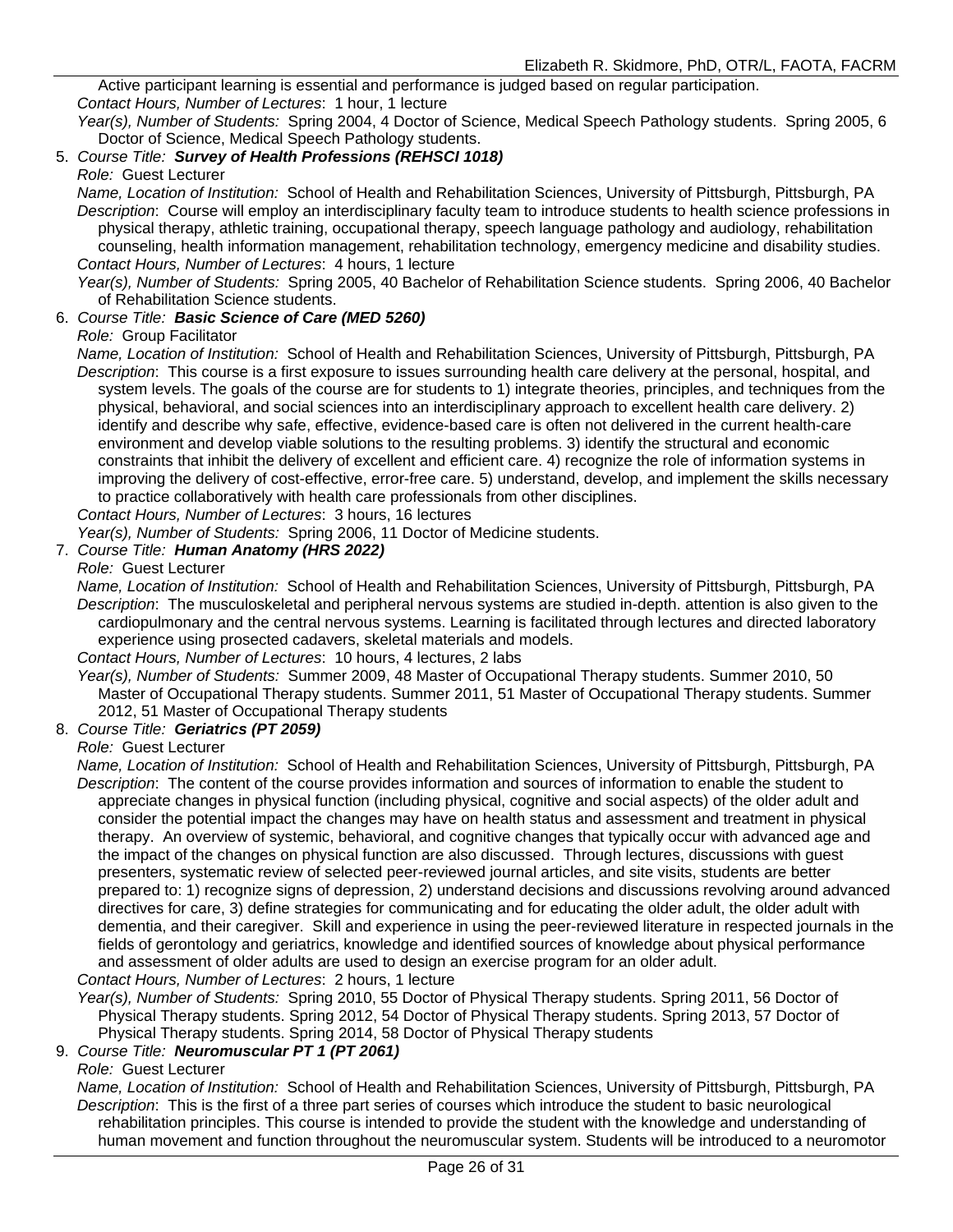Active participant learning is essential and performance is judged based on regular participation.
*Contact Hours, Number of Lectures*: 1 hour, 1 lecture
*Year(s), Number of Students:* Spring 2004, 4 Doctor of Science, Medical Speech Pathology students. Spring 2005, 6 Doctor of Science, Medical Speech Pathology students.

5. *Course Title:* ***Survey of Health Professions (REHSCI 1018)***
   *Role:* Guest Lecturer
   *Name, Location of Institution:* School of Health and Rehabilitation Sciences, University of Pittsburgh, Pittsburgh, PA
   *Description*: Course will employ an interdisciplinary faculty team to introduce students to health science professions in physical therapy, athletic training, occupational therapy, speech language pathology and audiology, rehabilitation counseling, health information management, rehabilitation technology, emergency medicine and disability studies.
   *Contact Hours, Number of Lectures*: 4 hours, 1 lecture
   *Year(s), Number of Students:* Spring 2005, 40 Bachelor of Rehabilitation Science students. Spring 2006, 40 Bachelor of Rehabilitation Science students.
6. *Course Title:* ***Basic Science of Care (MED 5260)***
   *Role:* Group Facilitator
   *Name, Location of Institution:* School of Health and Rehabilitation Sciences, University of Pittsburgh, Pittsburgh, PA
   *Description*: This course is a first exposure to issues surrounding health care delivery at the personal, hospital, and system levels. The goals of the course are for students to 1) integrate theories, principles, and techniques from the physical, behavioral, and social sciences into an interdisciplinary approach to excellent health care delivery. 2) identify and describe why safe, effective, evidence-based care is often not delivered in the current health-care environment and develop viable solutions to the resulting problems. 3) identify the structural and economic constraints that inhibit the delivery of excellent and efficient care. 4) recognize the role of information systems in improving the delivery of cost-effective, error-free care. 5) understand, develop, and implement the skills necessary to practice collaboratively with health care professionals from other disciplines.
   *Contact Hours, Number of Lectures*: 3 hours, 16 lectures
   *Year(s), Number of Students:* Spring 2006, 11 Doctor of Medicine students.
7. *Course Title:* ***Human Anatomy (HRS 2022)***
   *Role:* Guest Lecturer
   *Name, Location of Institution:* School of Health and Rehabilitation Sciences, University of Pittsburgh, Pittsburgh, PA
   *Description*: The musculoskeletal and peripheral nervous systems are studied in-depth. attention is also given to the cardiopulmonary and the central nervous systems. Learning is facilitated through lectures and directed laboratory experience using prosected cadavers, skeletal materials and models.
   *Contact Hours, Number of Lectures*: 10 hours, 4 lectures, 2 labs
   *Year(s), Number of Students:* Summer 2009, 48 Master of Occupational Therapy students. Summer 2010, 50 Master of Occupational Therapy students. Summer 2011, 51 Master of Occupational Therapy students. Summer 2012, 51 Master of Occupational Therapy students
8. *Course Title:* ***Geriatrics (PT 2059)***
   *Role:* Guest Lecturer
   *Name, Location of Institution:* School of Health and Rehabilitation Sciences, University of Pittsburgh, Pittsburgh, PA
   *Description*: The content of the course provides information and sources of information to enable the student to appreciate changes in physical function (including physical, cognitive and social aspects) of the older adult and consider the potential impact the changes may have on health status and assessment and treatment in physical therapy. An overview of systemic, behavioral, and cognitive changes that typically occur with advanced age and the impact of the changes on physical function are also discussed. Through lectures, discussions with guest presenters, systematic review of selected peer-reviewed journal articles, and site visits, students are better prepared to: 1) recognize signs of depression, 2) understand decisions and discussions revolving around advanced directives for care, 3) define strategies for communicating and for educating the older adult, the older adult with dementia, and their caregiver. Skill and experience in using the peer-reviewed literature in respected journals in the fields of gerontology and geriatrics, knowledge and identified sources of knowledge about physical performance and assessment of older adults are used to design an exercise program for an older adult.
   *Contact Hours, Number of Lectures*: 2 hours, 1 lecture
   *Year(s), Number of Students:* Spring 2010, 55 Doctor of Physical Therapy students. Spring 2011, 56 Doctor of Physical Therapy students. Spring 2012, 54 Doctor of Physical Therapy students. Spring 2013, 57 Doctor of Physical Therapy students. Spring 2014, 58 Doctor of Physical Therapy students
9. *Course Title:* ***Neuromuscular PT 1 (PT 2061)***
   *Role:* Guest Lecturer
   *Name, Location of Institution:* School of Health and Rehabilitation Sciences, University of Pittsburgh, Pittsburgh, PA
   *Description*: This is the first of a three part series of courses which introduce the student to basic neurological rehabilitation principles. This course is intended to provide the student with the knowledge and understanding of human movement and function throughout the neuromuscular system. Students will be introduced to a neuromotor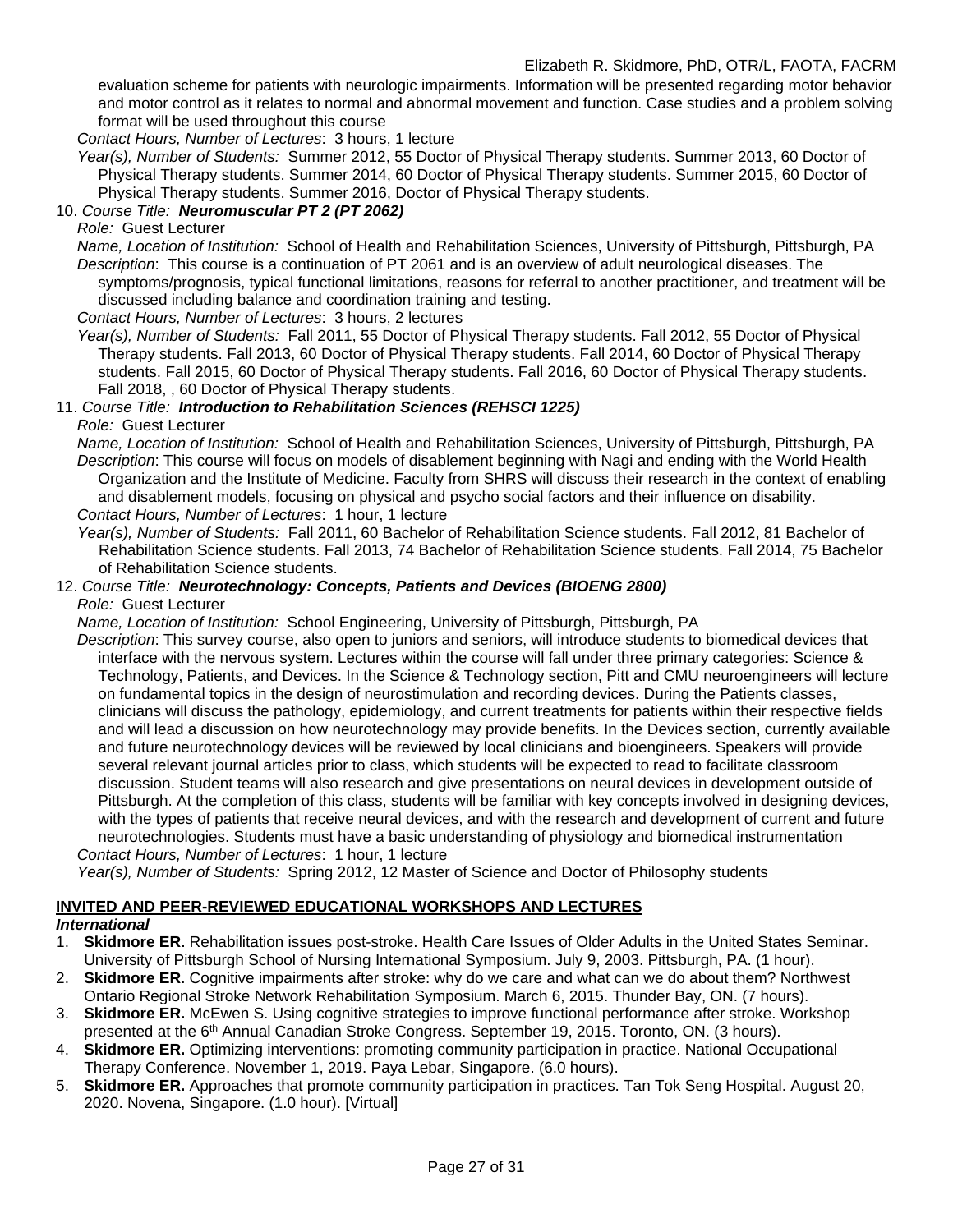evaluation scheme for patients with neurologic impairments. Information will be presented regarding motor behavior and motor control as it relates to normal and abnormal movement and function. Case studies and a problem solving format will be used throughout this course

*Contact Hours, Number of Lectures*: 3 hours, 1 lecture

*Year(s), Number of Students:* Summer 2012, 55 Doctor of Physical Therapy students. Summer 2013, 60 Doctor of Physical Therapy students. Summer 2014, 60 Doctor of Physical Therapy students. Summer 2015, 60 Doctor of Physical Therapy students. Summer 2016, Doctor of Physical Therapy students.

10. *Course Title:* ***Neuromuscular PT 2 (PT 2062)***

*Role:* Guest Lecturer

*Name, Location of Institution:* School of Health and Rehabilitation Sciences, University of Pittsburgh, Pittsburgh, PA

*Description*: This course is a continuation of PT 2061 and is an overview of adult neurological diseases. The symptoms/prognosis, typical functional limitations, reasons for referral to another practitioner, and treatment will be discussed including balance and coordination training and testing.

*Contact Hours, Number of Lectures*: 3 hours, 2 lectures

*Year(s), Number of Students:* Fall 2011, 55 Doctor of Physical Therapy students. Fall 2012, 55 Doctor of Physical Therapy students. Fall 2013, 60 Doctor of Physical Therapy students. Fall 2014, 60 Doctor of Physical Therapy students. Fall 2015, 60 Doctor of Physical Therapy students. Fall 2016, 60 Doctor of Physical Therapy students. Fall 2018, , 60 Doctor of Physical Therapy students.

11. *Course Title:* ***Introduction to Rehabilitation Sciences (REHSCI 1225)***

*Role:* Guest Lecturer

*Name, Location of Institution:* School of Health and Rehabilitation Sciences, University of Pittsburgh, Pittsburgh, PA

*Description*: This course will focus on models of disablement beginning with Nagi and ending with the World Health Organization and the Institute of Medicine. Faculty from SHRS will discuss their research in the context of enabling and disablement models, focusing on physical and psycho social factors and their influence on disability.

*Contact Hours, Number of Lectures*: 1 hour, 1 lecture

*Year(s), Number of Students:* Fall 2011, 60 Bachelor of Rehabilitation Science students. Fall 2012, 81 Bachelor of Rehabilitation Science students. Fall 2013, 74 Bachelor of Rehabilitation Science students. Fall 2014, 75 Bachelor of Rehabilitation Science students.

12. *Course Title:* ***Neurotechnology: Concepts, Patients and Devices (BIOENG 2800)***

*Role:* Guest Lecturer

*Name, Location of Institution:* School Engineering, University of Pittsburgh, Pittsburgh, PA

*Description*: This survey course, also open to juniors and seniors, will introduce students to biomedical devices that interface with the nervous system. Lectures within the course will fall under three primary categories: Science & Technology, Patients, and Devices. In the Science & Technology section, Pitt and CMU neuroengineers will lecture on fundamental topics in the design of neurostimulation and recording devices. During the Patients classes, clinicians will discuss the pathology, epidemiology, and current treatments for patients within their respective fields and will lead a discussion on how neurotechnology may provide benefits. In the Devices section, currently available and future neurotechnology devices will be reviewed by local clinicians and bioengineers. Speakers will provide several relevant journal articles prior to class, which students will be expected to read to facilitate classroom discussion. Student teams will also research and give presentations on neural devices in development outside of Pittsburgh. At the completion of this class, students will be familiar with key concepts involved in designing devices, with the types of patients that receive neural devices, and with the research and development of current and future neurotechnologies. Students must have a basic understanding of physiology and biomedical instrumentation

*Contact Hours, Number of Lectures*: 1 hour, 1 lecture

*Year(s), Number of Students:* Spring 2012, 12 Master of Science and Doctor of Philosophy students

## INVITED AND PEER-REVIEWED EDUCATIONAL WORKSHOPS AND LECTURES

***International***

1. **Skidmore ER.** Rehabilitation issues post-stroke. Health Care Issues of Older Adults in the United States Seminar. University of Pittsburgh School of Nursing International Symposium. July 9, 2003. Pittsburgh, PA. (1 hour).
2. **Skidmore ER**. Cognitive impairments after stroke: why do we care and what can we do about them? Northwest Ontario Regional Stroke Network Rehabilitation Symposium. March 6, 2015. Thunder Bay, ON. (7 hours).
3. **Skidmore ER.** McEwen S. Using cognitive strategies to improve functional performance after stroke. Workshop presented at the 6th Annual Canadian Stroke Congress. September 19, 2015. Toronto, ON. (3 hours).
4. **Skidmore ER.** Optimizing interventions: promoting community participation in practice. National Occupational Therapy Conference. November 1, 2019. Paya Lebar, Singapore. (6.0 hours).
5. **Skidmore ER.** Approaches that promote community participation in practices. Tan Tok Seng Hospital. August 20, 2020. Novena, Singapore. (1.0 hour). [Virtual]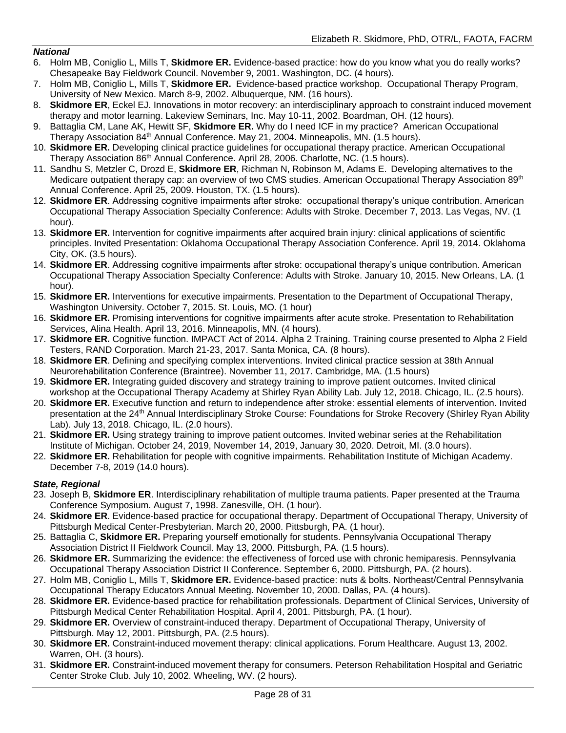***National***

6. Holm MB, Coniglio L, Mills T, **Skidmore ER.** Evidence-based practice: how do you know what you do really works? Chesapeake Bay Fieldwork Council. November 9, 2001. Washington, DC. (4 hours).
7. Holm MB, Coniglio L, Mills T, **Skidmore ER.** Evidence-based practice workshop. Occupational Therapy Program, University of New Mexico. March 8-9, 2002. Albuquerque, NM. (16 hours).
8. **Skidmore ER**, Eckel EJ. Innovations in motor recovery: an interdisciplinary approach to constraint induced movement therapy and motor learning. Lakeview Seminars, Inc. May 10-11, 2002. Boardman, OH. (12 hours).
9. Battaglia CM, Lane AK, Hewitt SF, **Skidmore ER.** Why do I need ICF in my practice? American Occupational Therapy Association 84th Annual Conference. May 21, 2004. Minneapolis, MN. (1.5 hours).
10. **Skidmore ER.** Developing clinical practice guidelines for occupational therapy practice. American Occupational Therapy Association 86th Annual Conference. April 28, 2006. Charlotte, NC. (1.5 hours).
11. Sandhu S, Metzler C, Drozd E, **Skidmore ER**, Richman N, Robinson M, Adams E. Developing alternatives to the Medicare outpatient therapy cap: an overview of two CMS studies. American Occupational Therapy Association 89th Annual Conference. April 25, 2009. Houston, TX. (1.5 hours).
12. **Skidmore ER**. Addressing cognitive impairments after stroke: occupational therapy's unique contribution. American Occupational Therapy Association Specialty Conference: Adults with Stroke. December 7, 2013. Las Vegas, NV. (1 hour).
13. **Skidmore ER.** Intervention for cognitive impairments after acquired brain injury: clinical applications of scientific principles. Invited Presentation: Oklahoma Occupational Therapy Association Conference. April 19, 2014. Oklahoma City, OK. (3.5 hours).
14. **Skidmore ER**. Addressing cognitive impairments after stroke: occupational therapy's unique contribution. American Occupational Therapy Association Specialty Conference: Adults with Stroke. January 10, 2015. New Orleans, LA. (1 hour).
15. **Skidmore ER.** Interventions for executive impairments. Presentation to the Department of Occupational Therapy, Washington University. October 7, 2015. St. Louis, MO. (1 hour)
16. **Skidmore ER.** Promising interventions for cognitive impairments after acute stroke. Presentation to Rehabilitation Services, Alina Health. April 13, 2016. Minneapolis, MN. (4 hours).
17. **Skidmore ER.** Cognitive function. IMPACT Act of 2014. Alpha 2 Training. Training course presented to Alpha 2 Field Testers, RAND Corporation. March 21-23, 2017. Santa Monica, CA. (8 hours).
18. **Skidmore ER**. Defining and specifying complex interventions. Invited clinical practice session at 38th Annual Neurorehabilitation Conference (Braintree). November 11, 2017. Cambridge, MA. (1.5 hours)
19. **Skidmore ER.** Integrating guided discovery and strategy training to improve patient outcomes. Invited clinical workshop at the Occupational Therapy Academy at Shirley Ryan Ability Lab. July 12, 2018. Chicago, IL. (2.5 hours).
20. **Skidmore ER.** Executive function and return to independence after stroke: essential elements of intervention. Invited presentation at the 24th Annual Interdisciplinary Stroke Course: Foundations for Stroke Recovery (Shirley Ryan Ability Lab). July 13, 2018. Chicago, IL. (2.0 hours).
21. **Skidmore ER.** Using strategy training to improve patient outcomes. Invited webinar series at the Rehabilitation Institute of Michigan. October 24, 2019, November 14, 2019, January 30, 2020. Detroit, MI. (3.0 hours).
22. **Skidmore ER.** Rehabilitation for people with cognitive impairments. Rehabilitation Institute of Michigan Academy. December 7-8, 2019 (14.0 hours).

***State, Regional***

23. Joseph B, **Skidmore ER**. Interdisciplinary rehabilitation of multiple trauma patients. Paper presented at the Trauma Conference Symposium. August 7, 1998. Zanesville, OH. (1 hour).
24. **Skidmore ER**. Evidence-based practice for occupational therapy. Department of Occupational Therapy, University of Pittsburgh Medical Center-Presbyterian. March 20, 2000. Pittsburgh, PA. (1 hour).
25. Battaglia C, **Skidmore ER.** Preparing yourself emotionally for students. Pennsylvania Occupational Therapy Association District II Fieldwork Council. May 13, 2000. Pittsburgh, PA. (1.5 hours).
26. **Skidmore ER.** Summarizing the evidence: the effectiveness of forced use with chronic hemiparesis. Pennsylvania Occupational Therapy Association District II Conference. September 6, 2000. Pittsburgh, PA. (2 hours).
27. Holm MB, Coniglio L, Mills T, **Skidmore ER.** Evidence-based practice: nuts & bolts. Northeast/Central Pennsylvania Occupational Therapy Educators Annual Meeting. November 10, 2000. Dallas, PA. (4 hours).
28. **Skidmore ER.** Evidence-based practice for rehabilitation professionals. Department of Clinical Services, University of Pittsburgh Medical Center Rehabilitation Hospital. April 4, 2001. Pittsburgh, PA. (1 hour).
29. **Skidmore ER.** Overview of constraint-induced therapy. Department of Occupational Therapy, University of Pittsburgh. May 12, 2001. Pittsburgh, PA. (2.5 hours).
30. **Skidmore ER.** Constraint-induced movement therapy: clinical applications. Forum Healthcare. August 13, 2002. Warren, OH. (3 hours).
31. **Skidmore ER.** Constraint-induced movement therapy for consumers. Peterson Rehabilitation Hospital and Geriatric Center Stroke Club. July 10, 2002. Wheeling, WV. (2 hours).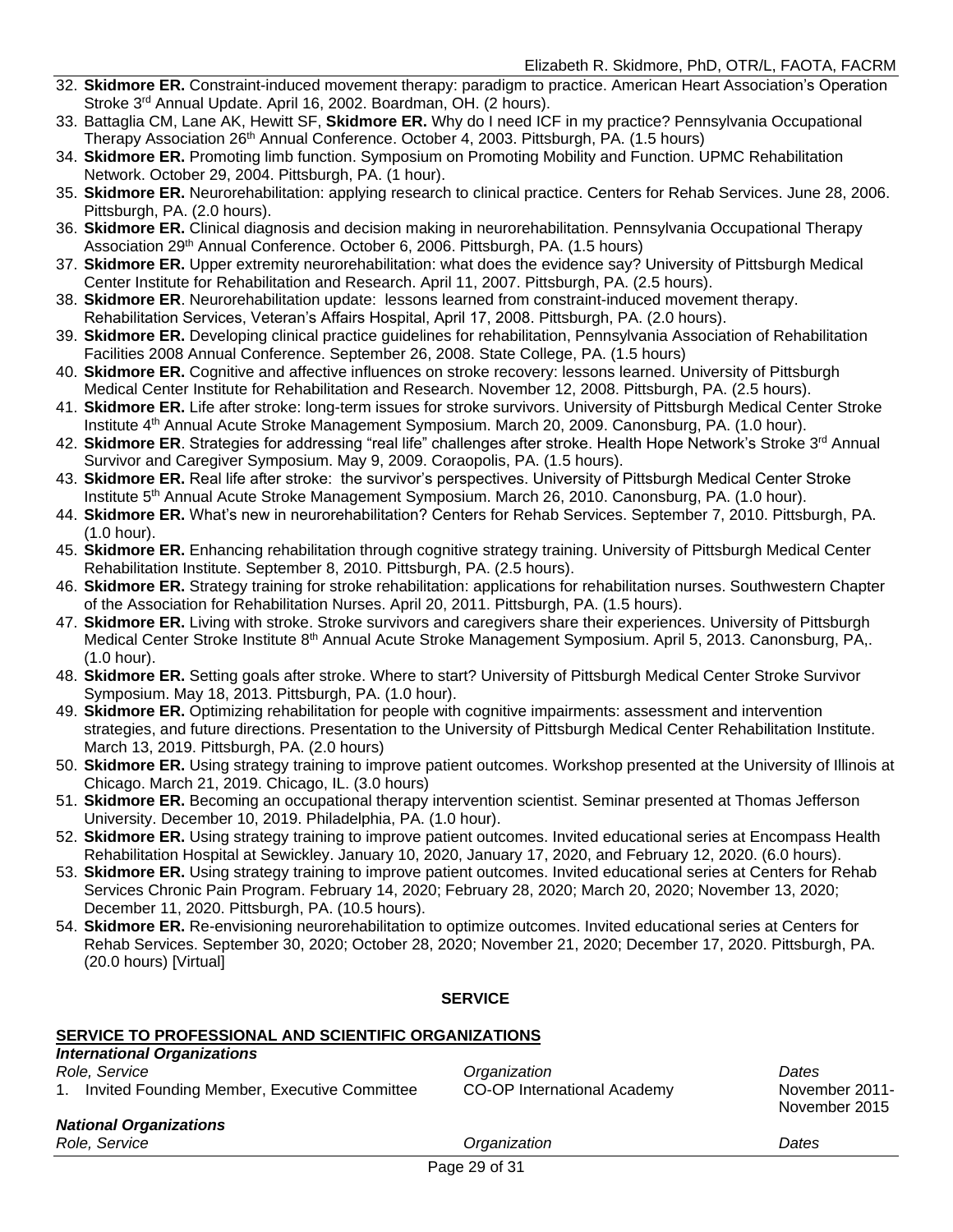32. **Skidmore ER.** Constraint-induced movement therapy: paradigm to practice. American Heart Association's Operation Stroke 3rd Annual Update. April 16, 2002. Boardman, OH. (2 hours).
33. Battaglia CM, Lane AK, Hewitt SF, **Skidmore ER.** Why do I need ICF in my practice? Pennsylvania Occupational Therapy Association 26th Annual Conference. October 4, 2003. Pittsburgh, PA. (1.5 hours)
34. **Skidmore ER.** Promoting limb function. Symposium on Promoting Mobility and Function. UPMC Rehabilitation Network. October 29, 2004. Pittsburgh, PA. (1 hour).
35. **Skidmore ER.** Neurorehabilitation: applying research to clinical practice. Centers for Rehab Services. June 28, 2006. Pittsburgh, PA. (2.0 hours).
36. **Skidmore ER.** Clinical diagnosis and decision making in neurorehabilitation. Pennsylvania Occupational Therapy Association 29th Annual Conference. October 6, 2006. Pittsburgh, PA. (1.5 hours)
37. **Skidmore ER.** Upper extremity neurorehabilitation: what does the evidence say? University of Pittsburgh Medical Center Institute for Rehabilitation and Research. April 11, 2007. Pittsburgh, PA. (2.5 hours).
38. **Skidmore ER**. Neurorehabilitation update: lessons learned from constraint-induced movement therapy. Rehabilitation Services, Veteran's Affairs Hospital, April 17, 2008. Pittsburgh, PA. (2.0 hours).
39. **Skidmore ER.** Developing clinical practice guidelines for rehabilitation, Pennsylvania Association of Rehabilitation Facilities 2008 Annual Conference. September 26, 2008. State College, PA. (1.5 hours)
40. **Skidmore ER.** Cognitive and affective influences on stroke recovery: lessons learned. University of Pittsburgh Medical Center Institute for Rehabilitation and Research. November 12, 2008. Pittsburgh, PA. (2.5 hours).
41. **Skidmore ER.** Life after stroke: long-term issues for stroke survivors. University of Pittsburgh Medical Center Stroke Institute 4th Annual Acute Stroke Management Symposium. March 20, 2009. Canonsburg, PA. (1.0 hour).
42. **Skidmore ER**. Strategies for addressing "real life" challenges after stroke. Health Hope Network's Stroke 3rd Annual Survivor and Caregiver Symposium. May 9, 2009. Coraopolis, PA. (1.5 hours).
43. **Skidmore ER.** Real life after stroke: the survivor's perspectives. University of Pittsburgh Medical Center Stroke Institute 5th Annual Acute Stroke Management Symposium. March 26, 2010. Canonsburg, PA. (1.0 hour).
44. **Skidmore ER.** What's new in neurorehabilitation? Centers for Rehab Services. September 7, 2010. Pittsburgh, PA. (1.0 hour).
45. **Skidmore ER.** Enhancing rehabilitation through cognitive strategy training. University of Pittsburgh Medical Center Rehabilitation Institute. September 8, 2010. Pittsburgh, PA. (2.5 hours).
46. **Skidmore ER.** Strategy training for stroke rehabilitation: applications for rehabilitation nurses. Southwestern Chapter of the Association for Rehabilitation Nurses. April 20, 2011. Pittsburgh, PA. (1.5 hours).
47. **Skidmore ER.** Living with stroke. Stroke survivors and caregivers share their experiences. University of Pittsburgh Medical Center Stroke Institute 8th Annual Acute Stroke Management Symposium. April 5, 2013. Canonsburg, PA,. (1.0 hour).
48. **Skidmore ER.** Setting goals after stroke. Where to start? University of Pittsburgh Medical Center Stroke Survivor Symposium. May 18, 2013. Pittsburgh, PA. (1.0 hour).
49. **Skidmore ER.** Optimizing rehabilitation for people with cognitive impairments: assessment and intervention strategies, and future directions. Presentation to the University of Pittsburgh Medical Center Rehabilitation Institute. March 13, 2019. Pittsburgh, PA. (2.0 hours)
50. **Skidmore ER.** Using strategy training to improve patient outcomes. Workshop presented at the University of Illinois at Chicago. March 21, 2019. Chicago, IL. (3.0 hours)
51. **Skidmore ER.** Becoming an occupational therapy intervention scientist. Seminar presented at Thomas Jefferson University. December 10, 2019. Philadelphia, PA. (1.0 hour).
52. **Skidmore ER.** Using strategy training to improve patient outcomes. Invited educational series at Encompass Health Rehabilitation Hospital at Sewickley. January 10, 2020, January 17, 2020, and February 12, 2020. (6.0 hours).
53. **Skidmore ER.** Using strategy training to improve patient outcomes. Invited educational series at Centers for Rehab Services Chronic Pain Program. February 14, 2020; February 28, 2020; March 20, 2020; November 13, 2020; December 11, 2020. Pittsburgh, PA. (10.5 hours).
54. **Skidmore ER.** Re-envisioning neurorehabilitation to optimize outcomes. Invited educational series at Centers for Rehab Services. September 30, 2020; October 28, 2020; November 21, 2020; December 17, 2020. Pittsburgh, PA. (20.0 hours) [Virtual]

## SERVICE

### SERVICE TO PROFESSIONAL AND SCIENTIFIC ORGANIZATIONS

***International Organizations***

| *Role, Service* | *Organization* | *Dates* |
|---|---|---|
| 1. Invited Founding Member, Executive Committee | CO-OP International Academy | November 2011- November 2015 |

***National Organizations***

| *Role, Service* | *Organization* | *Dates* |
|---|---|---|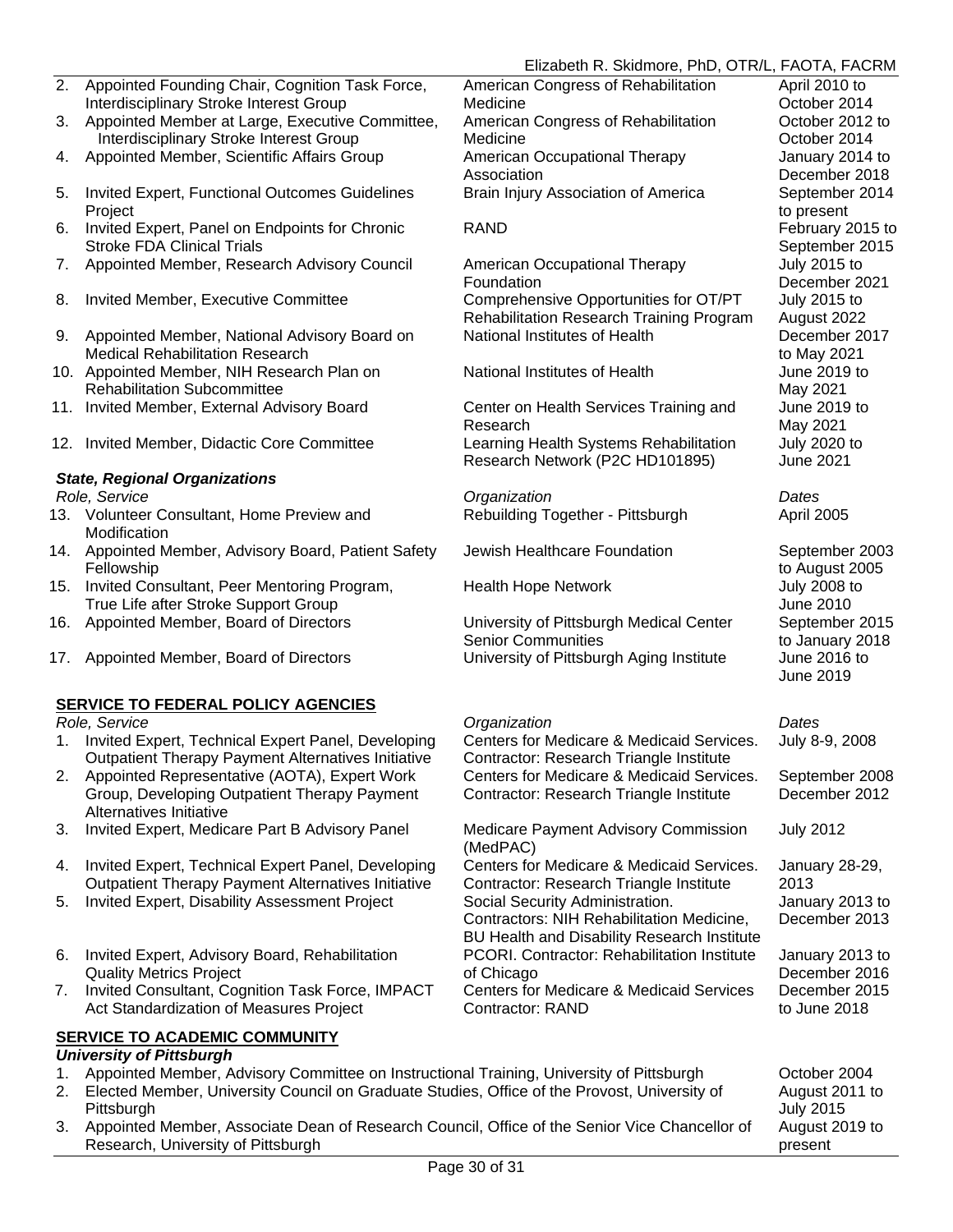| | Role, Service | Organization | Dates |
|---|---|---|---|
| 2. | Appointed Founding Chair, Cognition Task Force, Interdisciplinary Stroke Interest Group | American Congress of Rehabilitation Medicine | April 2010 to October 2014 |
| 3. | Appointed Member at Large, Executive Committee, Interdisciplinary Stroke Interest Group | American Congress of Rehabilitation Medicine | October 2012 to October 2014 |
| 4. | Appointed Member, Scientific Affairs Group | American Occupational Therapy Association | January 2014 to December 2018 |
| 5. | Invited Expert, Functional Outcomes Guidelines Project | Brain Injury Association of America | September 2014 to present |
| 6. | Invited Expert, Panel on Endpoints for Chronic Stroke FDA Clinical Trials | RAND | February 2015 to September 2015 |
| 7. | Appointed Member, Research Advisory Council | American Occupational Therapy Foundation | July 2015 to December 2021 |
| 8. | Invited Member, Executive Committee | Comprehensive Opportunities for OT/PT Rehabilitation Research Training Program | July 2015 to August 2022 |
| 9. | Appointed Member, National Advisory Board on Medical Rehabilitation Research | National Institutes of Health | December 2017 to May 2021 |
| 10. | Appointed Member, NIH Research Plan on Rehabilitation Subcommittee | National Institutes of Health | June 2019 to May 2021 |
| 11. | Invited Member, External Advisory Board | Center on Health Services Training and Research | June 2019 to May 2021 |
| 12. | Invited Member, Didactic Core Committee | Learning Health Systems Rehabilitation Research Network (P2C HD101895) | July 2020 to June 2021 |

***State, Regional Organizations***

| | *Role, Service* | *Organization* | *Dates* |
|---|---|---|---|
| 13. | Volunteer Consultant, Home Preview and Modification | Rebuilding Together - Pittsburgh | April 2005 |
| 14. | Appointed Member, Advisory Board, Patient Safety Fellowship | Jewish Healthcare Foundation | September 2003 to August 2005 |
| 15. | Invited Consultant, Peer Mentoring Program, True Life after Stroke Support Group | Health Hope Network | July 2008 to June 2010 |
| 16. | Appointed Member, Board of Directors | University of Pittsburgh Medical Center Senior Communities | September 2015 to January 2018 |
| 17. | Appointed Member, Board of Directors | University of Pittsburgh Aging Institute | June 2016 to June 2019 |

**SERVICE TO FEDERAL POLICY AGENCIES**

| | *Role, Service* | *Organization* | *Dates* |
|---|---|---|---|
| 1. | Invited Expert, Technical Expert Panel, Developing Outpatient Therapy Payment Alternatives Initiative | Centers for Medicare & Medicaid Services. Contractor: Research Triangle Institute | July 8-9, 2008 |
| 2. | Appointed Representative (AOTA), Expert Work Group, Developing Outpatient Therapy Payment Alternatives Initiative | Centers for Medicare & Medicaid Services. Contractor: Research Triangle Institute | September 2008 December 2012 |
| 3. | Invited Expert, Medicare Part B Advisory Panel | Medicare Payment Advisory Commission (MedPAC) | July 2012 |
| 4. | Invited Expert, Technical Expert Panel, Developing Outpatient Therapy Payment Alternatives Initiative | Centers for Medicare & Medicaid Services. Contractor: Research Triangle Institute | January 28-29, 2013 |
| 5. | Invited Expert, Disability Assessment Project | Social Security Administration. Contractors: NIH Rehabilitation Medicine, BU Health and Disability Research Institute | January 2013 to December 2013 |
| 6. | Invited Expert, Advisory Board, Rehabilitation Quality Metrics Project | PCORI. Contractor: Rehabilitation Institute of Chicago | January 2013 to December 2016 |
| 7. | Invited Consultant, Cognition Task Force, IMPACT Act Standardization of Measures Project | Centers for Medicare & Medicaid Services Contractor: RAND | December 2015 to June 2018 |

**SERVICE TO ACADEMIC COMMUNITY**

***University of Pittsburgh***

| | Role, Service | Dates |
|---|---|---|
| 1. | Appointed Member, Advisory Committee on Instructional Training, University of Pittsburgh | October 2004 |
| 2. | Elected Member, University Council on Graduate Studies, Office of the Provost, University of Pittsburgh | August 2011 to July 2015 |
| 3. | Appointed Member, Associate Dean of Research Council, Office of the Senior Vice Chancellor of Research, University of Pittsburgh | August 2019 to present |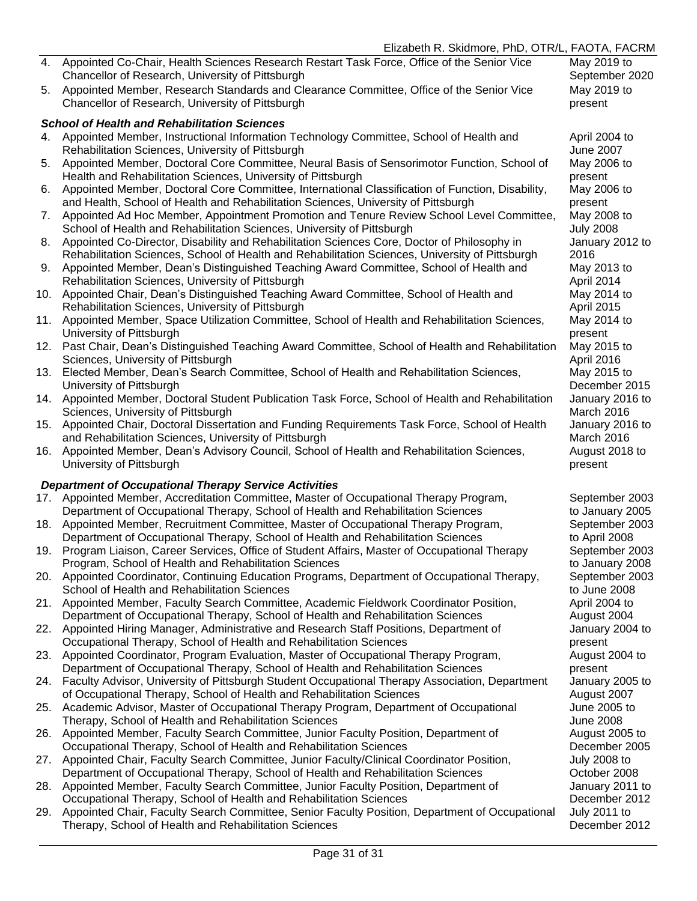4. Appointed Co-Chair, Health Sciences Research Restart Task Force, Office of the Senior Vice Chancellor of Research, University of Pittsburgh — May 2019 to September 2020
5. Appointed Member, Research Standards and Clearance Committee, Office of the Senior Vice Chancellor of Research, University of Pittsburgh — May 2019 to present

***School of Health and Rehabilitation Sciences***

4. Appointed Member, Instructional Information Technology Committee, School of Health and Rehabilitation Sciences, University of Pittsburgh — April 2004 to June 2007
5. Appointed Member, Doctoral Core Committee, Neural Basis of Sensorimotor Function, School of Health and Rehabilitation Sciences, University of Pittsburgh — May 2006 to present
6. Appointed Member, Doctoral Core Committee, International Classification of Function, Disability, and Health, School of Health and Rehabilitation Sciences, University of Pittsburgh — May 2006 to present
7. Appointed Ad Hoc Member, Appointment Promotion and Tenure Review School Level Committee, School of Health and Rehabilitation Sciences, University of Pittsburgh — May 2008 to July 2008
8. Appointed Co-Director, Disability and Rehabilitation Sciences Core, Doctor of Philosophy in Rehabilitation Sciences, School of Health and Rehabilitation Sciences, University of Pittsburgh — January 2012 to 2016
9. Appointed Member, Dean's Distinguished Teaching Award Committee, School of Health and Rehabilitation Sciences, University of Pittsburgh — May 2013 to April 2014
10. Appointed Chair, Dean's Distinguished Teaching Award Committee, School of Health and Rehabilitation Sciences, University of Pittsburgh — May 2014 to April 2015
11. Appointed Member, Space Utilization Committee, School of Health and Rehabilitation Sciences, University of Pittsburgh — May 2014 to present
12. Past Chair, Dean's Distinguished Teaching Award Committee, School of Health and Rehabilitation Sciences, University of Pittsburgh — May 2015 to April 2016
13. Elected Member, Dean's Search Committee, School of Health and Rehabilitation Sciences, University of Pittsburgh — May 2015 to December 2015
14. Appointed Member, Doctoral Student Publication Task Force, School of Health and Rehabilitation Sciences, University of Pittsburgh — January 2016 to March 2016
15. Appointed Chair, Doctoral Dissertation and Funding Requirements Task Force, School of Health and Rehabilitation Sciences, University of Pittsburgh — January 2016 to March 2016
16. Appointed Member, Dean's Advisory Council, School of Health and Rehabilitation Sciences, University of Pittsburgh — August 2018 to present

***Department of Occupational Therapy Service Activities***

17. Appointed Member, Accreditation Committee, Master of Occupational Therapy Program, Department of Occupational Therapy, School of Health and Rehabilitation Sciences — September 2003 to January 2005
18. Appointed Member, Recruitment Committee, Master of Occupational Therapy Program, Department of Occupational Therapy, School of Health and Rehabilitation Sciences — September 2003 to April 2008
19. Program Liaison, Career Services, Office of Student Affairs, Master of Occupational Therapy Program, School of Health and Rehabilitation Sciences — September 2003 to January 2008
20. Appointed Coordinator, Continuing Education Programs, Department of Occupational Therapy, School of Health and Rehabilitation Sciences — September 2003 to June 2008
21. Appointed Member, Faculty Search Committee, Academic Fieldwork Coordinator Position, Department of Occupational Therapy, School of Health and Rehabilitation Sciences — April 2004 to August 2004
22. Appointed Hiring Manager, Administrative and Research Staff Positions, Department of Occupational Therapy, School of Health and Rehabilitation Sciences — January 2004 to present
23. Appointed Coordinator, Program Evaluation, Master of Occupational Therapy Program, Department of Occupational Therapy, School of Health and Rehabilitation Sciences — August 2004 to present
24. Faculty Advisor, University of Pittsburgh Student Occupational Therapy Association, Department of Occupational Therapy, School of Health and Rehabilitation Sciences — January 2005 to August 2007
25. Academic Advisor, Master of Occupational Therapy Program, Department of Occupational Therapy, School of Health and Rehabilitation Sciences — June 2005 to June 2008
26. Appointed Member, Faculty Search Committee, Junior Faculty Position, Department of Occupational Therapy, School of Health and Rehabilitation Sciences — August 2005 to December 2005
27. Appointed Chair, Faculty Search Committee, Junior Faculty/Clinical Coordinator Position, Department of Occupational Therapy, School of Health and Rehabilitation Sciences — July 2008 to October 2008
28. Appointed Member, Faculty Search Committee, Junior Faculty Position, Department of Occupational Therapy, School of Health and Rehabilitation Sciences — January 2011 to December 2012
29. Appointed Chair, Faculty Search Committee, Senior Faculty Position, Department of Occupational Therapy, School of Health and Rehabilitation Sciences — July 2011 to December 2012